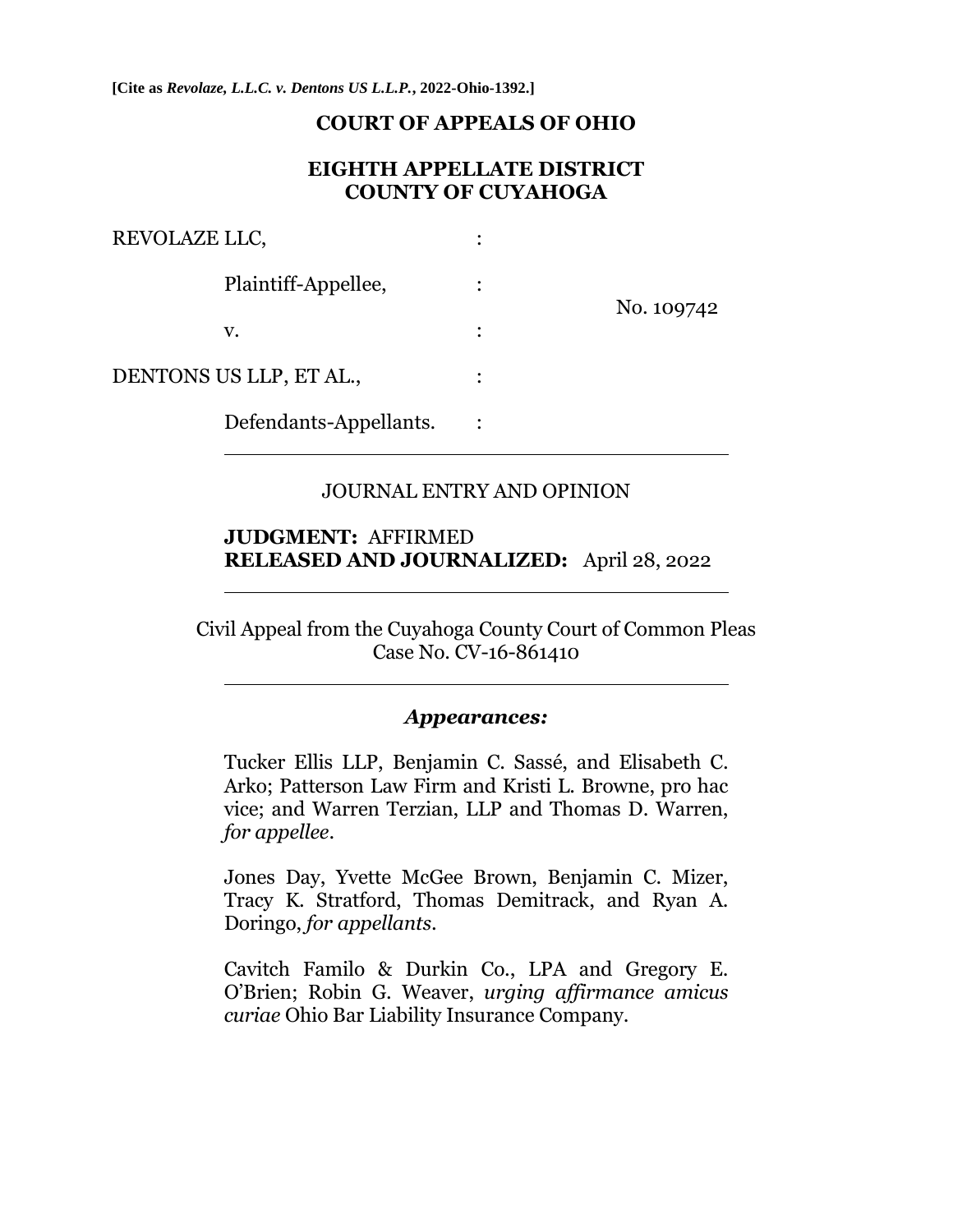**[Cite as *Revolaze, L.L.C. v. Dentons US L.L.P.*, 2022-Ohio-1392.]**

# COURT OF APPEALS OF OHIO

## EIGHTH APPELLATE DISTRICT
## COUNTY OF CUYAHOGA

REVOLAZE LLC, :

Plaintiff-Appellee, :

No. 109742

v. :

DENTONS US LLP, ET AL., :

Defendants-Appellants. :

---

JOURNAL ENTRY AND OPINION

**JUDGMENT:** AFFIRMED
**RELEASED AND JOURNALIZED:** April 28, 2022

---

Civil Appeal from the Cuyahoga County Court of Common Pleas
Case No. CV-16-861410

---

***Appearances:***

Tucker Ellis LLP, Benjamin C. Sassé, and Elisabeth C. Arko; Patterson Law Firm and Kristi L. Browne, pro hac vice; and Warren Terzian, LLP and Thomas D. Warren, *for appellee*.

Jones Day, Yvette McGee Brown, Benjamin C. Mizer, Tracy K. Stratford, Thomas Demitrack, and Ryan A. Doringo, *for appellants*.

Cavitch Familo & Durkin Co., LPA and Gregory E. O'Brien; Robin G. Weaver, *urging affirmance amicus curiae* Ohio Bar Liability Insurance Company.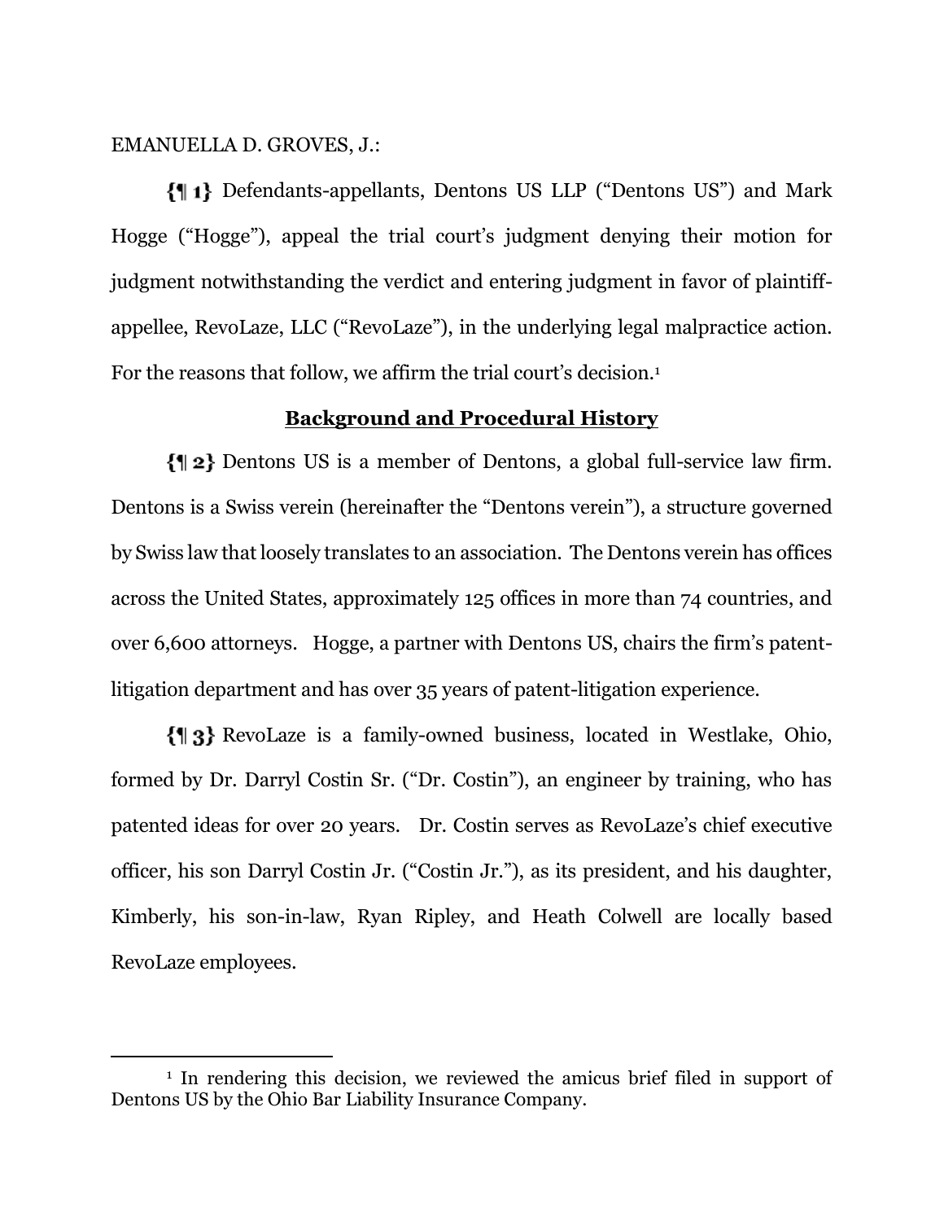EMANUELLA D. GROVES, J.:

{¶ 1} Defendants-appellants, Dentons US LLP ("Dentons US") and Mark Hogge ("Hogge"), appeal the trial court's judgment denying their motion for judgment notwithstanding the verdict and entering judgment in favor of plaintiff-appellee, RevoLaze, LLC ("RevoLaze"), in the underlying legal malpractice action. For the reasons that follow, we affirm the trial court's decision.[1]

## Background and Procedural History

{¶ 2} Dentons US is a member of Dentons, a global full-service law firm. Dentons is a Swiss verein (hereinafter the "Dentons verein"), a structure governed by Swiss law that loosely translates to an association. The Dentons verein has offices across the United States, approximately 125 offices in more than 74 countries, and over 6,600 attorneys. Hogge, a partner with Dentons US, chairs the firm's patent-litigation department and has over 35 years of patent-litigation experience.

{¶ 3} RevoLaze is a family-owned business, located in Westlake, Ohio, formed by Dr. Darryl Costin Sr. ("Dr. Costin"), an engineer by training, who has patented ideas for over 20 years. Dr. Costin serves as RevoLaze's chief executive officer, his son Darryl Costin Jr. ("Costin Jr."), as its president, and his daughter, Kimberly, his son-in-law, Ryan Ripley, and Heath Colwell are locally based RevoLaze employees.

---

[1] In rendering this decision, we reviewed the amicus brief filed in support of Dentons US by the Ohio Bar Liability Insurance Company.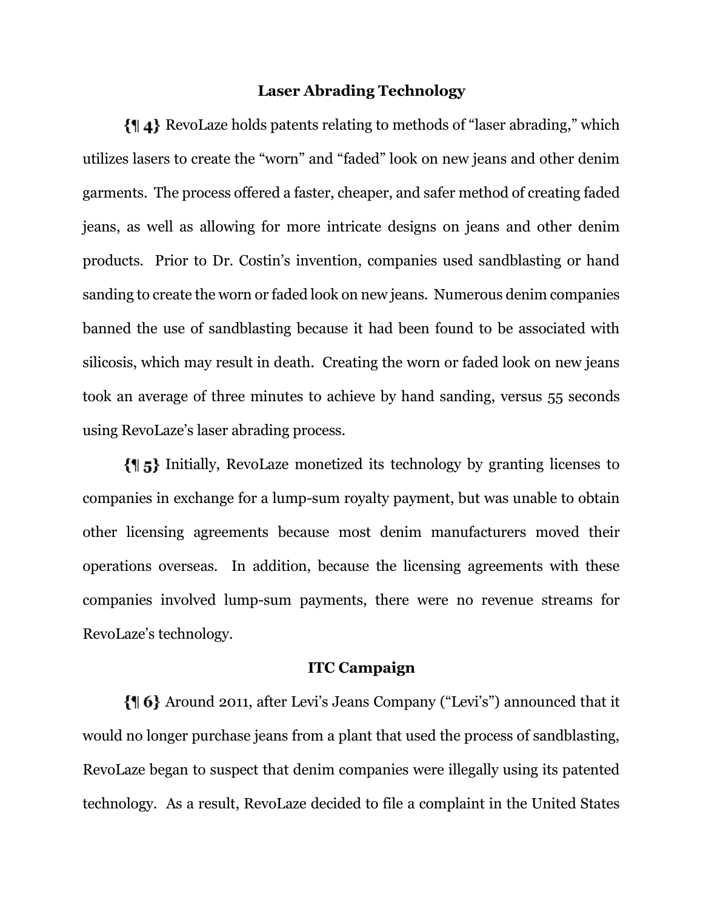### Laser Abrading Technology

{¶ 4} RevoLaze holds patents relating to methods of "laser abrading," which utilizes lasers to create the "worn" and "faded" look on new jeans and other denim garments. The process offered a faster, cheaper, and safer method of creating faded jeans, as well as allowing for more intricate designs on jeans and other denim products. Prior to Dr. Costin's invention, companies used sandblasting or hand sanding to create the worn or faded look on new jeans. Numerous denim companies banned the use of sandblasting because it had been found to be associated with silicosis, which may result in death. Creating the worn or faded look on new jeans took an average of three minutes to achieve by hand sanding, versus 55 seconds using RevoLaze's laser abrading process.

{¶ 5} Initially, RevoLaze monetized its technology by granting licenses to companies in exchange for a lump-sum royalty payment, but was unable to obtain other licensing agreements because most denim manufacturers moved their operations overseas. In addition, because the licensing agreements with these companies involved lump-sum payments, there were no revenue streams for RevoLaze's technology.

### ITC Campaign

{¶ 6} Around 2011, after Levi's Jeans Company ("Levi's") announced that it would no longer purchase jeans from a plant that used the process of sandblasting, RevoLaze began to suspect that denim companies were illegally using its patented technology. As a result, RevoLaze decided to file a complaint in the United States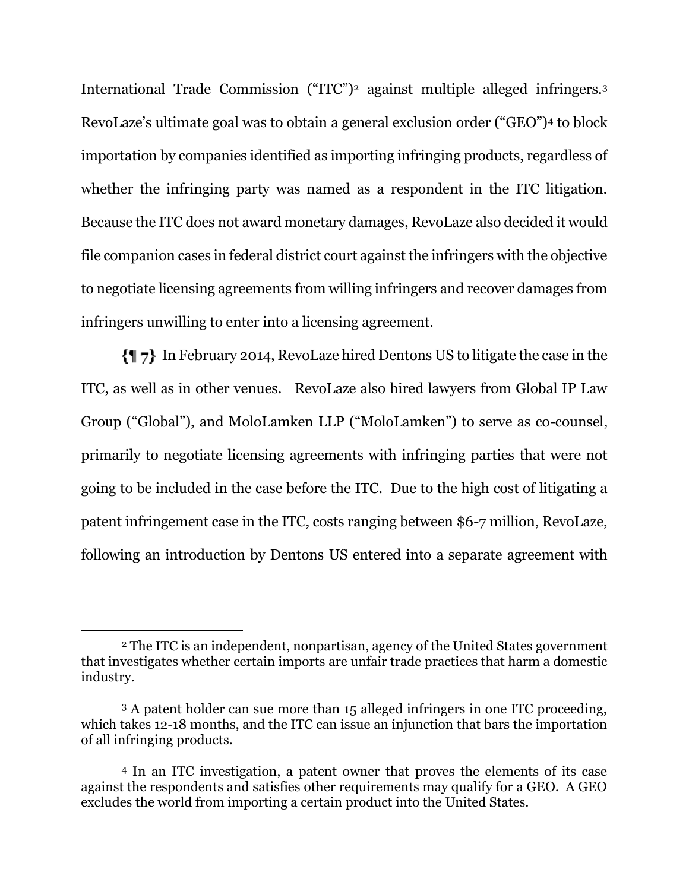International Trade Commission ("ITC")[2] against multiple alleged infringers.[3] RevoLaze's ultimate goal was to obtain a general exclusion order ("GEO")[4] to block importation by companies identified as importing infringing products, regardless of whether the infringing party was named as a respondent in the ITC litigation. Because the ITC does not award monetary damages, RevoLaze also decided it would file companion cases in federal district court against the infringers with the objective to negotiate licensing agreements from willing infringers and recover damages from infringers unwilling to enter into a licensing agreement.

{¶ 7} In February 2014, RevoLaze hired Dentons US to litigate the case in the ITC, as well as in other venues. RevoLaze also hired lawyers from Global IP Law Group ("Global"), and MoloLamken LLP ("MoloLamken") to serve as co-counsel, primarily to negotiate licensing agreements with infringing parties that were not going to be included in the case before the ITC. Due to the high cost of litigating a patent infringement case in the ITC, costs ranging between $6-7 million, RevoLaze, following an introduction by Dentons US entered into a separate agreement with

---

[2] The ITC is an independent, nonpartisan, agency of the United States government that investigates whether certain imports are unfair trade practices that harm a domestic industry.

[3] A patent holder can sue more than 15 alleged infringers in one ITC proceeding, which takes 12-18 months, and the ITC can issue an injunction that bars the importation of all infringing products.

[4] In an ITC investigation, a patent owner that proves the elements of its case against the respondents and satisfies other requirements may qualify for a GEO. A GEO excludes the world from importing a certain product into the United States.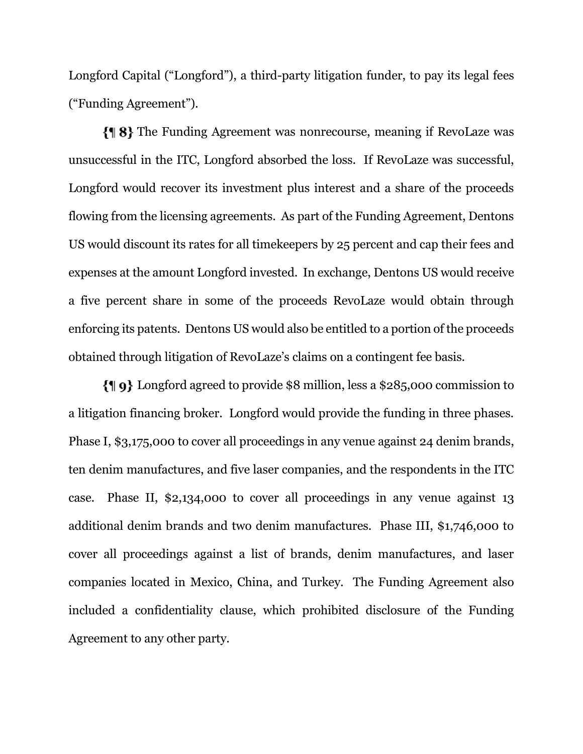Longford Capital ("Longford"), a third-party litigation funder, to pay its legal fees ("Funding Agreement").

**{¶ 8}** The Funding Agreement was nonrecourse, meaning if RevoLaze was unsuccessful in the ITC, Longford absorbed the loss. If RevoLaze was successful, Longford would recover its investment plus interest and a share of the proceeds flowing from the licensing agreements. As part of the Funding Agreement, Dentons US would discount its rates for all timekeepers by 25 percent and cap their fees and expenses at the amount Longford invested. In exchange, Dentons US would receive a five percent share in some of the proceeds RevoLaze would obtain through enforcing its patents. Dentons US would also be entitled to a portion of the proceeds obtained through litigation of RevoLaze's claims on a contingent fee basis.

**{¶ 9}** Longford agreed to provide $8 million, less a $285,000 commission to a litigation financing broker. Longford would provide the funding in three phases. Phase I, $3,175,000 to cover all proceedings in any venue against 24 denim brands, ten denim manufactures, and five laser companies, and the respondents in the ITC case. Phase II, $2,134,000 to cover all proceedings in any venue against 13 additional denim brands and two denim manufactures. Phase III, $1,746,000 to cover all proceedings against a list of brands, denim manufactures, and laser companies located in Mexico, China, and Turkey. The Funding Agreement also included a confidentiality clause, which prohibited disclosure of the Funding Agreement to any other party.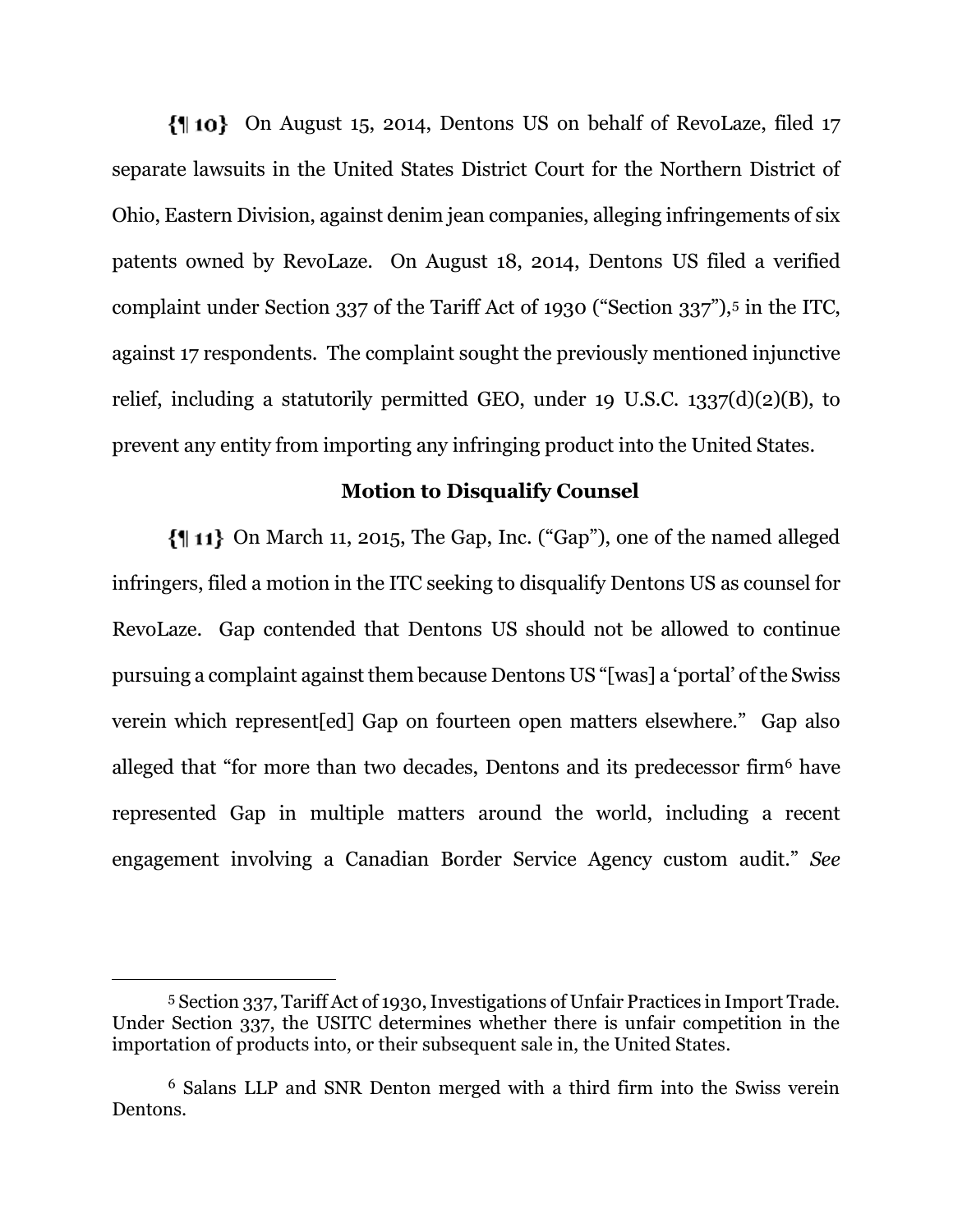{¶ 10} On August 15, 2014, Dentons US on behalf of RevoLaze, filed 17 separate lawsuits in the United States District Court for the Northern District of Ohio, Eastern Division, against denim jean companies, alleging infringements of six patents owned by RevoLaze. On August 18, 2014, Dentons US filed a verified complaint under Section 337 of the Tariff Act of 1930 ("Section 337"),[5] in the ITC, against 17 respondents. The complaint sought the previously mentioned injunctive relief, including a statutorily permitted GEO, under 19 U.S.C. 1337(d)(2)(B), to prevent any entity from importing any infringing product into the United States.

**Motion to Disqualify Counsel**

{¶ 11} On March 11, 2015, The Gap, Inc. ("Gap"), one of the named alleged infringers, filed a motion in the ITC seeking to disqualify Dentons US as counsel for RevoLaze. Gap contended that Dentons US should not be allowed to continue pursuing a complaint against them because Dentons US "[was] a 'portal' of the Swiss verein which represent[ed] Gap on fourteen open matters elsewhere." Gap also alleged that "for more than two decades, Dentons and its predecessor firm[6] have represented Gap in multiple matters around the world, including a recent engagement involving a Canadian Border Service Agency custom audit." *See*

---

[5] Section 337, Tariff Act of 1930, Investigations of Unfair Practices in Import Trade. Under Section 337, the USITC determines whether there is unfair competition in the importation of products into, or their subsequent sale in, the United States.

[6] Salans LLP and SNR Denton merged with a third firm into the Swiss verein Dentons.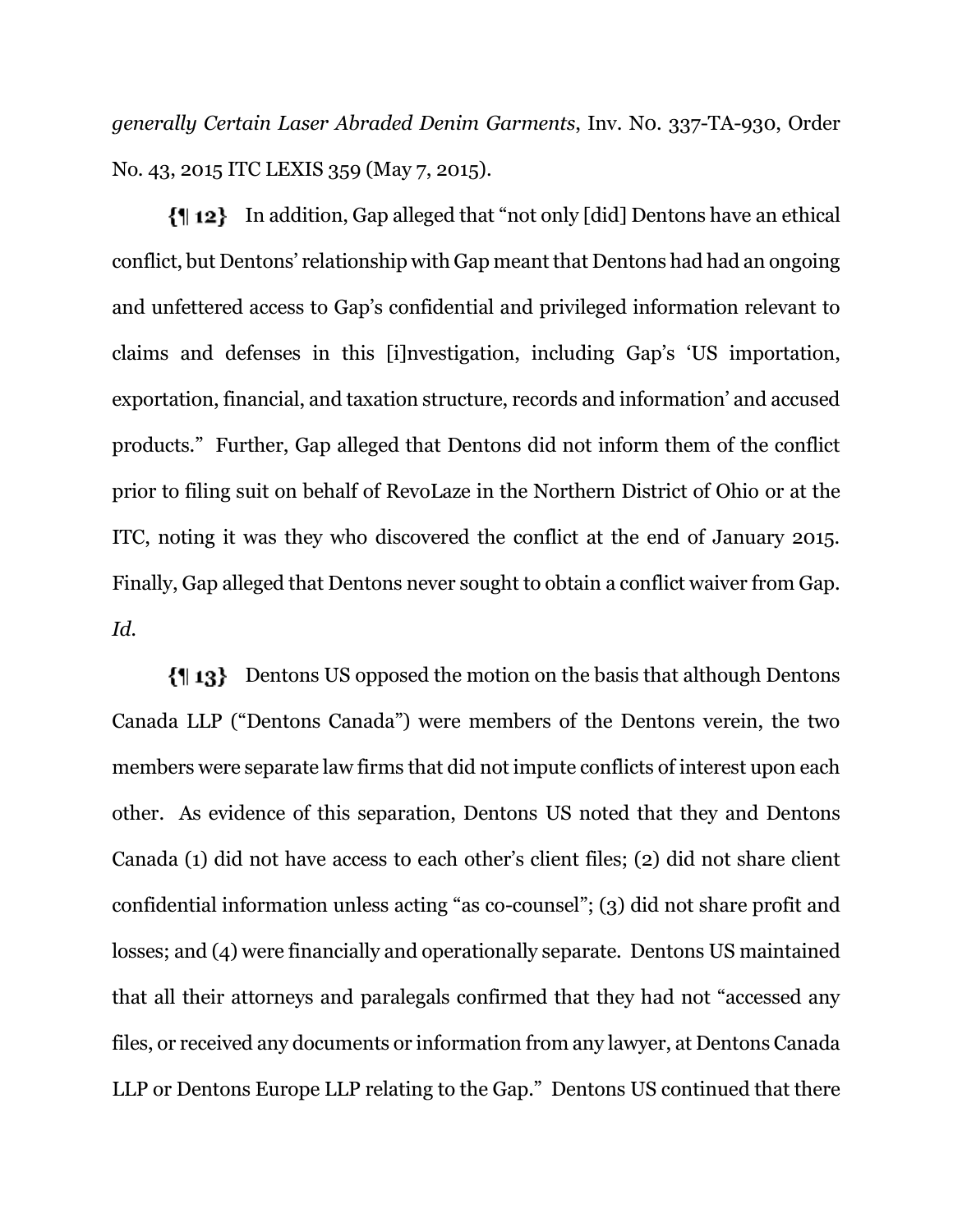*generally Certain Laser Abraded Denim Garments*, Inv. No. 337-TA-930, Order No. 43, 2015 ITC LEXIS 359 (May 7, 2015).

{¶ 12} In addition, Gap alleged that "not only [did] Dentons have an ethical conflict, but Dentons' relationship with Gap meant that Dentons had had an ongoing and unfettered access to Gap's confidential and privileged information relevant to claims and defenses in this [i]nvestigation, including Gap's 'US importation, exportation, financial, and taxation structure, records and information' and accused products." Further, Gap alleged that Dentons did not inform them of the conflict prior to filing suit on behalf of RevoLaze in the Northern District of Ohio or at the ITC, noting it was they who discovered the conflict at the end of January 2015. Finally, Gap alleged that Dentons never sought to obtain a conflict waiver from Gap. *Id.*

{¶ 13} Dentons US opposed the motion on the basis that although Dentons Canada LLP ("Dentons Canada") were members of the Dentons verein, the two members were separate law firms that did not impute conflicts of interest upon each other. As evidence of this separation, Dentons US noted that they and Dentons Canada (1) did not have access to each other's client files; (2) did not share client confidential information unless acting "as co-counsel"; (3) did not share profit and losses; and (4) were financially and operationally separate. Dentons US maintained that all their attorneys and paralegals confirmed that they had not "accessed any files, or received any documents or information from any lawyer, at Dentons Canada LLP or Dentons Europe LLP relating to the Gap." Dentons US continued that there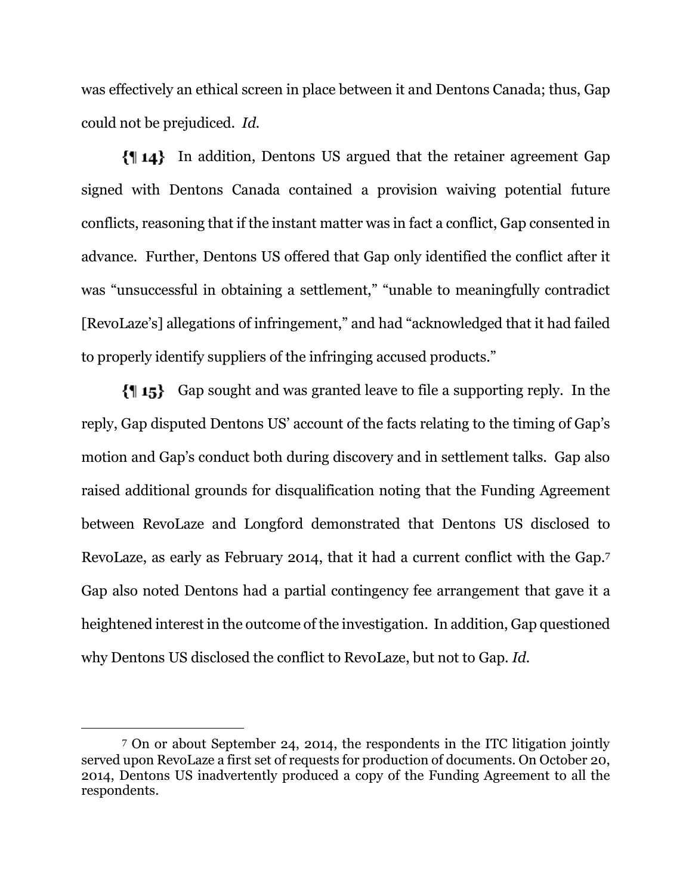was effectively an ethical screen in place between it and Dentons Canada; thus, Gap could not be prejudiced. *Id.*

**{¶ 14}** In addition, Dentons US argued that the retainer agreement Gap signed with Dentons Canada contained a provision waiving potential future conflicts, reasoning that if the instant matter was in fact a conflict, Gap consented in advance. Further, Dentons US offered that Gap only identified the conflict after it was "unsuccessful in obtaining a settlement," "unable to meaningfully contradict [RevoLaze's] allegations of infringement," and had "acknowledged that it had failed to properly identify suppliers of the infringing accused products."

**{¶ 15}** Gap sought and was granted leave to file a supporting reply. In the reply, Gap disputed Dentons US' account of the facts relating to the timing of Gap's motion and Gap's conduct both during discovery and in settlement talks. Gap also raised additional grounds for disqualification noting that the Funding Agreement between RevoLaze and Longford demonstrated that Dentons US disclosed to RevoLaze, as early as February 2014, that it had a current conflict with the Gap.[7] Gap also noted Dentons had a partial contingency fee arrangement that gave it a heightened interest in the outcome of the investigation. In addition, Gap questioned why Dentons US disclosed the conflict to RevoLaze, but not to Gap. *Id.*

---

[7] On or about September 24, 2014, the respondents in the ITC litigation jointly served upon RevoLaze a first set of requests for production of documents. On October 20, 2014, Dentons US inadvertently produced a copy of the Funding Agreement to all the respondents.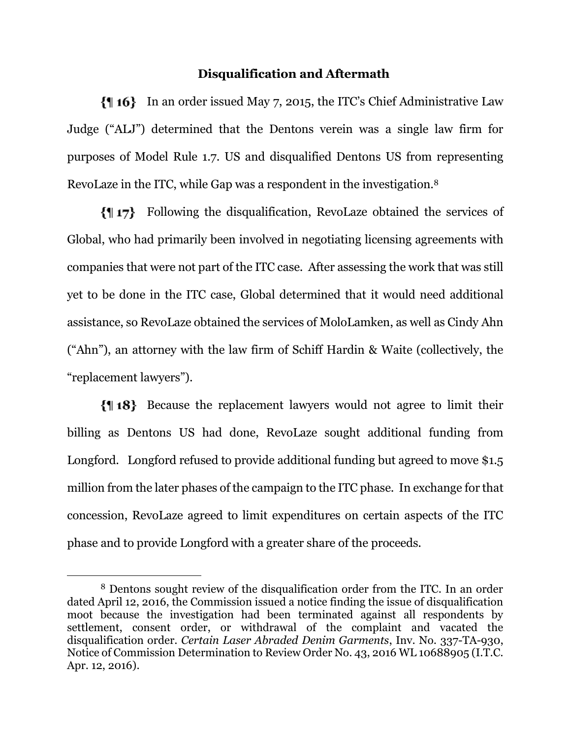## Disqualification and Aftermath

{¶ 16} In an order issued May 7, 2015, the ITC's Chief Administrative Law Judge ("ALJ") determined that the Dentons verein was a single law firm for purposes of Model Rule 1.7. US and disqualified Dentons US from representing RevoLaze in the ITC, while Gap was a respondent in the investigation.[8]

{¶ 17} Following the disqualification, RevoLaze obtained the services of Global, who had primarily been involved in negotiating licensing agreements with companies that were not part of the ITC case. After assessing the work that was still yet to be done in the ITC case, Global determined that it would need additional assistance, so RevoLaze obtained the services of MoloLamken, as well as Cindy Ahn ("Ahn"), an attorney with the law firm of Schiff Hardin & Waite (collectively, the "replacement lawyers").

{¶ 18} Because the replacement lawyers would not agree to limit their billing as Dentons US had done, RevoLaze sought additional funding from Longford. Longford refused to provide additional funding but agreed to move $1.5 million from the later phases of the campaign to the ITC phase. In exchange for that concession, RevoLaze agreed to limit expenditures on certain aspects of the ITC phase and to provide Longford with a greater share of the proceeds.

---

[8] Dentons sought review of the disqualification order from the ITC. In an order dated April 12, 2016, the Commission issued a notice finding the issue of disqualification moot because the investigation had been terminated against all respondents by settlement, consent order, or withdrawal of the complaint and vacated the disqualification order. *Certain Laser Abraded Denim Garments*, Inv. No. 337-TA-930, Notice of Commission Determination to Review Order No. 43, 2016 WL 10688905 (I.T.C. Apr. 12, 2016).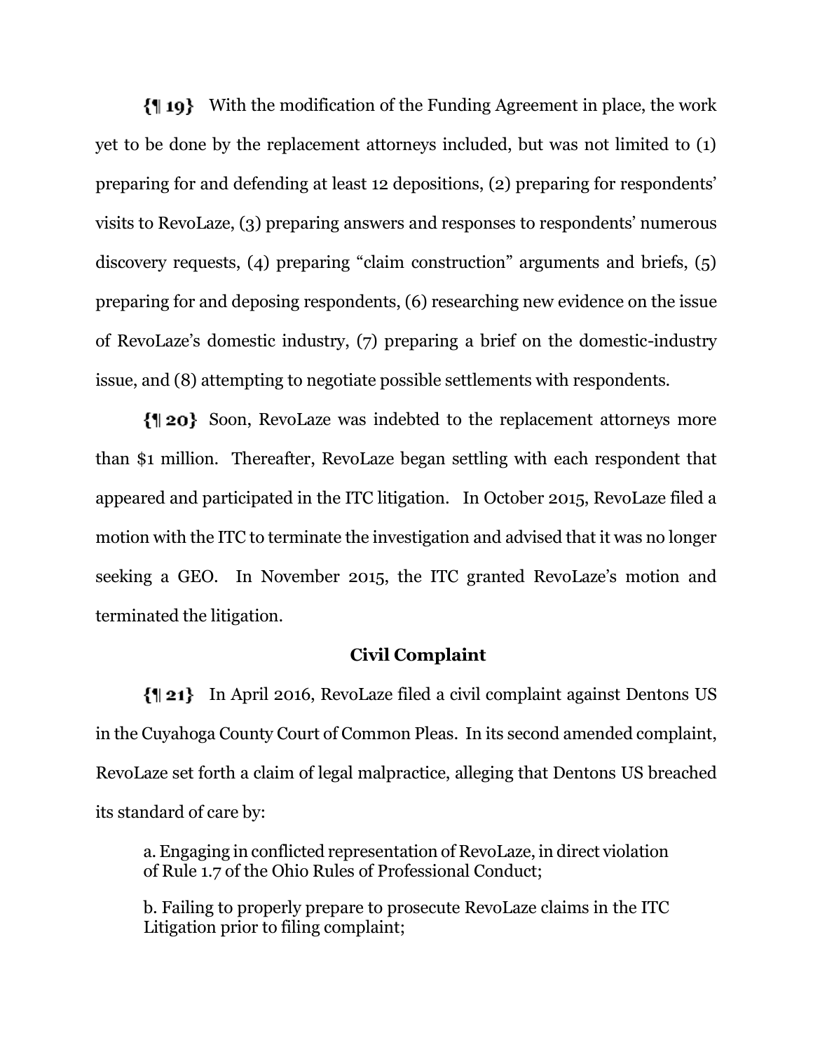{¶ 19} With the modification of the Funding Agreement in place, the work yet to be done by the replacement attorneys included, but was not limited to (1) preparing for and defending at least 12 depositions, (2) preparing for respondents' visits to RevoLaze, (3) preparing answers and responses to respondents' numerous discovery requests, (4) preparing "claim construction" arguments and briefs, (5) preparing for and deposing respondents, (6) researching new evidence on the issue of RevoLaze's domestic industry, (7) preparing a brief on the domestic-industry issue, and (8) attempting to negotiate possible settlements with respondents.

{¶ 20} Soon, RevoLaze was indebted to the replacement attorneys more than $1 million. Thereafter, RevoLaze began settling with each respondent that appeared and participated in the ITC litigation. In October 2015, RevoLaze filed a motion with the ITC to terminate the investigation and advised that it was no longer seeking a GEO. In November 2015, the ITC granted RevoLaze's motion and terminated the litigation.

## Civil Complaint

{¶ 21} In April 2016, RevoLaze filed a civil complaint against Dentons US in the Cuyahoga County Court of Common Pleas. In its second amended complaint, RevoLaze set forth a claim of legal malpractice, alleging that Dentons US breached its standard of care by:

> a. Engaging in conflicted representation of RevoLaze, in direct violation of Rule 1.7 of the Ohio Rules of Professional Conduct;
>
> b. Failing to properly prepare to prosecute RevoLaze claims in the ITC Litigation prior to filing complaint;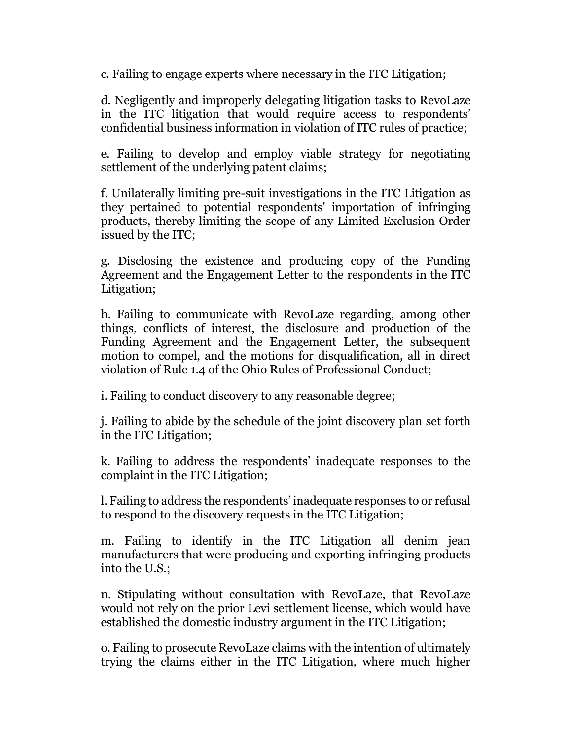c. Failing to engage experts where necessary in the ITC Litigation;

d. Negligently and improperly delegating litigation tasks to RevoLaze in the ITC litigation that would require access to respondents' confidential business information in violation of ITC rules of practice;

e. Failing to develop and employ viable strategy for negotiating settlement of the underlying patent claims;

f. Unilaterally limiting pre-suit investigations in the ITC Litigation as they pertained to potential respondents' importation of infringing products, thereby limiting the scope of any Limited Exclusion Order issued by the ITC;

g. Disclosing the existence and producing copy of the Funding Agreement and the Engagement Letter to the respondents in the ITC Litigation;

h. Failing to communicate with RevoLaze regarding, among other things, conflicts of interest, the disclosure and production of the Funding Agreement and the Engagement Letter, the subsequent motion to compel, and the motions for disqualification, all in direct violation of Rule 1.4 of the Ohio Rules of Professional Conduct;

i. Failing to conduct discovery to any reasonable degree;

j. Failing to abide by the schedule of the joint discovery plan set forth in the ITC Litigation;

k. Failing to address the respondents' inadequate responses to the complaint in the ITC Litigation;

l. Failing to address the respondents' inadequate responses to or refusal to respond to the discovery requests in the ITC Litigation;

m. Failing to identify in the ITC Litigation all denim jean manufacturers that were producing and exporting infringing products into the U.S.;

n. Stipulating without consultation with RevoLaze, that RevoLaze would not rely on the prior Levi settlement license, which would have established the domestic industry argument in the ITC Litigation;

o. Failing to prosecute RevoLaze claims with the intention of ultimately trying the claims either in the ITC Litigation, where much higher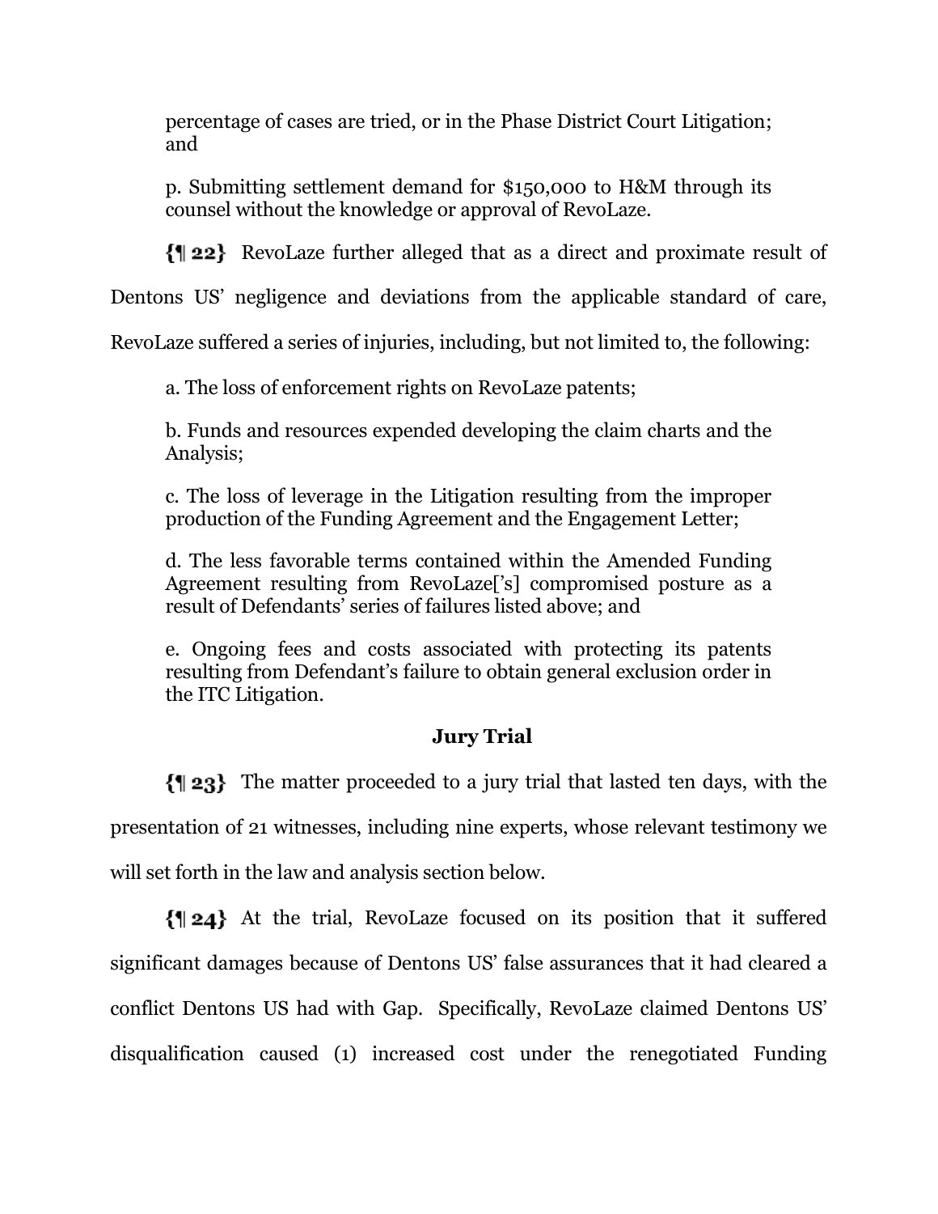percentage of cases are tried, or in the Phase District Court Litigation; and

p. Submitting settlement demand for $150,000 to H&M through its counsel without the knowledge or approval of RevoLaze.

**{¶ 22}** RevoLaze further alleged that as a direct and proximate result of Dentons US' negligence and deviations from the applicable standard of care, RevoLaze suffered a series of injuries, including, but not limited to, the following:

a. The loss of enforcement rights on RevoLaze patents;

b. Funds and resources expended developing the claim charts and the Analysis;

c. The loss of leverage in the Litigation resulting from the improper production of the Funding Agreement and the Engagement Letter;

d. The less favorable terms contained within the Amended Funding Agreement resulting from RevoLaze['s] compromised posture as a result of Defendants' series of failures listed above; and

e. Ongoing fees and costs associated with protecting its patents resulting from Defendant's failure to obtain general exclusion order in the ITC Litigation.

## Jury Trial

**{¶ 23}** The matter proceeded to a jury trial that lasted ten days, with the presentation of 21 witnesses, including nine experts, whose relevant testimony we will set forth in the law and analysis section below.

**{¶ 24}** At the trial, RevoLaze focused on its position that it suffered significant damages because of Dentons US' false assurances that it had cleared a conflict Dentons US had with Gap. Specifically, RevoLaze claimed Dentons US' disqualification caused (1) increased cost under the renegotiated Funding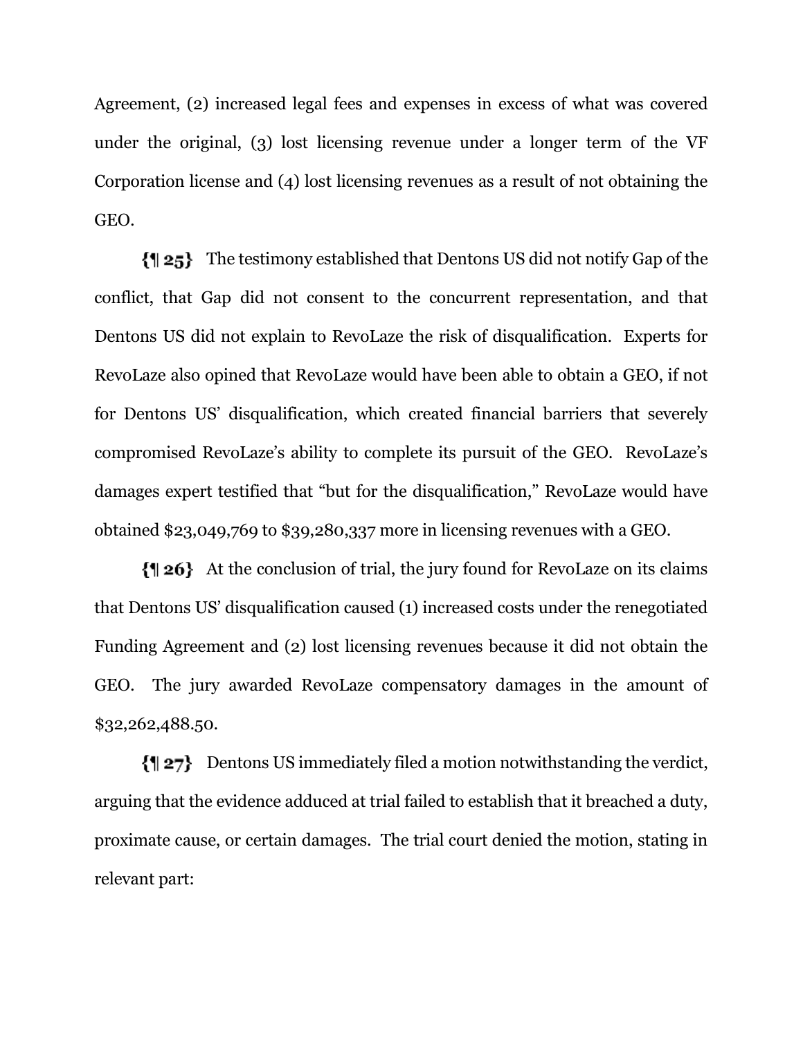Agreement, (2) increased legal fees and expenses in excess of what was covered under the original, (3) lost licensing revenue under a longer term of the VF Corporation license and (4) lost licensing revenues as a result of not obtaining the GEO.

**{¶ 25}** The testimony established that Dentons US did not notify Gap of the conflict, that Gap did not consent to the concurrent representation, and that Dentons US did not explain to RevoLaze the risk of disqualification. Experts for RevoLaze also opined that RevoLaze would have been able to obtain a GEO, if not for Dentons US' disqualification, which created financial barriers that severely compromised RevoLaze's ability to complete its pursuit of the GEO. RevoLaze's damages expert testified that "but for the disqualification," RevoLaze would have obtained $23,049,769 to $39,280,337 more in licensing revenues with a GEO.

**{¶ 26}** At the conclusion of trial, the jury found for RevoLaze on its claims that Dentons US' disqualification caused (1) increased costs under the renegotiated Funding Agreement and (2) lost licensing revenues because it did not obtain the GEO. The jury awarded RevoLaze compensatory damages in the amount of $32,262,488.50.

**{¶ 27}** Dentons US immediately filed a motion notwithstanding the verdict, arguing that the evidence adduced at trial failed to establish that it breached a duty, proximate cause, or certain damages. The trial court denied the motion, stating in relevant part: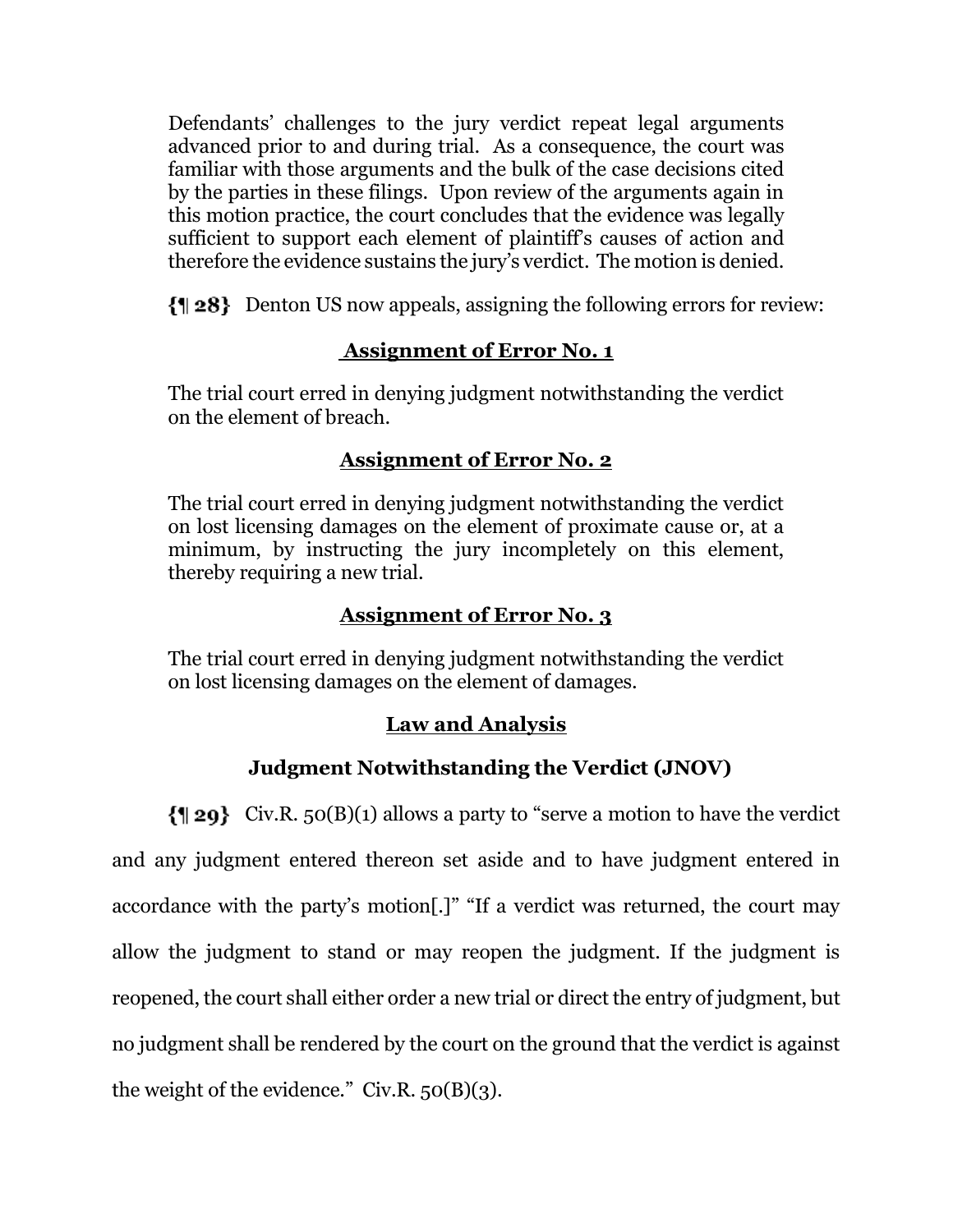> Defendants' challenges to the jury verdict repeat legal arguments advanced prior to and during trial. As a consequence, the court was familiar with those arguments and the bulk of the case decisions cited by the parties in these filings. Upon review of the arguments again in this motion practice, the court concludes that the evidence was legally sufficient to support each element of plaintiff's causes of action and therefore the evidence sustains the jury's verdict. The motion is denied.

**{¶ 28}** Denton US now appeals, assigning the following errors for review:

**Assignment of Error No. 1**

> The trial court erred in denying judgment notwithstanding the verdict on the element of breach.

**Assignment of Error No. 2**

> The trial court erred in denying judgment notwithstanding the verdict on lost licensing damages on the element of proximate cause or, at a minimum, by instructing the jury incompletely on this element, thereby requiring a new trial.

**Assignment of Error No. 3**

> The trial court erred in denying judgment notwithstanding the verdict on lost licensing damages on the element of damages.

## Law and Analysis

### Judgment Notwithstanding the Verdict (JNOV)

**{¶ 29}** Civ.R. 50(B)(1) allows a party to "serve a motion to have the verdict and any judgment entered thereon set aside and to have judgment entered in accordance with the party's motion[.]" "If a verdict was returned, the court may allow the judgment to stand or may reopen the judgment. If the judgment is reopened, the court shall either order a new trial or direct the entry of judgment, but no judgment shall be rendered by the court on the ground that the verdict is against the weight of the evidence." Civ.R. 50(B)(3).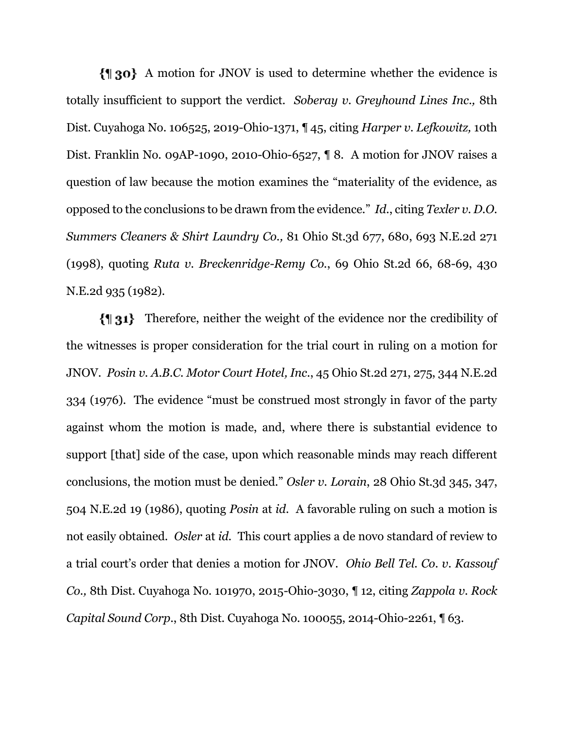**{¶ 30}** A motion for JNOV is used to determine whether the evidence is totally insufficient to support the verdict. *Soberay v. Greyhound Lines Inc.,* 8th Dist. Cuyahoga No. 106525, 2019-Ohio-1371, ¶ 45, citing *Harper v. Lefkowitz,* 10th Dist. Franklin No. 09AP-1090, 2010-Ohio-6527, ¶ 8. A motion for JNOV raises a question of law because the motion examines the "materiality of the evidence, as opposed to the conclusions to be drawn from the evidence." *Id.*, citing *Texler v. D.O. Summers Cleaners & Shirt Laundry Co.,* 81 Ohio St.3d 677, 680, 693 N.E.2d 271 (1998), quoting *Ruta v. Breckenridge-Remy Co.*, 69 Ohio St.2d 66, 68-69, 430 N.E.2d 935 (1982).

**{¶ 31}** Therefore, neither the weight of the evidence nor the credibility of the witnesses is proper consideration for the trial court in ruling on a motion for JNOV. *Posin v. A.B.C. Motor Court Hotel, Inc.*, 45 Ohio St.2d 271, 275, 344 N.E.2d 334 (1976). The evidence "must be construed most strongly in favor of the party against whom the motion is made, and, where there is substantial evidence to support [that] side of the case, upon which reasonable minds may reach different conclusions, the motion must be denied." *Osler v. Lorain*, 28 Ohio St.3d 345, 347, 504 N.E.2d 19 (1986), quoting *Posin* at *id.* A favorable ruling on such a motion is not easily obtained. *Osler* at *id.* This court applies a de novo standard of review to a trial court's order that denies a motion for JNOV. *Ohio Bell Tel. Co. v. Kassouf Co.,* 8th Dist. Cuyahoga No. 101970, 2015-Ohio-3030, ¶ 12, citing *Zappola v. Rock Capital Sound Corp.*, 8th Dist. Cuyahoga No. 100055, 2014-Ohio-2261, ¶ 63.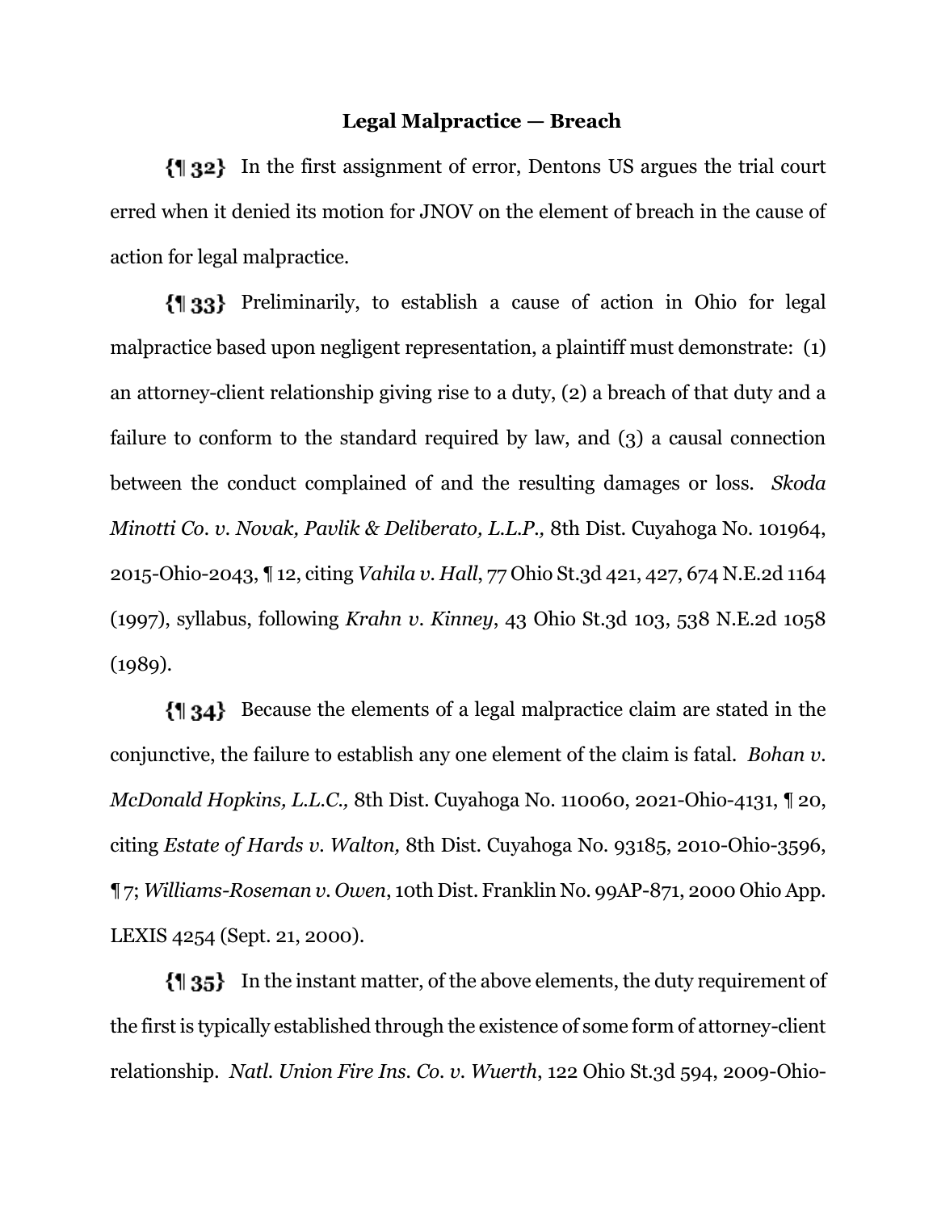## Legal Malpractice — Breach

**{¶ 32}** In the first assignment of error, Dentons US argues the trial court erred when it denied its motion for JNOV on the element of breach in the cause of action for legal malpractice.

**{¶ 33}** Preliminarily, to establish a cause of action in Ohio for legal malpractice based upon negligent representation, a plaintiff must demonstrate: (1) an attorney-client relationship giving rise to a duty, (2) a breach of that duty and a failure to conform to the standard required by law, and (3) a causal connection between the conduct complained of and the resulting damages or loss. *Skoda Minotti Co. v. Novak, Pavlik & Deliberato, L.L.P.,* 8th Dist. Cuyahoga No. 101964, 2015-Ohio-2043, ¶ 12, citing *Vahila v. Hall*, 77 Ohio St.3d 421, 427, 674 N.E.2d 1164 (1997), syllabus, following *Krahn v. Kinney*, 43 Ohio St.3d 103, 538 N.E.2d 1058 (1989).

**{¶ 34}** Because the elements of a legal malpractice claim are stated in the conjunctive, the failure to establish any one element of the claim is fatal. *Bohan v. McDonald Hopkins, L.L.C.,* 8th Dist. Cuyahoga No. 110060, 2021-Ohio-4131, ¶ 20, citing *Estate of Hards v. Walton,* 8th Dist. Cuyahoga No. 93185, 2010-Ohio-3596, ¶ 7; *Williams-Roseman v. Owen*, 10th Dist. Franklin No. 99AP-871, 2000 Ohio App. LEXIS 4254 (Sept. 21, 2000).

**{¶ 35}** In the instant matter, of the above elements, the duty requirement of the first is typically established through the existence of some form of attorney-client relationship. *Natl. Union Fire Ins. Co. v. Wuerth*, 122 Ohio St.3d 594, 2009-Ohio-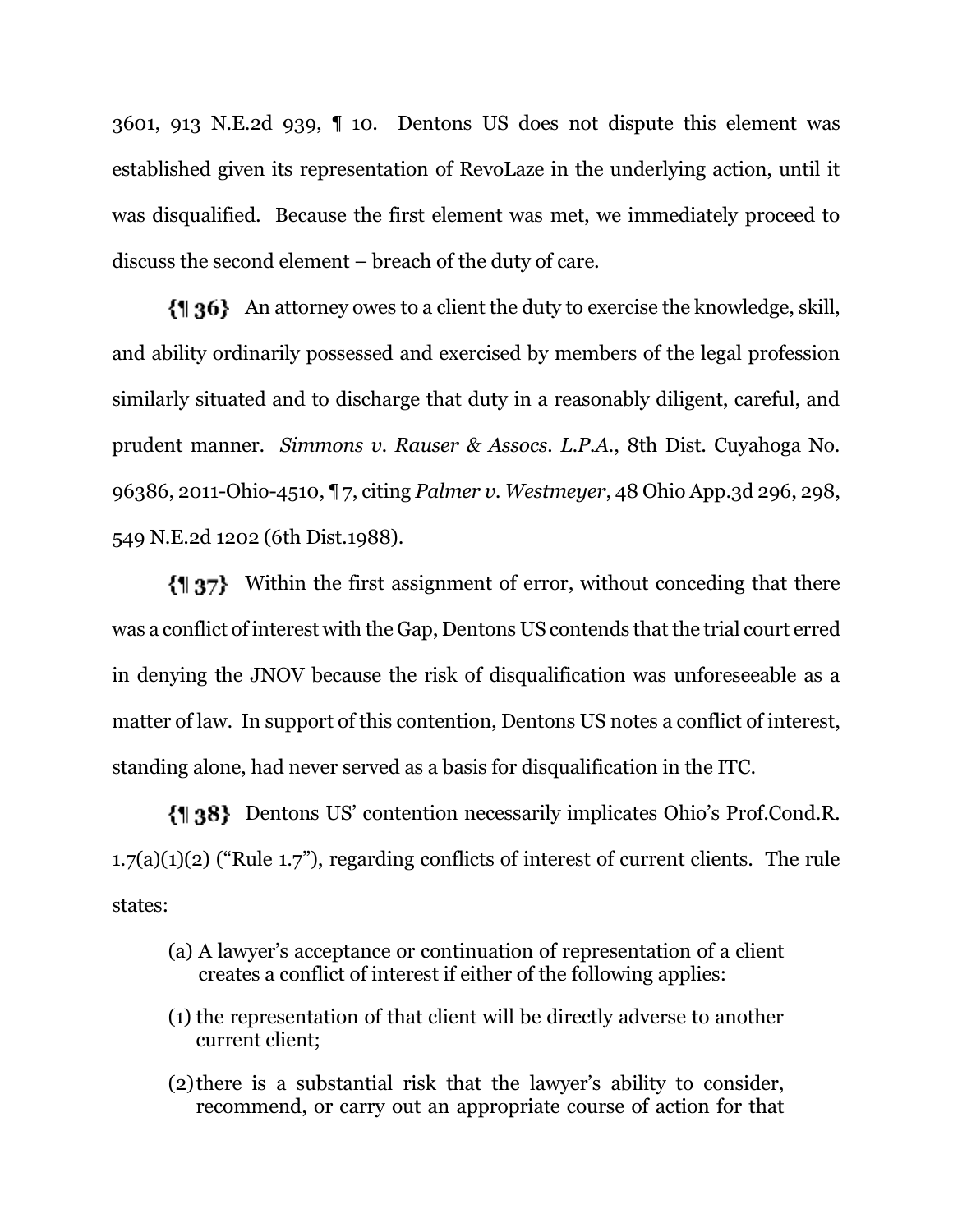3601, 913 N.E.2d 939, ¶ 10. Dentons US does not dispute this element was established given its representation of RevoLaze in the underlying action, until it was disqualified. Because the first element was met, we immediately proceed to discuss the second element – breach of the duty of care.

{¶ 36} An attorney owes to a client the duty to exercise the knowledge, skill, and ability ordinarily possessed and exercised by members of the legal profession similarly situated and to discharge that duty in a reasonably diligent, careful, and prudent manner. *Simmons v. Rauser & Assocs. L.P.A.*, 8th Dist. Cuyahoga No. 96386, 2011-Ohio-4510, ¶ 7, citing *Palmer v. Westmeyer*, 48 Ohio App.3d 296, 298, 549 N.E.2d 1202 (6th Dist.1988).

{¶ 37} Within the first assignment of error, without conceding that there was a conflict of interest with the Gap, Dentons US contends that the trial court erred in denying the JNOV because the risk of disqualification was unforeseeable as a matter of law. In support of this contention, Dentons US notes a conflict of interest, standing alone, had never served as a basis for disqualification in the ITC.

{¶ 38} Dentons US' contention necessarily implicates Ohio's Prof.Cond.R. 1.7(a)(1)(2) ("Rule 1.7"), regarding conflicts of interest of current clients. The rule states:

> (a) A lawyer's acceptance or continuation of representation of a client creates a conflict of interest if either of the following applies:
>
> (1) the representation of that client will be directly adverse to another current client;
>
> (2) there is a substantial risk that the lawyer's ability to consider, recommend, or carry out an appropriate course of action for that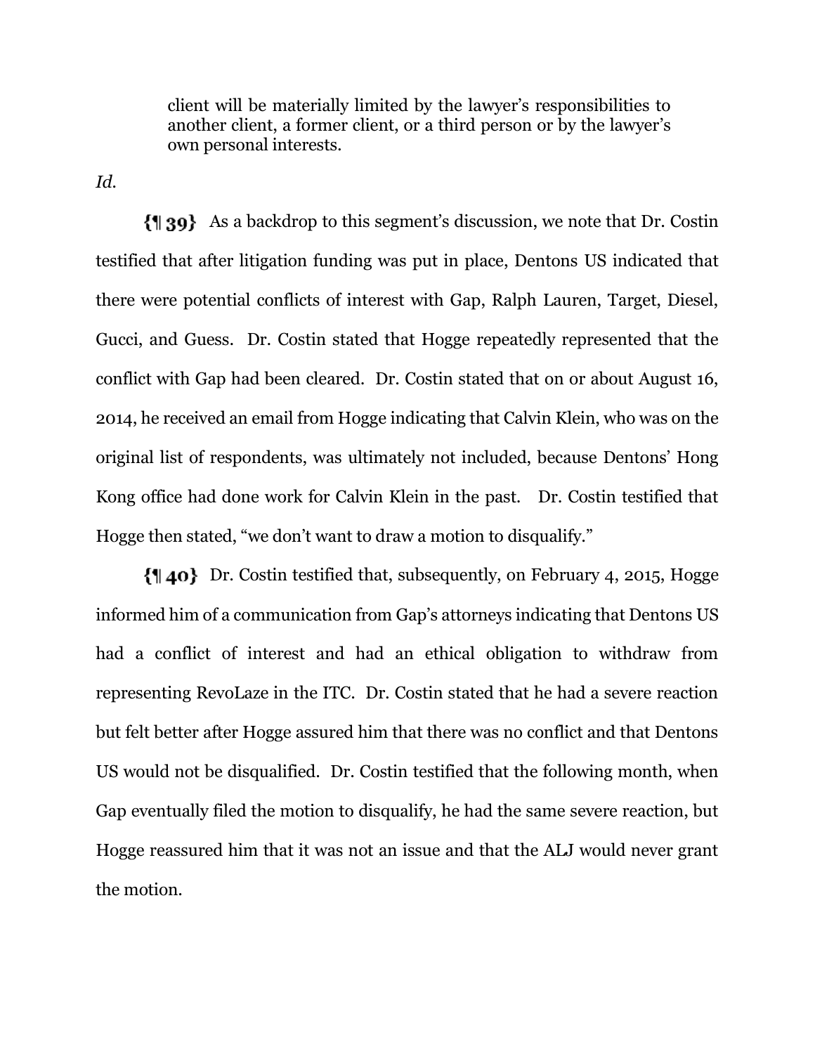> client will be materially limited by the lawyer's responsibilities to another client, a former client, or a third person or by the lawyer's own personal interests.

*Id.*

**{¶ 39}** As a backdrop to this segment's discussion, we note that Dr. Costin testified that after litigation funding was put in place, Dentons US indicated that there were potential conflicts of interest with Gap, Ralph Lauren, Target, Diesel, Gucci, and Guess. Dr. Costin stated that Hogge repeatedly represented that the conflict with Gap had been cleared. Dr. Costin stated that on or about August 16, 2014, he received an email from Hogge indicating that Calvin Klein, who was on the original list of respondents, was ultimately not included, because Dentons' Hong Kong office had done work for Calvin Klein in the past. Dr. Costin testified that Hogge then stated, "we don't want to draw a motion to disqualify."

**{¶ 40}** Dr. Costin testified that, subsequently, on February 4, 2015, Hogge informed him of a communication from Gap's attorneys indicating that Dentons US had a conflict of interest and had an ethical obligation to withdraw from representing RevoLaze in the ITC. Dr. Costin stated that he had a severe reaction but felt better after Hogge assured him that there was no conflict and that Dentons US would not be disqualified. Dr. Costin testified that the following month, when Gap eventually filed the motion to disqualify, he had the same severe reaction, but Hogge reassured him that it was not an issue and that the ALJ would never grant the motion.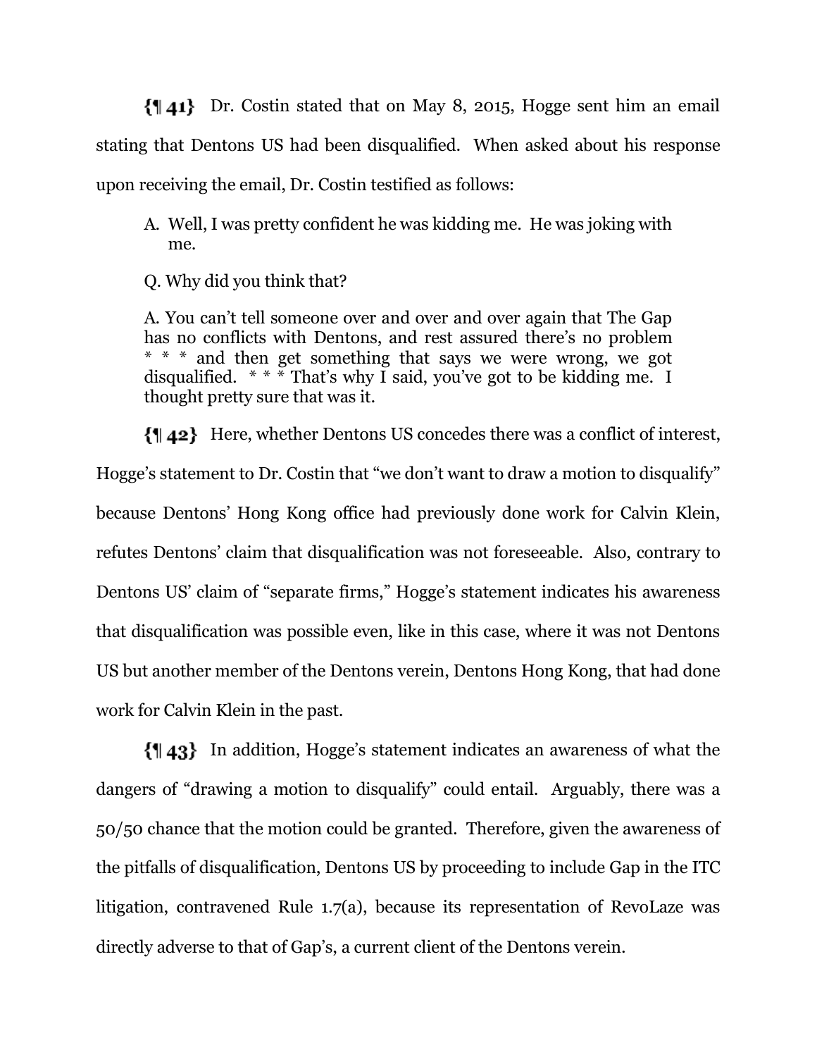{¶ 41} Dr. Costin stated that on May 8, 2015, Hogge sent him an email stating that Dentons US had been disqualified. When asked about his response upon receiving the email, Dr. Costin testified as follows:

> A. Well, I was pretty confident he was kidding me. He was joking with me.
>
> Q. Why did you think that?
>
> A. You can't tell someone over and over and over again that The Gap has no conflicts with Dentons, and rest assured there's no problem * * * and then get something that says we were wrong, we got disqualified. * * * That's why I said, you've got to be kidding me. I thought pretty sure that was it.

{¶ 42} Here, whether Dentons US concedes there was a conflict of interest, Hogge's statement to Dr. Costin that "we don't want to draw a motion to disqualify" because Dentons' Hong Kong office had previously done work for Calvin Klein, refutes Dentons' claim that disqualification was not foreseeable. Also, contrary to Dentons US' claim of "separate firms," Hogge's statement indicates his awareness that disqualification was possible even, like in this case, where it was not Dentons US but another member of the Dentons verein, Dentons Hong Kong, that had done work for Calvin Klein in the past.

{¶ 43} In addition, Hogge's statement indicates an awareness of what the dangers of "drawing a motion to disqualify" could entail. Arguably, there was a 50/50 chance that the motion could be granted. Therefore, given the awareness of the pitfalls of disqualification, Dentons US by proceeding to include Gap in the ITC litigation, contravened Rule 1.7(a), because its representation of RevoLaze was directly adverse to that of Gap's, a current client of the Dentons verein.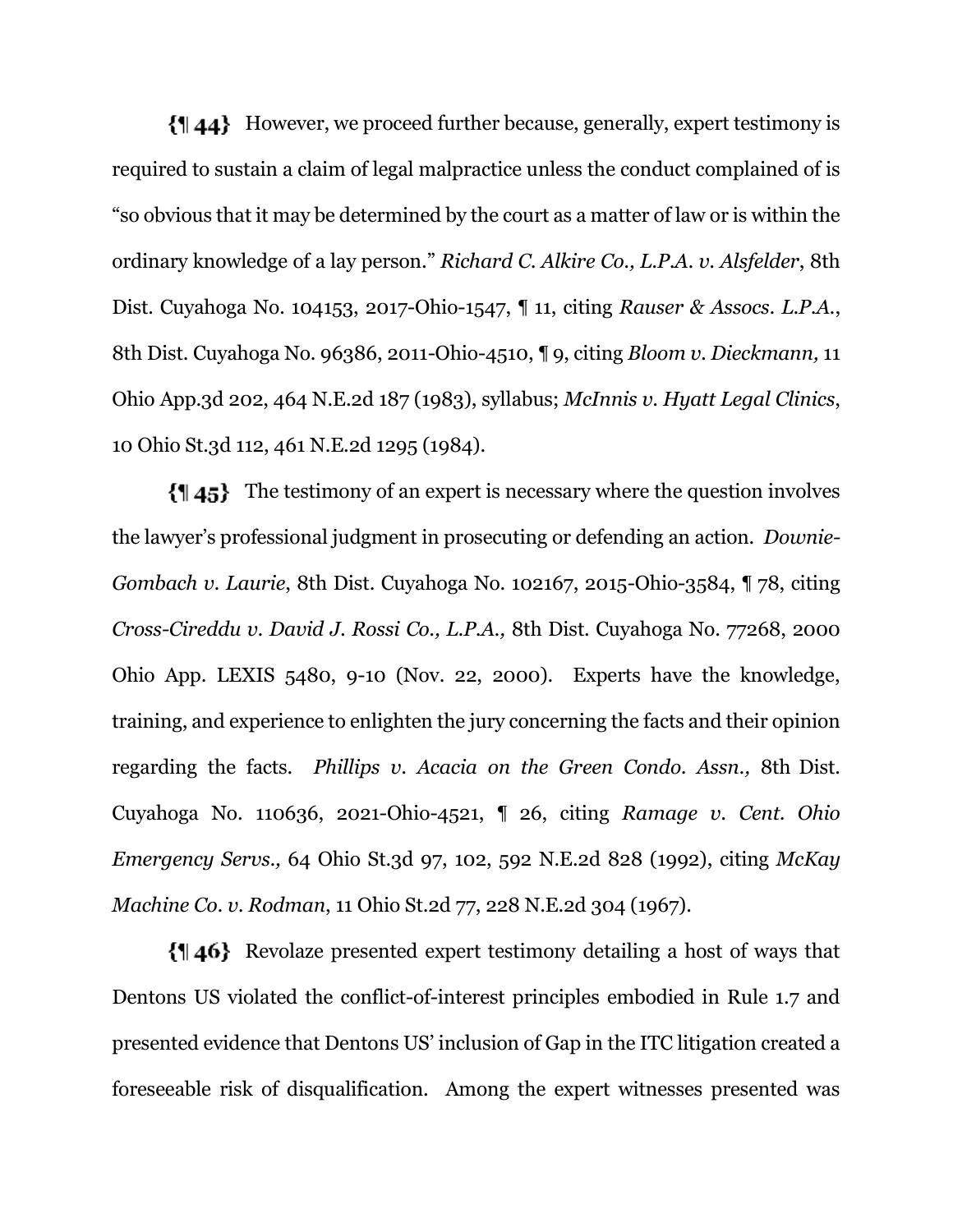{¶ 44} However, we proceed further because, generally, expert testimony is required to sustain a claim of legal malpractice unless the conduct complained of is "so obvious that it may be determined by the court as a matter of law or is within the ordinary knowledge of a lay person." *Richard C. Alkire Co., L.P.A. v. Alsfelder*, 8th Dist. Cuyahoga No. 104153, 2017-Ohio-1547, ¶ 11, citing *Rauser & Assocs. L.P.A.*, 8th Dist. Cuyahoga No. 96386, 2011-Ohio-4510, ¶ 9, citing *Bloom v. Dieckmann,* 11 Ohio App.3d 202, 464 N.E.2d 187 (1983), syllabus; *McInnis v. Hyatt Legal Clinics*, 10 Ohio St.3d 112, 461 N.E.2d 1295 (1984).

{¶ 45} The testimony of an expert is necessary where the question involves the lawyer's professional judgment in prosecuting or defending an action. *Downie-Gombach v. Laurie*, 8th Dist. Cuyahoga No. 102167, 2015-Ohio-3584, ¶ 78, citing *Cross-Cireddu v. David J. Rossi Co., L.P.A.,* 8th Dist. Cuyahoga No. 77268, 2000 Ohio App. LEXIS 5480, 9-10 (Nov. 22, 2000). Experts have the knowledge, training, and experience to enlighten the jury concerning the facts and their opinion regarding the facts. *Phillips v. Acacia on the Green Condo. Assn.,* 8th Dist. Cuyahoga No. 110636, 2021-Ohio-4521, ¶ 26, citing *Ramage v. Cent. Ohio Emergency Servs.,* 64 Ohio St.3d 97, 102, 592 N.E.2d 828 (1992), citing *McKay Machine Co. v. Rodman*, 11 Ohio St.2d 77, 228 N.E.2d 304 (1967).

{¶ 46} Revolaze presented expert testimony detailing a host of ways that Dentons US violated the conflict-of-interest principles embodied in Rule 1.7 and presented evidence that Dentons US' inclusion of Gap in the ITC litigation created a foreseeable risk of disqualification. Among the expert witnesses presented was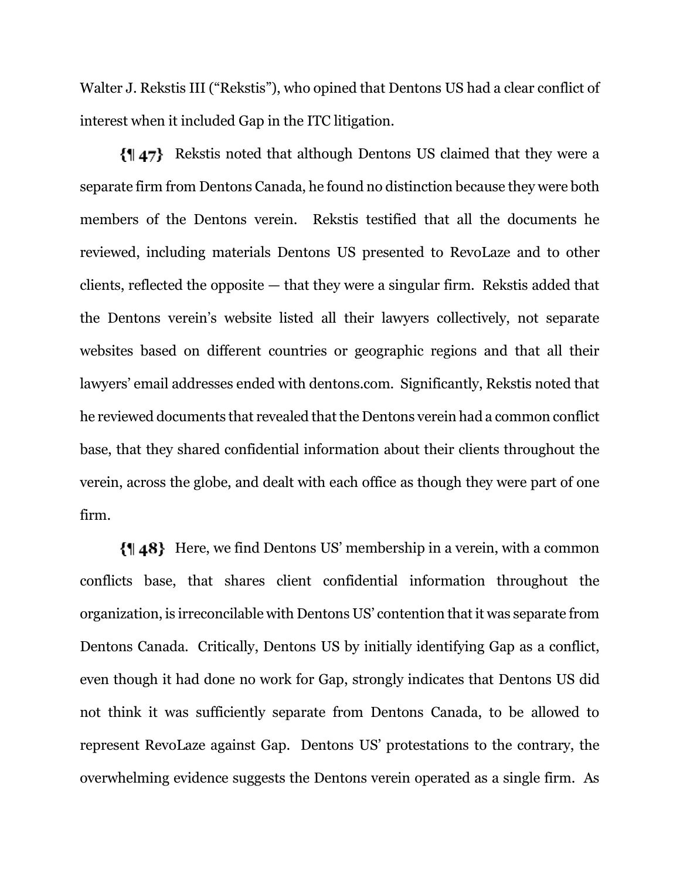Walter J. Rekstis III ("Rekstis"), who opined that Dentons US had a clear conflict of interest when it included Gap in the ITC litigation.

**{¶ 47}** Rekstis noted that although Dentons US claimed that they were a separate firm from Dentons Canada, he found no distinction because they were both members of the Dentons verein. Rekstis testified that all the documents he reviewed, including materials Dentons US presented to RevoLaze and to other clients, reflected the opposite — that they were a singular firm. Rekstis added that the Dentons verein's website listed all their lawyers collectively, not separate websites based on different countries or geographic regions and that all their lawyers' email addresses ended with dentons.com. Significantly, Rekstis noted that he reviewed documents that revealed that the Dentons verein had a common conflict base, that they shared confidential information about their clients throughout the verein, across the globe, and dealt with each office as though they were part of one firm.

**{¶ 48}** Here, we find Dentons US' membership in a verein, with a common conflicts base, that shares client confidential information throughout the organization, is irreconcilable with Dentons US' contention that it was separate from Dentons Canada. Critically, Dentons US by initially identifying Gap as a conflict, even though it had done no work for Gap, strongly indicates that Dentons US did not think it was sufficiently separate from Dentons Canada, to be allowed to represent RevoLaze against Gap. Dentons US' protestations to the contrary, the overwhelming evidence suggests the Dentons verein operated as a single firm. As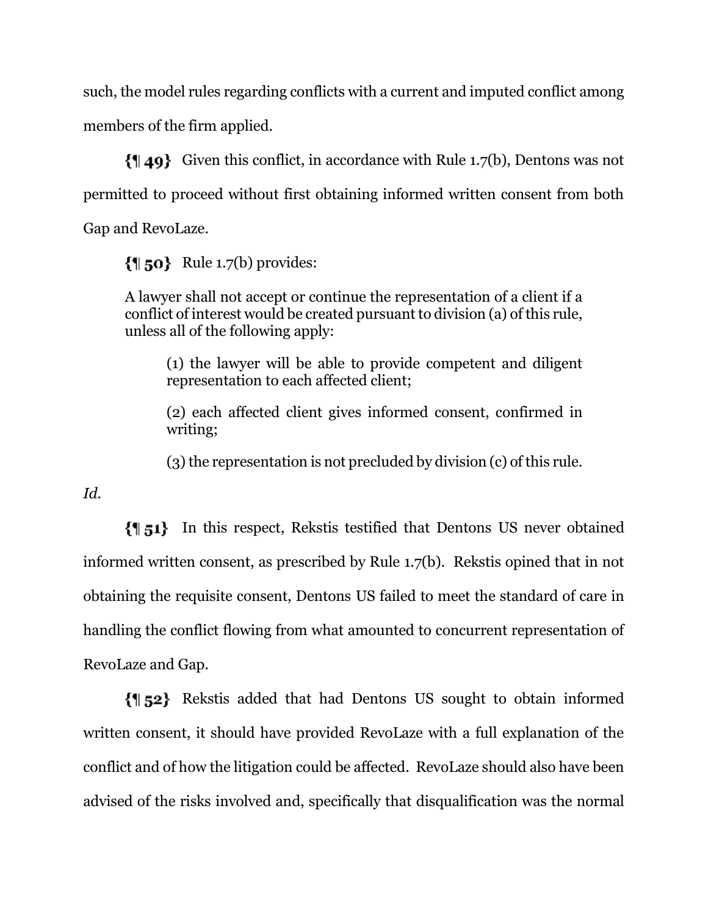such, the model rules regarding conflicts with a current and imputed conflict among members of the firm applied.

**{¶ 49}** Given this conflict, in accordance with Rule 1.7(b), Dentons was not permitted to proceed without first obtaining informed written consent from both Gap and RevoLaze.

**{¶ 50}** Rule 1.7(b) provides:

> A lawyer shall not accept or continue the representation of a client if a conflict of interest would be created pursuant to division (a) of this rule, unless all of the following apply:
>
> > (1) the lawyer will be able to provide competent and diligent representation to each affected client;
> >
> > (2) each affected client gives informed consent, confirmed in writing;
> >
> > (3) the representation is not precluded by division (c) of this rule.

*Id.*

**{¶ 51}** In this respect, Rekstis testified that Dentons US never obtained informed written consent, as prescribed by Rule 1.7(b). Rekstis opined that in not obtaining the requisite consent, Dentons US failed to meet the standard of care in handling the conflict flowing from what amounted to concurrent representation of RevoLaze and Gap.

**{¶ 52}** Rekstis added that had Dentons US sought to obtain informed written consent, it should have provided RevoLaze with a full explanation of the conflict and of how the litigation could be affected. RevoLaze should also have been advised of the risks involved and, specifically that disqualification was the normal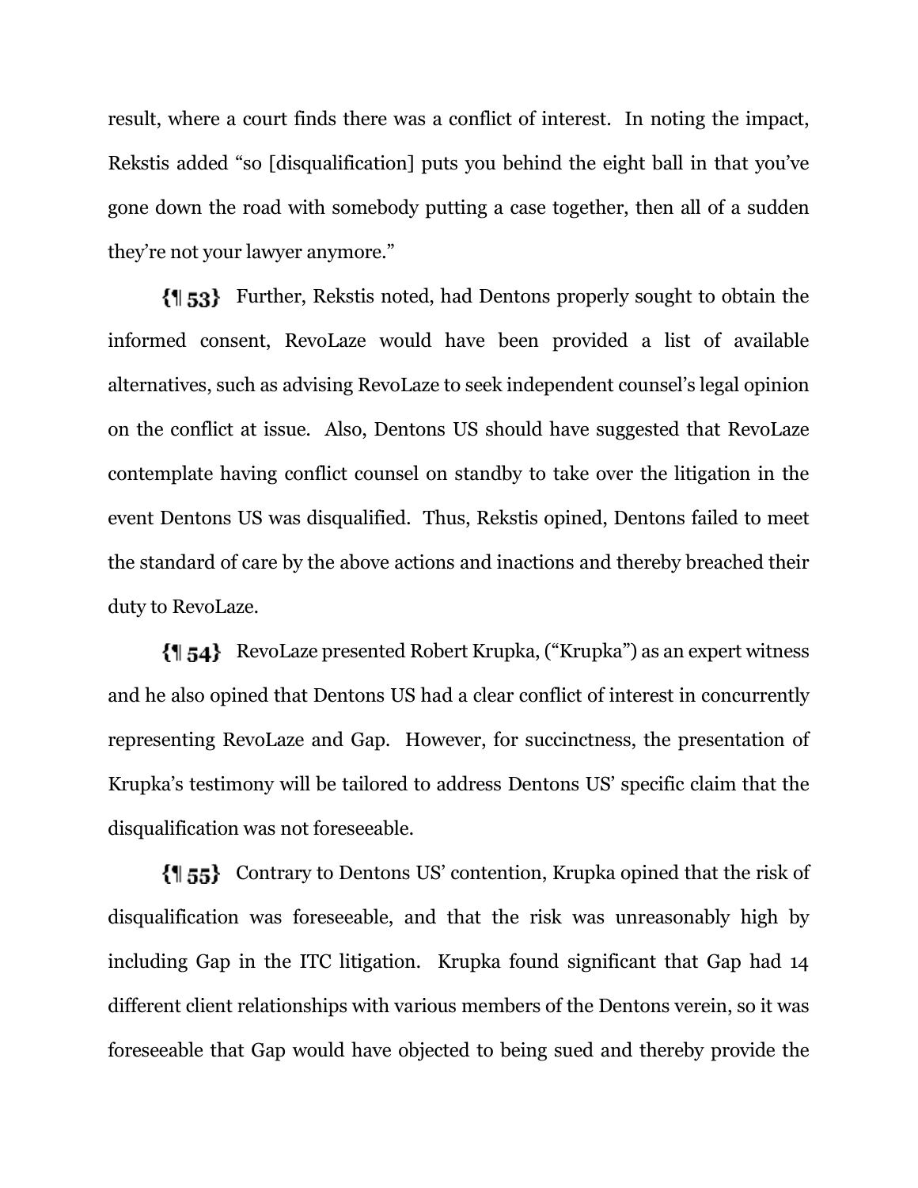result, where a court finds there was a conflict of interest. In noting the impact, Rekstis added "so [disqualification] puts you behind the eight ball in that you've gone down the road with somebody putting a case together, then all of a sudden they're not your lawyer anymore."

**{¶ 53}** Further, Rekstis noted, had Dentons properly sought to obtain the informed consent, RevoLaze would have been provided a list of available alternatives, such as advising RevoLaze to seek independent counsel's legal opinion on the conflict at issue. Also, Dentons US should have suggested that RevoLaze contemplate having conflict counsel on standby to take over the litigation in the event Dentons US was disqualified. Thus, Rekstis opined, Dentons failed to meet the standard of care by the above actions and inactions and thereby breached their duty to RevoLaze.

**{¶ 54}** RevoLaze presented Robert Krupka, ("Krupka") as an expert witness and he also opined that Dentons US had a clear conflict of interest in concurrently representing RevoLaze and Gap. However, for succinctness, the presentation of Krupka's testimony will be tailored to address Dentons US' specific claim that the disqualification was not foreseeable.

**{¶ 55}** Contrary to Dentons US' contention, Krupka opined that the risk of disqualification was foreseeable, and that the risk was unreasonably high by including Gap in the ITC litigation. Krupka found significant that Gap had 14 different client relationships with various members of the Dentons verein, so it was foreseeable that Gap would have objected to being sued and thereby provide the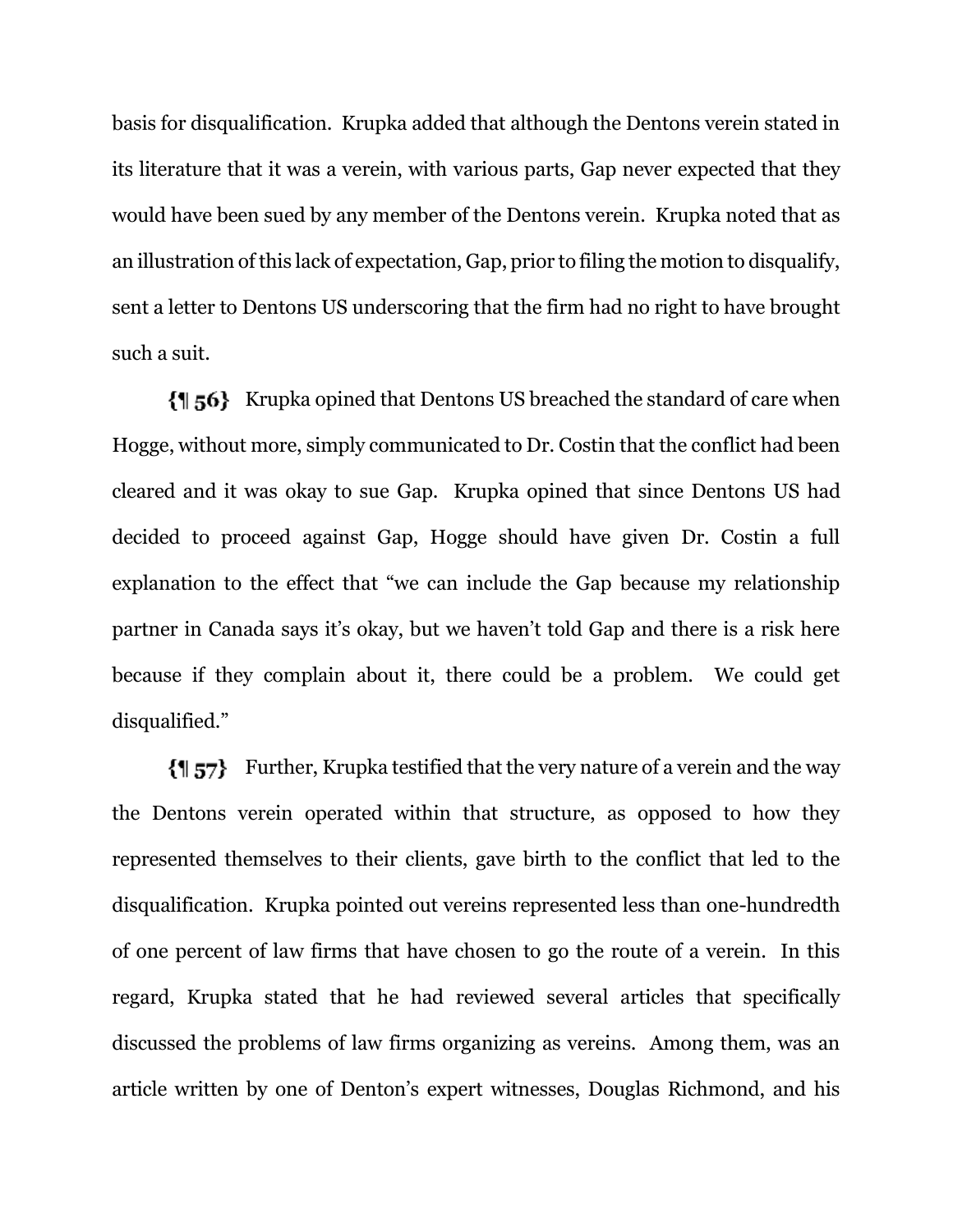basis for disqualification. Krupka added that although the Dentons verein stated in its literature that it was a verein, with various parts, Gap never expected that they would have been sued by any member of the Dentons verein. Krupka noted that as an illustration of this lack of expectation, Gap, prior to filing the motion to disqualify, sent a letter to Dentons US underscoring that the firm had no right to have brought such a suit.

{¶ 56} Krupka opined that Dentons US breached the standard of care when Hogge, without more, simply communicated to Dr. Costin that the conflict had been cleared and it was okay to sue Gap. Krupka opined that since Dentons US had decided to proceed against Gap, Hogge should have given Dr. Costin a full explanation to the effect that "we can include the Gap because my relationship partner in Canada says it's okay, but we haven't told Gap and there is a risk here because if they complain about it, there could be a problem. We could get disqualified."

{¶ 57} Further, Krupka testified that the very nature of a verein and the way the Dentons verein operated within that structure, as opposed to how they represented themselves to their clients, gave birth to the conflict that led to the disqualification. Krupka pointed out vereins represented less than one-hundredth of one percent of law firms that have chosen to go the route of a verein. In this regard, Krupka stated that he had reviewed several articles that specifically discussed the problems of law firms organizing as vereins. Among them, was an article written by one of Denton's expert witnesses, Douglas Richmond, and his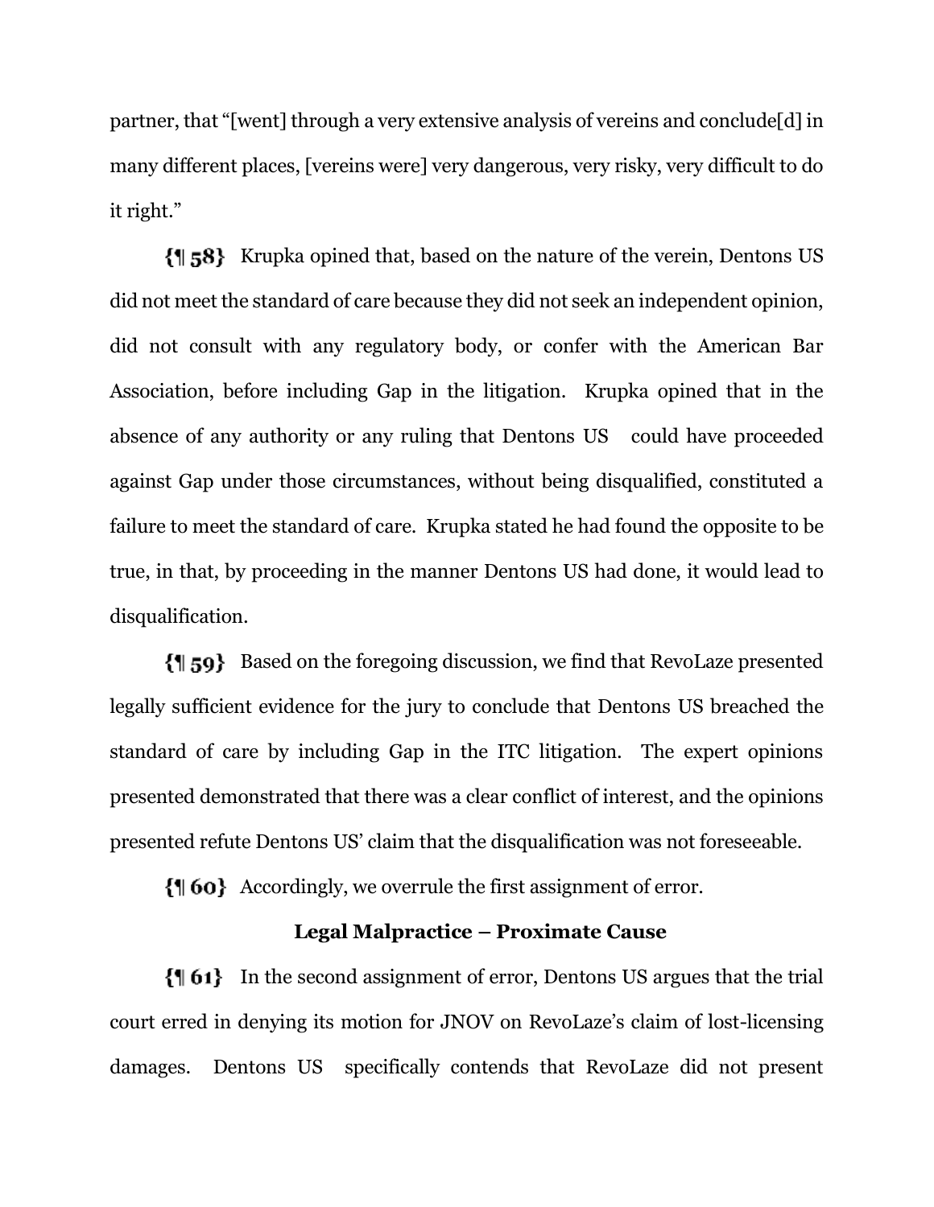partner, that "[went] through a very extensive analysis of vereins and conclude[d] in many different places, [vereins were] very dangerous, very risky, very difficult to do it right."

{¶ 58} Krupka opined that, based on the nature of the verein, Dentons US did not meet the standard of care because they did not seek an independent opinion, did not consult with any regulatory body, or confer with the American Bar Association, before including Gap in the litigation. Krupka opined that in the absence of any authority or any ruling that Dentons US could have proceeded against Gap under those circumstances, without being disqualified, constituted a failure to meet the standard of care. Krupka stated he had found the opposite to be true, in that, by proceeding in the manner Dentons US had done, it would lead to disqualification.

{¶ 59} Based on the foregoing discussion, we find that RevoLaze presented legally sufficient evidence for the jury to conclude that Dentons US breached the standard of care by including Gap in the ITC litigation. The expert opinions presented demonstrated that there was a clear conflict of interest, and the opinions presented refute Dentons US' claim that the disqualification was not foreseeable.

{¶ 60} Accordingly, we overrule the first assignment of error.

**Legal Malpractice – Proximate Cause**

{¶ 61} In the second assignment of error, Dentons US argues that the trial court erred in denying its motion for JNOV on RevoLaze's claim of lost-licensing damages. Dentons US specifically contends that RevoLaze did not present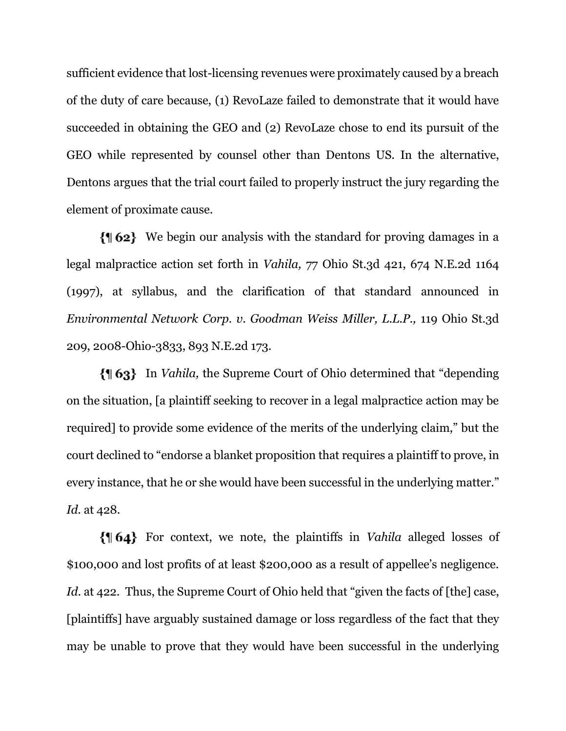sufficient evidence that lost-licensing revenues were proximately caused by a breach of the duty of care because, (1) RevoLaze failed to demonstrate that it would have succeeded in obtaining the GEO and (2) RevoLaze chose to end its pursuit of the GEO while represented by counsel other than Dentons US. In the alternative, Dentons argues that the trial court failed to properly instruct the jury regarding the element of proximate cause.

**{¶ 62}** We begin our analysis with the standard for proving damages in a legal malpractice action set forth in *Vahila,* 77 Ohio St.3d 421, 674 N.E.2d 1164 (1997), at syllabus, and the clarification of that standard announced in *Environmental Network Corp. v. Goodman Weiss Miller, L.L.P.,* 119 Ohio St.3d 209, 2008-Ohio-3833, 893 N.E.2d 173.

**{¶ 63}** In *Vahila,* the Supreme Court of Ohio determined that "depending on the situation, [a plaintiff seeking to recover in a legal malpractice action may be required] to provide some evidence of the merits of the underlying claim," but the court declined to "endorse a blanket proposition that requires a plaintiff to prove, in every instance, that he or she would have been successful in the underlying matter." *Id.* at 428.

**{¶ 64}** For context, we note, the plaintiffs in *Vahila* alleged losses of $100,000 and lost profits of at least $200,000 as a result of appellee's negligence. *Id.* at 422. Thus, the Supreme Court of Ohio held that "given the facts of [the] case, [plaintiffs] have arguably sustained damage or loss regardless of the fact that they may be unable to prove that they would have been successful in the underlying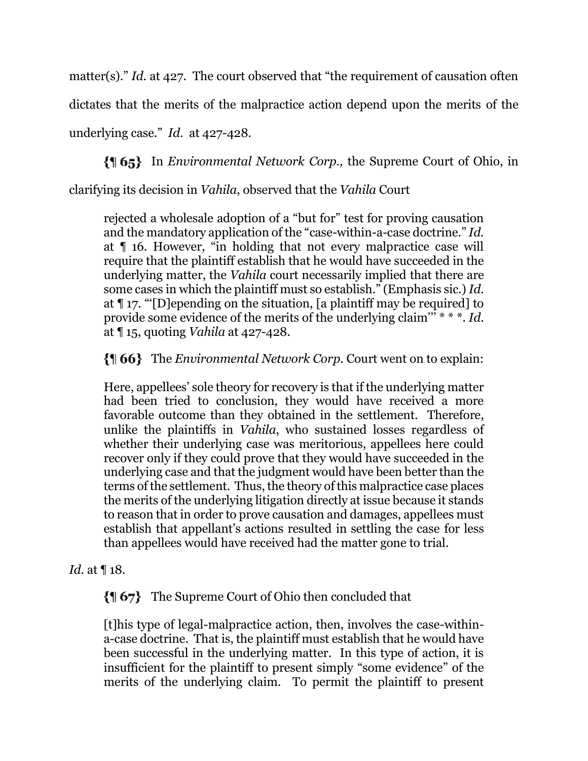matter(s)." *Id.* at 427. The court observed that "the requirement of causation often dictates that the merits of the malpractice action depend upon the merits of the underlying case." *Id.* at 427-428.

**{¶ 65}** In *Environmental Network Corp.,* the Supreme Court of Ohio, in clarifying its decision in *Vahila*, observed that the *Vahila* Court

> rejected a wholesale adoption of a "but for" test for proving causation and the mandatory application of the "case-within-a-case doctrine." *Id.* at ¶ 16. However, "in holding that not every malpractice case will require that the plaintiff establish that he would have succeeded in the underlying matter, the *Vahila* court necessarily implied that there are some cases in which the plaintiff must so establish." (Emphasis sic.) *Id.* at ¶ 17. "'[D]epending on the situation, [a plaintiff may be required] to provide some evidence of the merits of the underlying claim'" * * *. *Id.* at ¶ 15, quoting *Vahila* at 427-428.

**{¶ 66}** The *Environmental Network Corp.* Court went on to explain:

> Here, appellees' sole theory for recovery is that if the underlying matter had been tried to conclusion, they would have received a more favorable outcome than they obtained in the settlement. Therefore, unlike the plaintiffs in *Vahila*, who sustained losses regardless of whether their underlying case was meritorious, appellees here could recover only if they could prove that they would have succeeded in the underlying case and that the judgment would have been better than the terms of the settlement. Thus, the theory of this malpractice case places the merits of the underlying litigation directly at issue because it stands to reason that in order to prove causation and damages, appellees must establish that appellant's actions resulted in settling the case for less than appellees would have received had the matter gone to trial.

*Id.* at ¶ 18.

**{¶ 67}** The Supreme Court of Ohio then concluded that

> [t]his type of legal-malpractice action, then, involves the case-within-a-case doctrine. That is, the plaintiff must establish that he would have been successful in the underlying matter. In this type of action, it is insufficient for the plaintiff to present simply "some evidence" of the merits of the underlying claim. To permit the plaintiff to present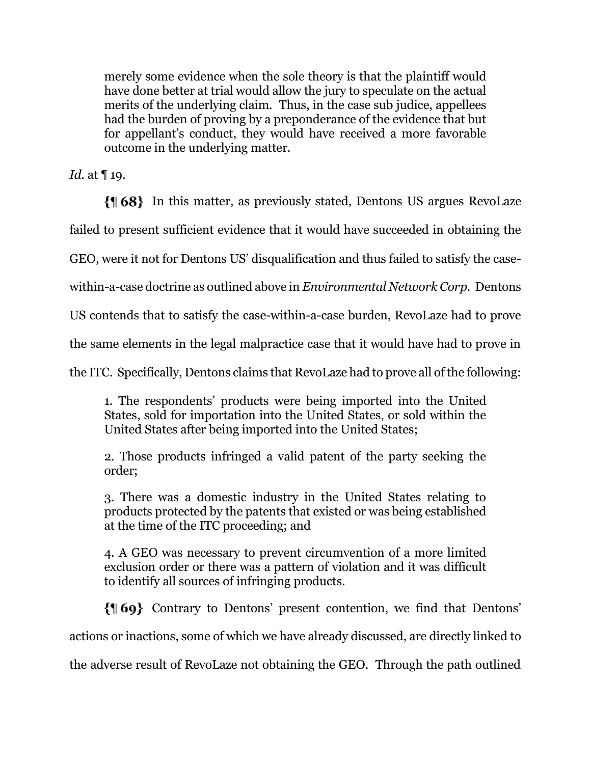> merely some evidence when the sole theory is that the plaintiff would have done better at trial would allow the jury to speculate on the actual merits of the underlying claim. Thus, in the case sub judice, appellees had the burden of proving by a preponderance of the evidence that but for appellant's conduct, they would have received a more favorable outcome in the underlying matter.

*Id.* at ¶ 19.

**{¶ 68}** In this matter, as previously stated, Dentons US argues RevoLaze failed to present sufficient evidence that it would have succeeded in obtaining the GEO, were it not for Dentons US' disqualification and thus failed to satisfy the case-within-a-case doctrine as outlined above in *Environmental Network Corp.* Dentons US contends that to satisfy the case-within-a-case burden, RevoLaze had to prove the same elements in the legal malpractice case that it would have had to prove in the ITC. Specifically, Dentons claims that RevoLaze had to prove all of the following:

> 1. The respondents' products were being imported into the United States, sold for importation into the United States, or sold within the United States after being imported into the United States;
>
> 2. Those products infringed a valid patent of the party seeking the order;
>
> 3. There was a domestic industry in the United States relating to products protected by the patents that existed or was being established at the time of the ITC proceeding; and
>
> 4. A GEO was necessary to prevent circumvention of a more limited exclusion order or there was a pattern of violation and it was difficult to identify all sources of infringing products.

**{¶ 69}** Contrary to Dentons' present contention, we find that Dentons' actions or inactions, some of which we have already discussed, are directly linked to the adverse result of RevoLaze not obtaining the GEO. Through the path outlined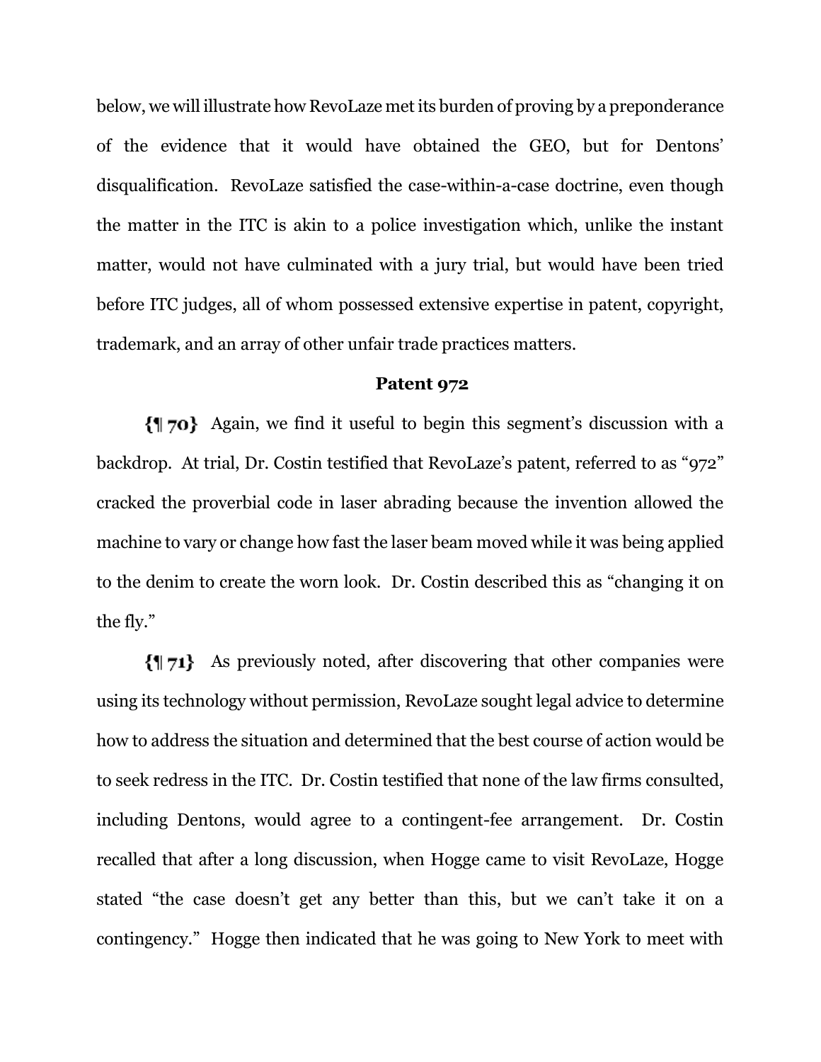below, we will illustrate how RevoLaze met its burden of proving by a preponderance of the evidence that it would have obtained the GEO, but for Dentons' disqualification. RevoLaze satisfied the case-within-a-case doctrine, even though the matter in the ITC is akin to a police investigation which, unlike the instant matter, would not have culminated with a jury trial, but would have been tried before ITC judges, all of whom possessed extensive expertise in patent, copyright, trademark, and an array of other unfair trade practices matters.

### Patent 972

**{¶ 70}** Again, we find it useful to begin this segment's discussion with a backdrop. At trial, Dr. Costin testified that RevoLaze's patent, referred to as "972" cracked the proverbial code in laser abrading because the invention allowed the machine to vary or change how fast the laser beam moved while it was being applied to the denim to create the worn look. Dr. Costin described this as "changing it on the fly."

**{¶ 71}** As previously noted, after discovering that other companies were using its technology without permission, RevoLaze sought legal advice to determine how to address the situation and determined that the best course of action would be to seek redress in the ITC. Dr. Costin testified that none of the law firms consulted, including Dentons, would agree to a contingent-fee arrangement. Dr. Costin recalled that after a long discussion, when Hogge came to visit RevoLaze, Hogge stated "the case doesn't get any better than this, but we can't take it on a contingency." Hogge then indicated that he was going to New York to meet with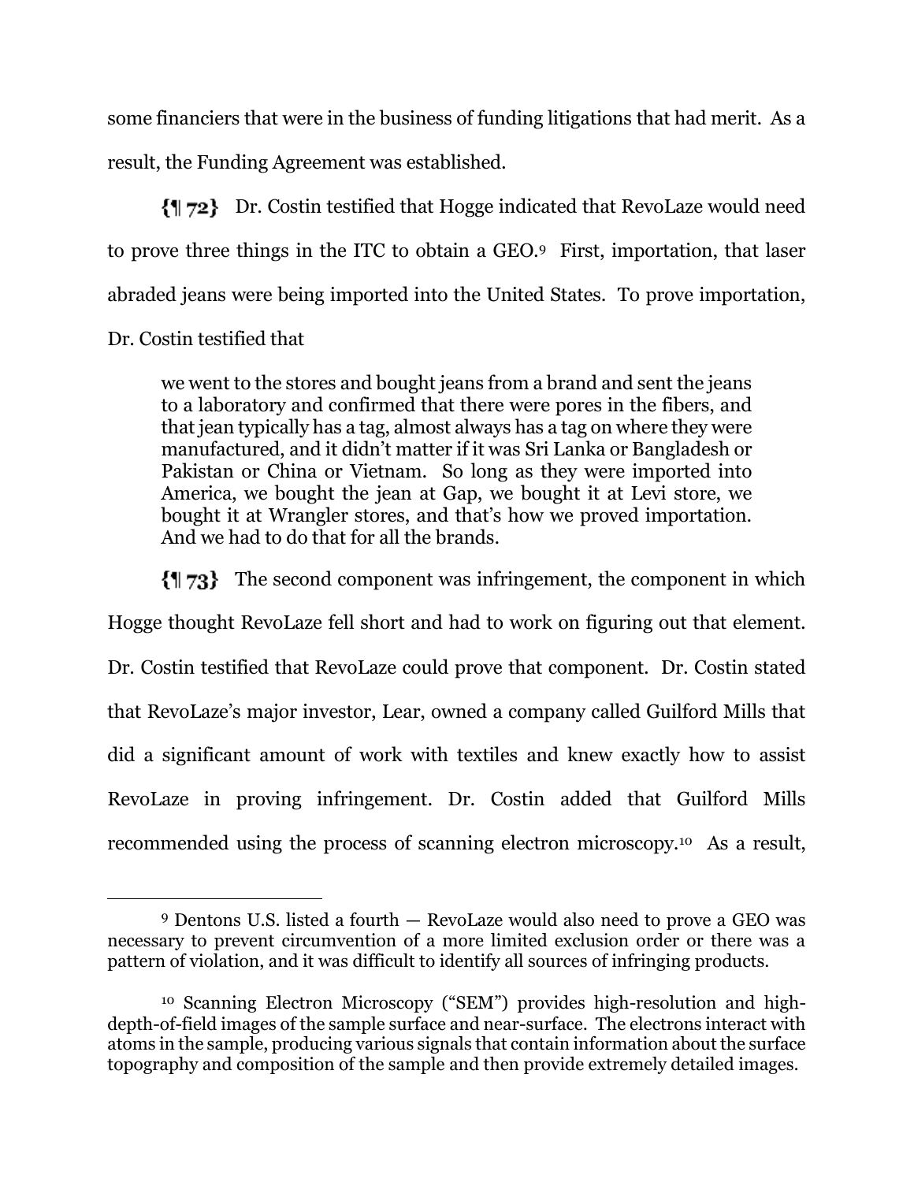some financiers that were in the business of funding litigations that had merit. As a result, the Funding Agreement was established.

**{¶ 72}** Dr. Costin testified that Hogge indicated that RevoLaze would need to prove three things in the ITC to obtain a GEO.[9] First, importation, that laser abraded jeans were being imported into the United States. To prove importation, Dr. Costin testified that

> we went to the stores and bought jeans from a brand and sent the jeans to a laboratory and confirmed that there were pores in the fibers, and that jean typically has a tag, almost always has a tag on where they were manufactured, and it didn't matter if it was Sri Lanka or Bangladesh or Pakistan or China or Vietnam. So long as they were imported into America, we bought the jean at Gap, we bought it at Levi store, we bought it at Wrangler stores, and that's how we proved importation. And we had to do that for all the brands.

**{¶ 73}** The second component was infringement, the component in which Hogge thought RevoLaze fell short and had to work on figuring out that element. Dr. Costin testified that RevoLaze could prove that component. Dr. Costin stated that RevoLaze's major investor, Lear, owned a company called Guilford Mills that did a significant amount of work with textiles and knew exactly how to assist RevoLaze in proving infringement. Dr. Costin added that Guilford Mills recommended using the process of scanning electron microscopy.[10] As a result,

---

[9] Dentons U.S. listed a fourth — RevoLaze would also need to prove a GEO was necessary to prevent circumvention of a more limited exclusion order or there was a pattern of violation, and it was difficult to identify all sources of infringing products.

[10] Scanning Electron Microscopy ("SEM") provides high-resolution and high-depth-of-field images of the sample surface and near-surface. The electrons interact with atoms in the sample, producing various signals that contain information about the surface topography and composition of the sample and then provide extremely detailed images.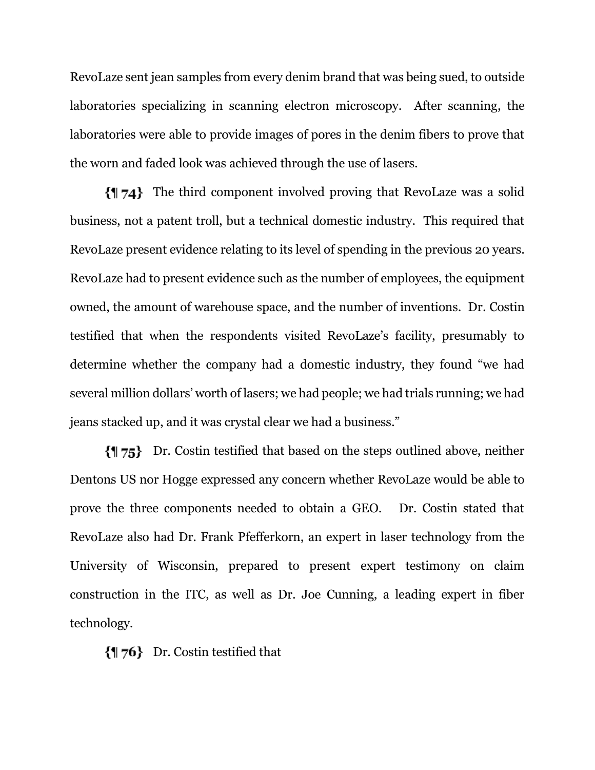RevoLaze sent jean samples from every denim brand that was being sued, to outside laboratories specializing in scanning electron microscopy. After scanning, the laboratories were able to provide images of pores in the denim fibers to prove that the worn and faded look was achieved through the use of lasers.

{¶ 74} The third component involved proving that RevoLaze was a solid business, not a patent troll, but a technical domestic industry. This required that RevoLaze present evidence relating to its level of spending in the previous 20 years. RevoLaze had to present evidence such as the number of employees, the equipment owned, the amount of warehouse space, and the number of inventions. Dr. Costin testified that when the respondents visited RevoLaze's facility, presumably to determine whether the company had a domestic industry, they found "we had several million dollars' worth of lasers; we had people; we had trials running; we had jeans stacked up, and it was crystal clear we had a business."

{¶ 75} Dr. Costin testified that based on the steps outlined above, neither Dentons US nor Hogge expressed any concern whether RevoLaze would be able to prove the three components needed to obtain a GEO. Dr. Costin stated that RevoLaze also had Dr. Frank Pfefferkorn, an expert in laser technology from the University of Wisconsin, prepared to present expert testimony on claim construction in the ITC, as well as Dr. Joe Cunning, a leading expert in fiber technology.

{¶ 76} Dr. Costin testified that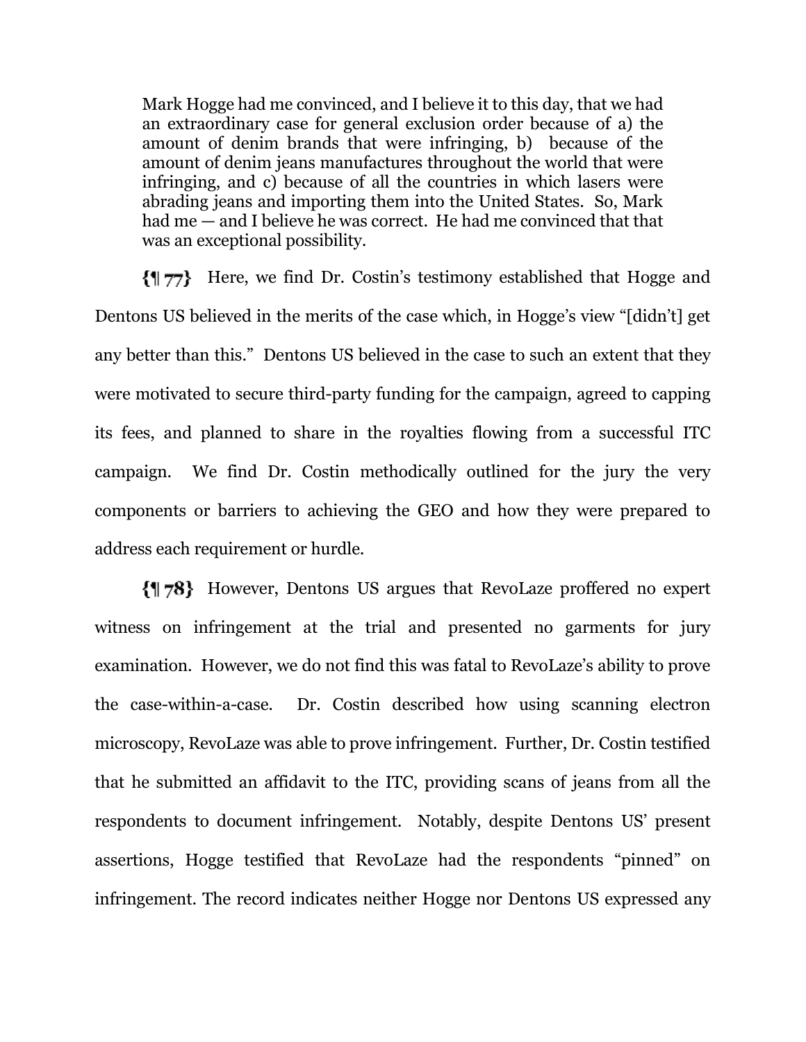> Mark Hogge had me convinced, and I believe it to this day, that we had an extraordinary case for general exclusion order because of a) the amount of denim brands that were infringing, b) because of the amount of denim jeans manufactures throughout the world that were infringing, and c) because of all the countries in which lasers were abrading jeans and importing them into the United States. So, Mark had me — and I believe he was correct. He had me convinced that that was an exceptional possibility.

{¶ 77} Here, we find Dr. Costin's testimony established that Hogge and Dentons US believed in the merits of the case which, in Hogge's view "[didn't] get any better than this." Dentons US believed in the case to such an extent that they were motivated to secure third-party funding for the campaign, agreed to capping its fees, and planned to share in the royalties flowing from a successful ITC campaign. We find Dr. Costin methodically outlined for the jury the very components or barriers to achieving the GEO and how they were prepared to address each requirement or hurdle.

{¶ 78} However, Dentons US argues that RevoLaze proffered no expert witness on infringement at the trial and presented no garments for jury examination. However, we do not find this was fatal to RevoLaze's ability to prove the case-within-a-case. Dr. Costin described how using scanning electron microscopy, RevoLaze was able to prove infringement. Further, Dr. Costin testified that he submitted an affidavit to the ITC, providing scans of jeans from all the respondents to document infringement. Notably, despite Dentons US' present assertions, Hogge testified that RevoLaze had the respondents "pinned" on infringement. The record indicates neither Hogge nor Dentons US expressed any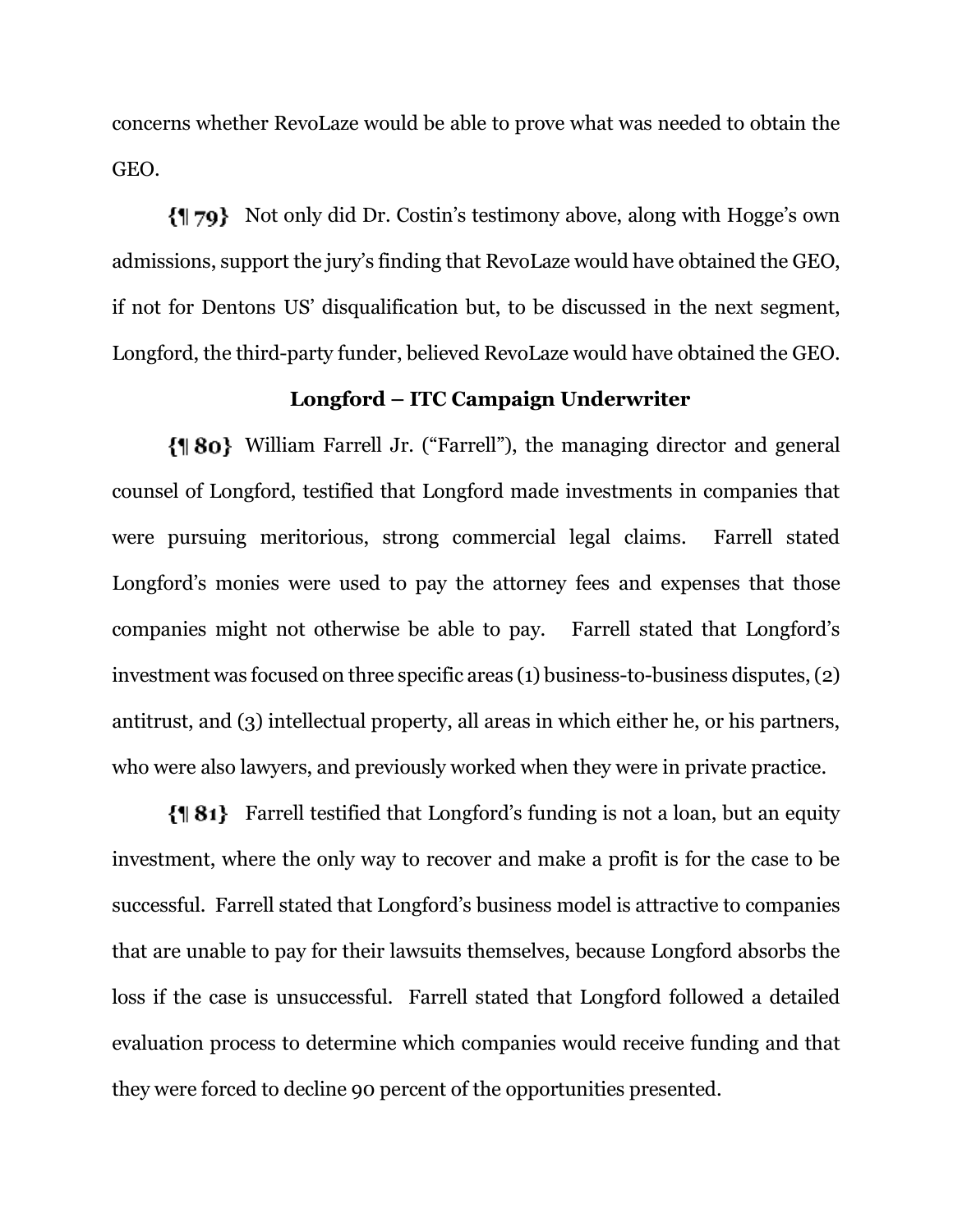concerns whether RevoLaze would be able to prove what was needed to obtain the GEO.

{¶ 79} Not only did Dr. Costin's testimony above, along with Hogge's own admissions, support the jury's finding that RevoLaze would have obtained the GEO, if not for Dentons US' disqualification but, to be discussed in the next segment, Longford, the third-party funder, believed RevoLaze would have obtained the GEO.

**Longford – ITC Campaign Underwriter**

{¶ 80} William Farrell Jr. ("Farrell"), the managing director and general counsel of Longford, testified that Longford made investments in companies that were pursuing meritorious, strong commercial legal claims. Farrell stated Longford's monies were used to pay the attorney fees and expenses that those companies might not otherwise be able to pay. Farrell stated that Longford's investment was focused on three specific areas (1) business-to-business disputes, (2) antitrust, and (3) intellectual property, all areas in which either he, or his partners, who were also lawyers, and previously worked when they were in private practice.

{¶ 81} Farrell testified that Longford's funding is not a loan, but an equity investment, where the only way to recover and make a profit is for the case to be successful. Farrell stated that Longford's business model is attractive to companies that are unable to pay for their lawsuits themselves, because Longford absorbs the loss if the case is unsuccessful. Farrell stated that Longford followed a detailed evaluation process to determine which companies would receive funding and that they were forced to decline 90 percent of the opportunities presented.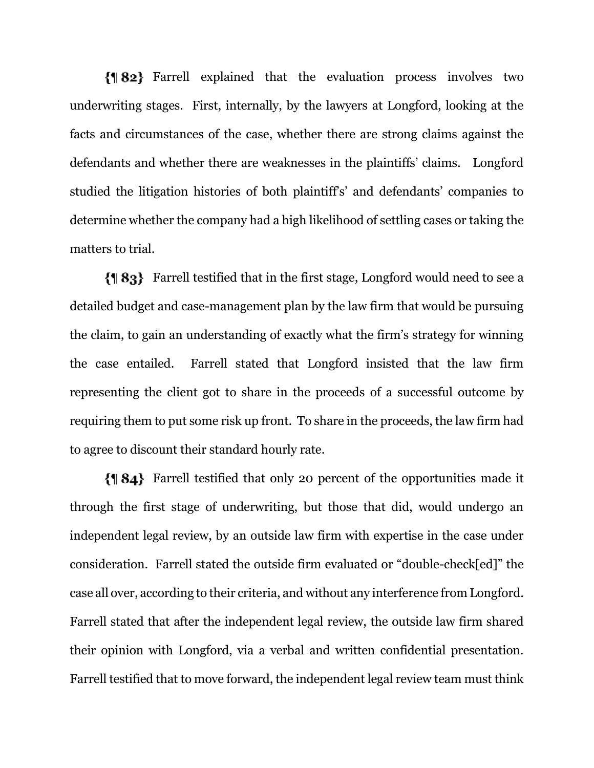{¶ 82} Farrell explained that the evaluation process involves two underwriting stages. First, internally, by the lawyers at Longford, looking at the facts and circumstances of the case, whether there are strong claims against the defendants and whether there are weaknesses in the plaintiffs' claims. Longford studied the litigation histories of both plaintiff's' and defendants' companies to determine whether the company had a high likelihood of settling cases or taking the matters to trial.

{¶ 83} Farrell testified that in the first stage, Longford would need to see a detailed budget and case-management plan by the law firm that would be pursuing the claim, to gain an understanding of exactly what the firm's strategy for winning the case entailed. Farrell stated that Longford insisted that the law firm representing the client got to share in the proceeds of a successful outcome by requiring them to put some risk up front. To share in the proceeds, the law firm had to agree to discount their standard hourly rate.

{¶ 84} Farrell testified that only 20 percent of the opportunities made it through the first stage of underwriting, but those that did, would undergo an independent legal review, by an outside law firm with expertise in the case under consideration. Farrell stated the outside firm evaluated or "double-check[ed]" the case all over, according to their criteria, and without any interference from Longford. Farrell stated that after the independent legal review, the outside law firm shared their opinion with Longford, via a verbal and written confidential presentation. Farrell testified that to move forward, the independent legal review team must think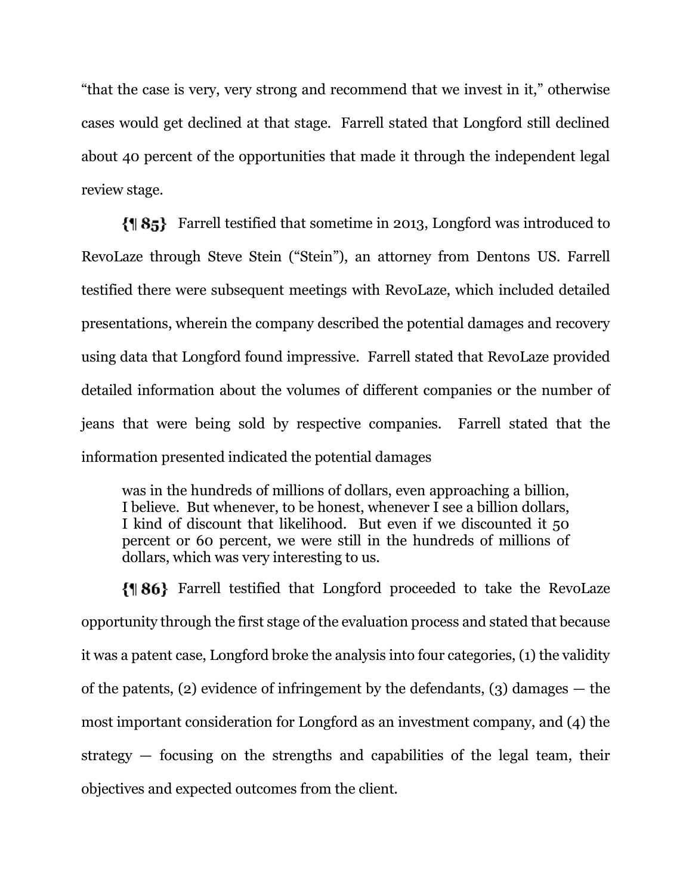"that the case is very, very strong and recommend that we invest in it," otherwise cases would get declined at that stage. Farrell stated that Longford still declined about 40 percent of the opportunities that made it through the independent legal review stage.

**{¶ 85}** Farrell testified that sometime in 2013, Longford was introduced to RevoLaze through Steve Stein ("Stein"), an attorney from Dentons US. Farrell testified there were subsequent meetings with RevoLaze, which included detailed presentations, wherein the company described the potential damages and recovery using data that Longford found impressive. Farrell stated that RevoLaze provided detailed information about the volumes of different companies or the number of jeans that were being sold by respective companies. Farrell stated that the information presented indicated the potential damages

> was in the hundreds of millions of dollars, even approaching a billion, I believe. But whenever, to be honest, whenever I see a billion dollars, I kind of discount that likelihood. But even if we discounted it 50 percent or 60 percent, we were still in the hundreds of millions of dollars, which was very interesting to us.

**{¶ 86}** Farrell testified that Longford proceeded to take the RevoLaze opportunity through the first stage of the evaluation process and stated that because it was a patent case, Longford broke the analysis into four categories, (1) the validity of the patents, (2) evidence of infringement by the defendants, (3) damages — the most important consideration for Longford as an investment company, and (4) the strategy — focusing on the strengths and capabilities of the legal team, their objectives and expected outcomes from the client.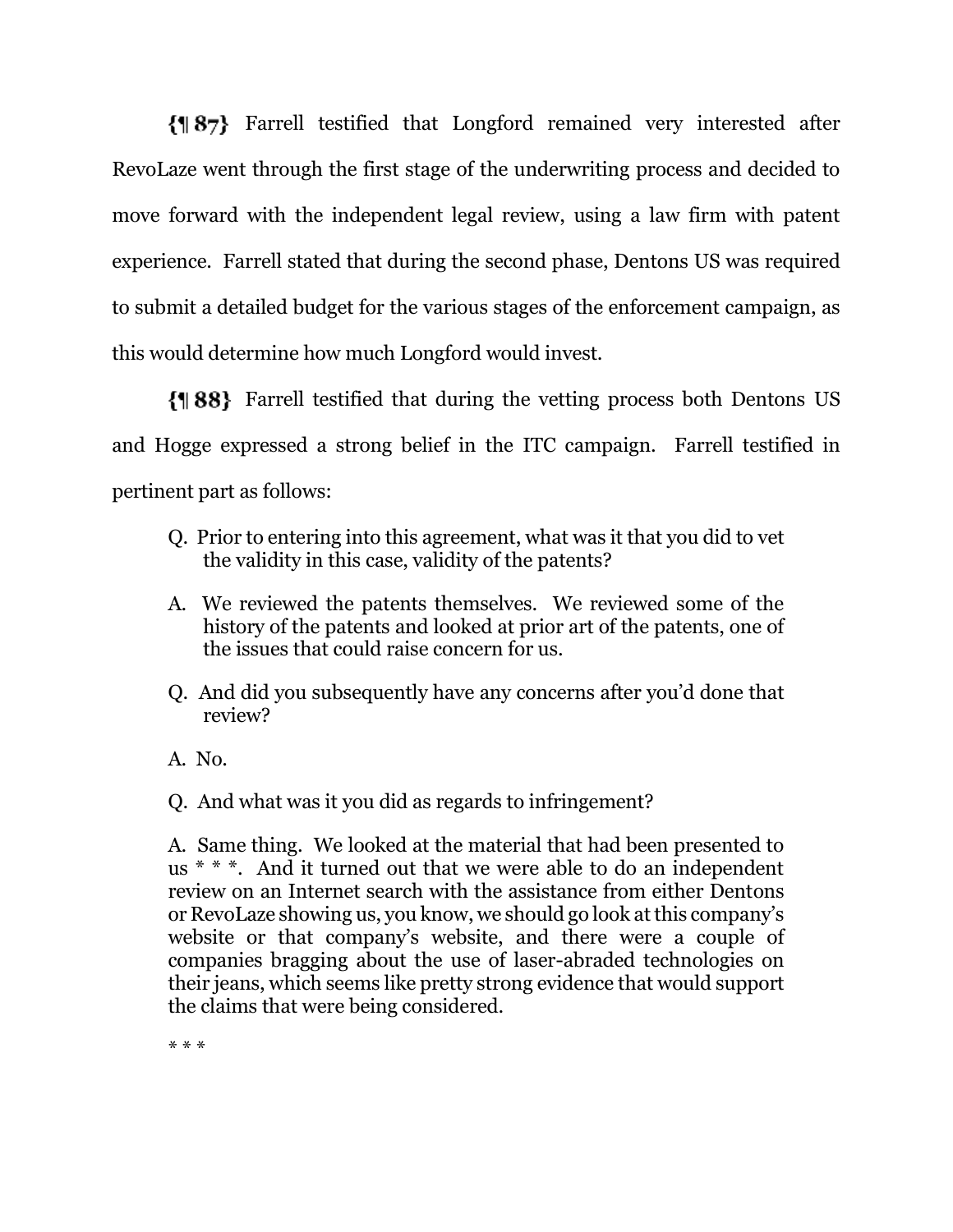**{¶ 87}** Farrell testified that Longford remained very interested after RevoLaze went through the first stage of the underwriting process and decided to move forward with the independent legal review, using a law firm with patent experience. Farrell stated that during the second phase, Dentons US was required to submit a detailed budget for the various stages of the enforcement campaign, as this would determine how much Longford would invest.

**{¶ 88}** Farrell testified that during the vetting process both Dentons US and Hogge expressed a strong belief in the ITC campaign. Farrell testified in pertinent part as follows:

> Q. Prior to entering into this agreement, what was it that you did to vet the validity in this case, validity of the patents?
>
> A. We reviewed the patents themselves. We reviewed some of the history of the patents and looked at prior art of the patents, one of the issues that could raise concern for us.
>
> Q. And did you subsequently have any concerns after you'd done that review?
>
> A. No.
>
> Q. And what was it you did as regards to infringement?
>
> A. Same thing. We looked at the material that had been presented to us * * *. And it turned out that we were able to do an independent review on an Internet search with the assistance from either Dentons or RevoLaze showing us, you know, we should go look at this company's website or that company's website, and there were a couple of companies bragging about the use of laser-abraded technologies on their jeans, which seems like pretty strong evidence that would support the claims that were being considered.
>
> * * *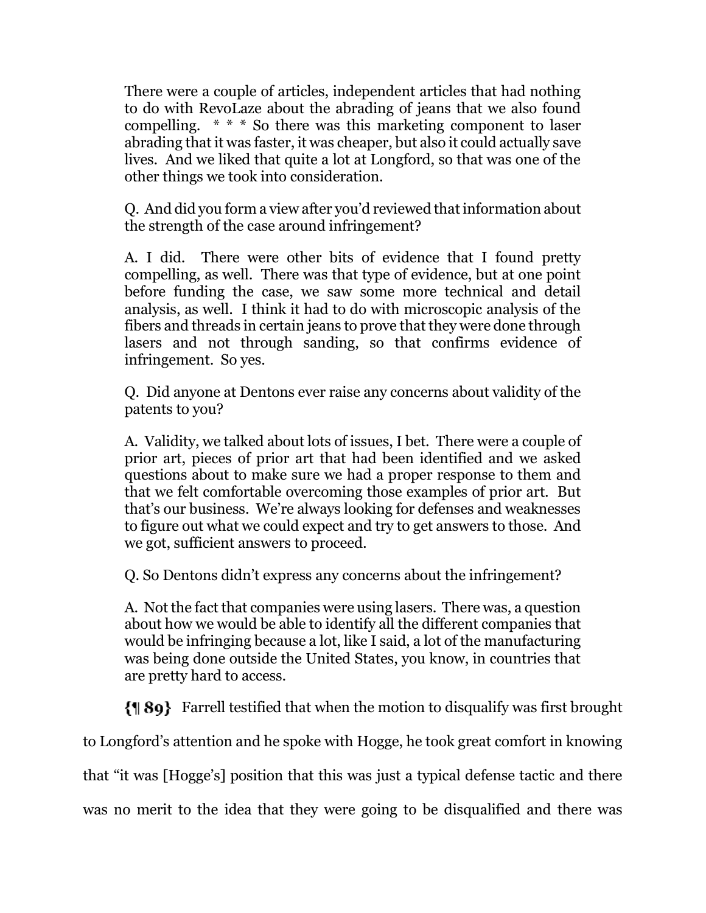> There were a couple of articles, independent articles that had nothing to do with RevoLaze about the abrading of jeans that we also found compelling. * * * So there was this marketing component to laser abrading that it was faster, it was cheaper, but also it could actually save lives. And we liked that quite a lot at Longford, so that was one of the other things we took into consideration.
>
> Q. And did you form a view after you'd reviewed that information about the strength of the case around infringement?
>
> A. I did. There were other bits of evidence that I found pretty compelling, as well. There was that type of evidence, but at one point before funding the case, we saw some more technical and detail analysis, as well. I think it had to do with microscopic analysis of the fibers and threads in certain jeans to prove that they were done through lasers and not through sanding, so that confirms evidence of infringement. So yes.
>
> Q. Did anyone at Dentons ever raise any concerns about validity of the patents to you?
>
> A. Validity, we talked about lots of issues, I bet. There were a couple of prior art, pieces of prior art that had been identified and we asked questions about to make sure we had a proper response to them and that we felt comfortable overcoming those examples of prior art. But that's our business. We're always looking for defenses and weaknesses to figure out what we could expect and try to get answers to those. And we got, sufficient answers to proceed.
>
> Q. So Dentons didn't express any concerns about the infringement?
>
> A. Not the fact that companies were using lasers. There was, a question about how we would be able to identify all the different companies that would be infringing because a lot, like I said, a lot of the manufacturing was being done outside the United States, you know, in countries that are pretty hard to access.

**{¶ 89}** Farrell testified that when the motion to disqualify was first brought to Longford's attention and he spoke with Hogge, he took great comfort in knowing that "it was [Hogge's] position that this was just a typical defense tactic and there was no merit to the idea that they were going to be disqualified and there was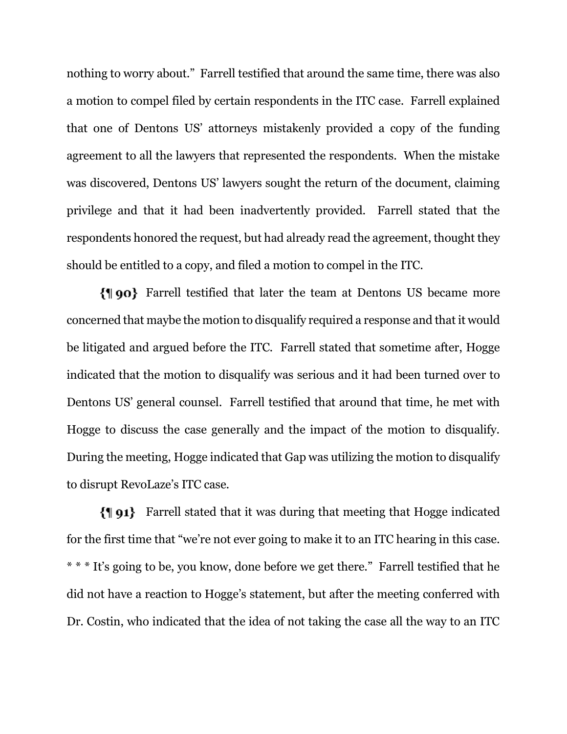nothing to worry about." Farrell testified that around the same time, there was also a motion to compel filed by certain respondents in the ITC case. Farrell explained that one of Dentons US' attorneys mistakenly provided a copy of the funding agreement to all the lawyers that represented the respondents. When the mistake was discovered, Dentons US' lawyers sought the return of the document, claiming privilege and that it had been inadvertently provided. Farrell stated that the respondents honored the request, but had already read the agreement, thought they should be entitled to a copy, and filed a motion to compel in the ITC.

**{¶ 90}** Farrell testified that later the team at Dentons US became more concerned that maybe the motion to disqualify required a response and that it would be litigated and argued before the ITC. Farrell stated that sometime after, Hogge indicated that the motion to disqualify was serious and it had been turned over to Dentons US' general counsel. Farrell testified that around that time, he met with Hogge to discuss the case generally and the impact of the motion to disqualify. During the meeting, Hogge indicated that Gap was utilizing the motion to disqualify to disrupt RevoLaze's ITC case.

**{¶ 91}** Farrell stated that it was during that meeting that Hogge indicated for the first time that "we're not ever going to make it to an ITC hearing in this case. * * * It's going to be, you know, done before we get there." Farrell testified that he did not have a reaction to Hogge's statement, but after the meeting conferred with Dr. Costin, who indicated that the idea of not taking the case all the way to an ITC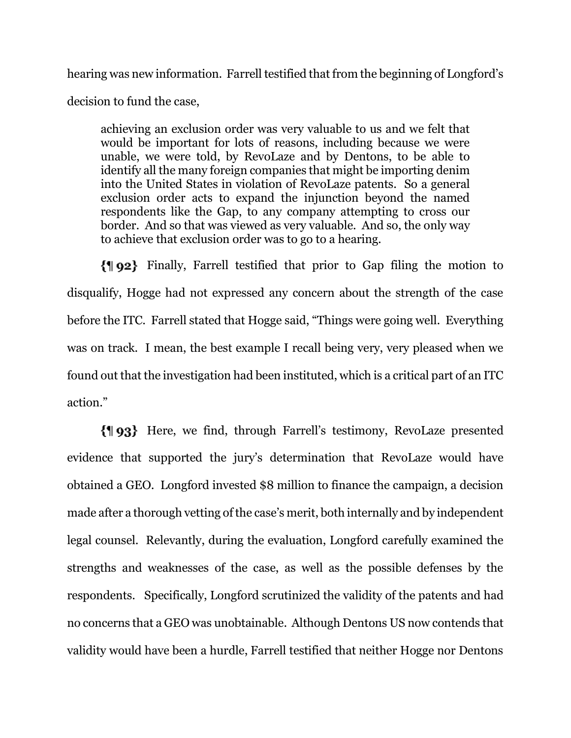hearing was new information. Farrell testified that from the beginning of Longford's decision to fund the case,

> achieving an exclusion order was very valuable to us and we felt that would be important for lots of reasons, including because we were unable, we were told, by RevoLaze and by Dentons, to be able to identify all the many foreign companies that might be importing denim into the United States in violation of RevoLaze patents. So a general exclusion order acts to expand the injunction beyond the named respondents like the Gap, to any company attempting to cross our border. And so that was viewed as very valuable. And so, the only way to achieve that exclusion order was to go to a hearing.

{¶ 92} Finally, Farrell testified that prior to Gap filing the motion to disqualify, Hogge had not expressed any concern about the strength of the case before the ITC. Farrell stated that Hogge said, "Things were going well. Everything was on track. I mean, the best example I recall being very, very pleased when we found out that the investigation had been instituted, which is a critical part of an ITC action."

{¶ 93} Here, we find, through Farrell's testimony, RevoLaze presented evidence that supported the jury's determination that RevoLaze would have obtained a GEO. Longford invested $8 million to finance the campaign, a decision made after a thorough vetting of the case's merit, both internally and by independent legal counsel. Relevantly, during the evaluation, Longford carefully examined the strengths and weaknesses of the case, as well as the possible defenses by the respondents. Specifically, Longford scrutinized the validity of the patents and had no concerns that a GEO was unobtainable. Although Dentons US now contends that validity would have been a hurdle, Farrell testified that neither Hogge nor Dentons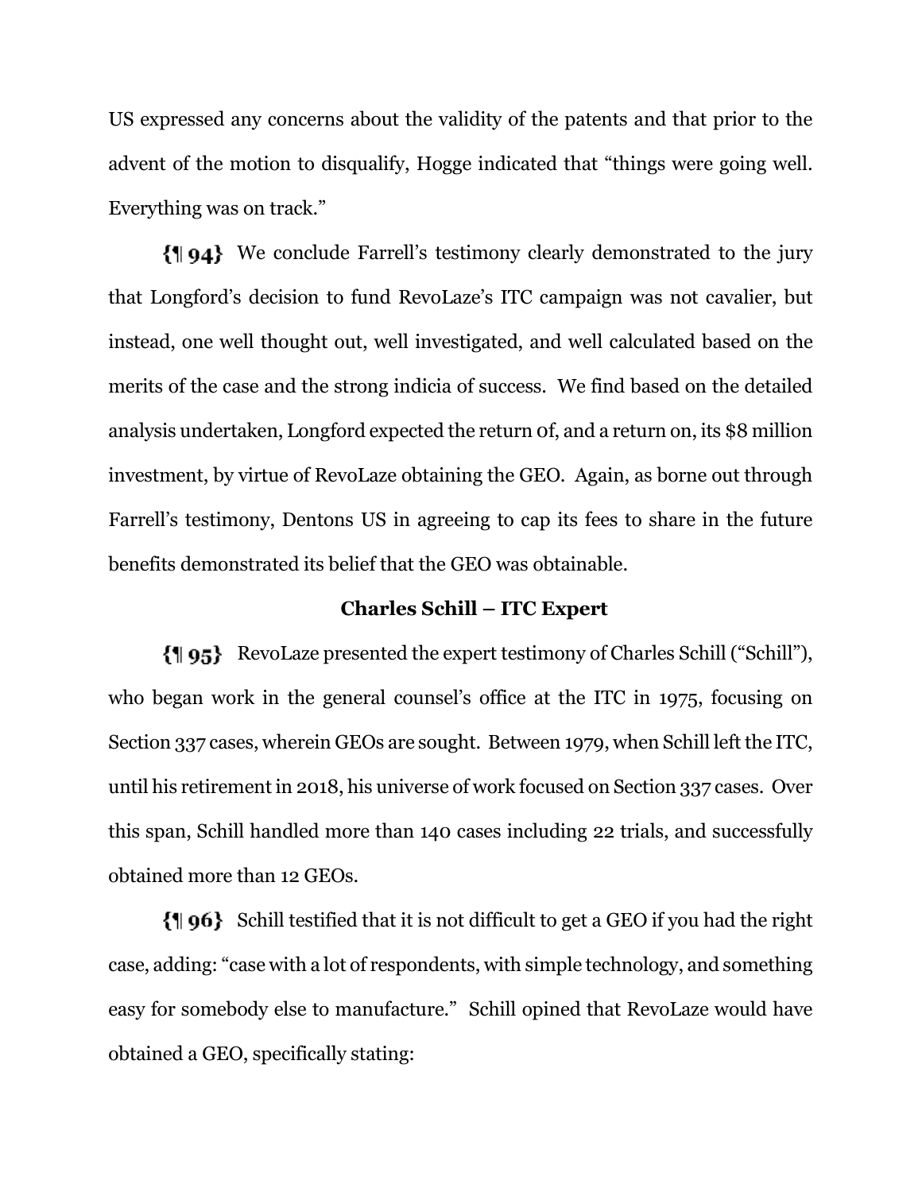US expressed any concerns about the validity of the patents and that prior to the advent of the motion to disqualify, Hogge indicated that "things were going well. Everything was on track."

{¶ 94} We conclude Farrell's testimony clearly demonstrated to the jury that Longford's decision to fund RevoLaze's ITC campaign was not cavalier, but instead, one well thought out, well investigated, and well calculated based on the merits of the case and the strong indicia of success. We find based on the detailed analysis undertaken, Longford expected the return of, and a return on, its $8 million investment, by virtue of RevoLaze obtaining the GEO. Again, as borne out through Farrell's testimony, Dentons US in agreeing to cap its fees to share in the future benefits demonstrated its belief that the GEO was obtainable.

**Charles Schill – ITC Expert**

{¶ 95} RevoLaze presented the expert testimony of Charles Schill ("Schill"), who began work in the general counsel's office at the ITC in 1975, focusing on Section 337 cases, wherein GEOs are sought. Between 1979, when Schill left the ITC, until his retirement in 2018, his universe of work focused on Section 337 cases. Over this span, Schill handled more than 140 cases including 22 trials, and successfully obtained more than 12 GEOs.

{¶ 96} Schill testified that it is not difficult to get a GEO if you had the right case, adding: "case with a lot of respondents, with simple technology, and something easy for somebody else to manufacture." Schill opined that RevoLaze would have obtained a GEO, specifically stating: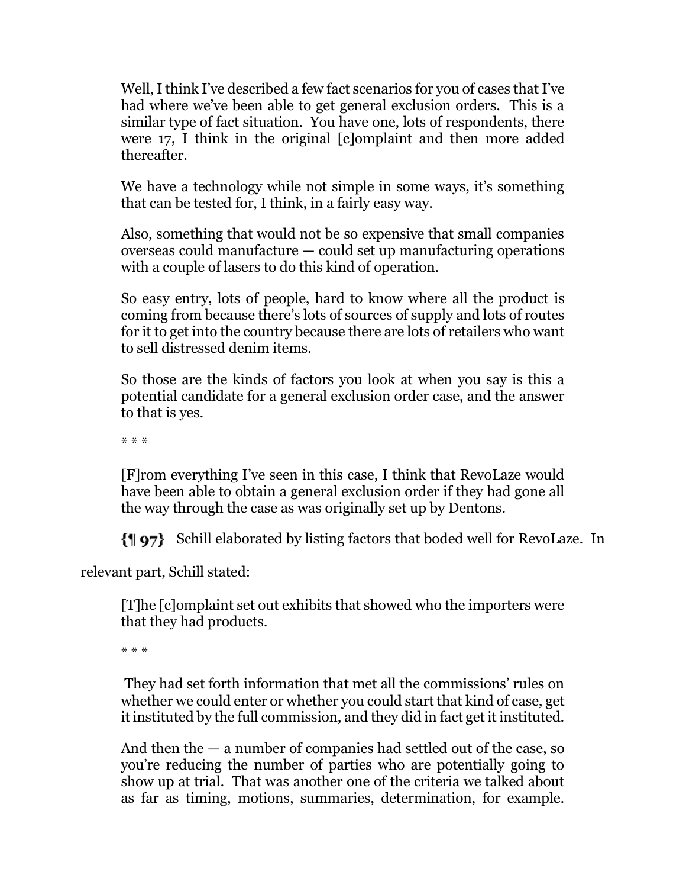> Well, I think I've described a few fact scenarios for you of cases that I've had where we've been able to get general exclusion orders. This is a similar type of fact situation. You have one, lots of respondents, there were 17, I think in the original [c]omplaint and then more added thereafter.
>
> We have a technology while not simple in some ways, it's something that can be tested for, I think, in a fairly easy way.
>
> Also, something that would not be so expensive that small companies overseas could manufacture — could set up manufacturing operations with a couple of lasers to do this kind of operation.
>
> So easy entry, lots of people, hard to know where all the product is coming from because there's lots of sources of supply and lots of routes for it to get into the country because there are lots of retailers who want to sell distressed denim items.
>
> So those are the kinds of factors you look at when you say is this a potential candidate for a general exclusion order case, and the answer to that is yes.
>
> * * *
>
> [F]rom everything I've seen in this case, I think that RevoLaze would have been able to obtain a general exclusion order if they had gone all the way through the case as was originally set up by Dentons.

{¶ 97} Schill elaborated by listing factors that boded well for RevoLaze. In relevant part, Schill stated:

> [T]he [c]omplaint set out exhibits that showed who the importers were that they had products.
>
> * * *
>
> They had set forth information that met all the commissions' rules on whether we could enter or whether you could start that kind of case, get it instituted by the full commission, and they did in fact get it instituted.
>
> And then the — a number of companies had settled out of the case, so you're reducing the number of parties who are potentially going to show up at trial. That was another one of the criteria we talked about as far as timing, motions, summaries, determination, for example.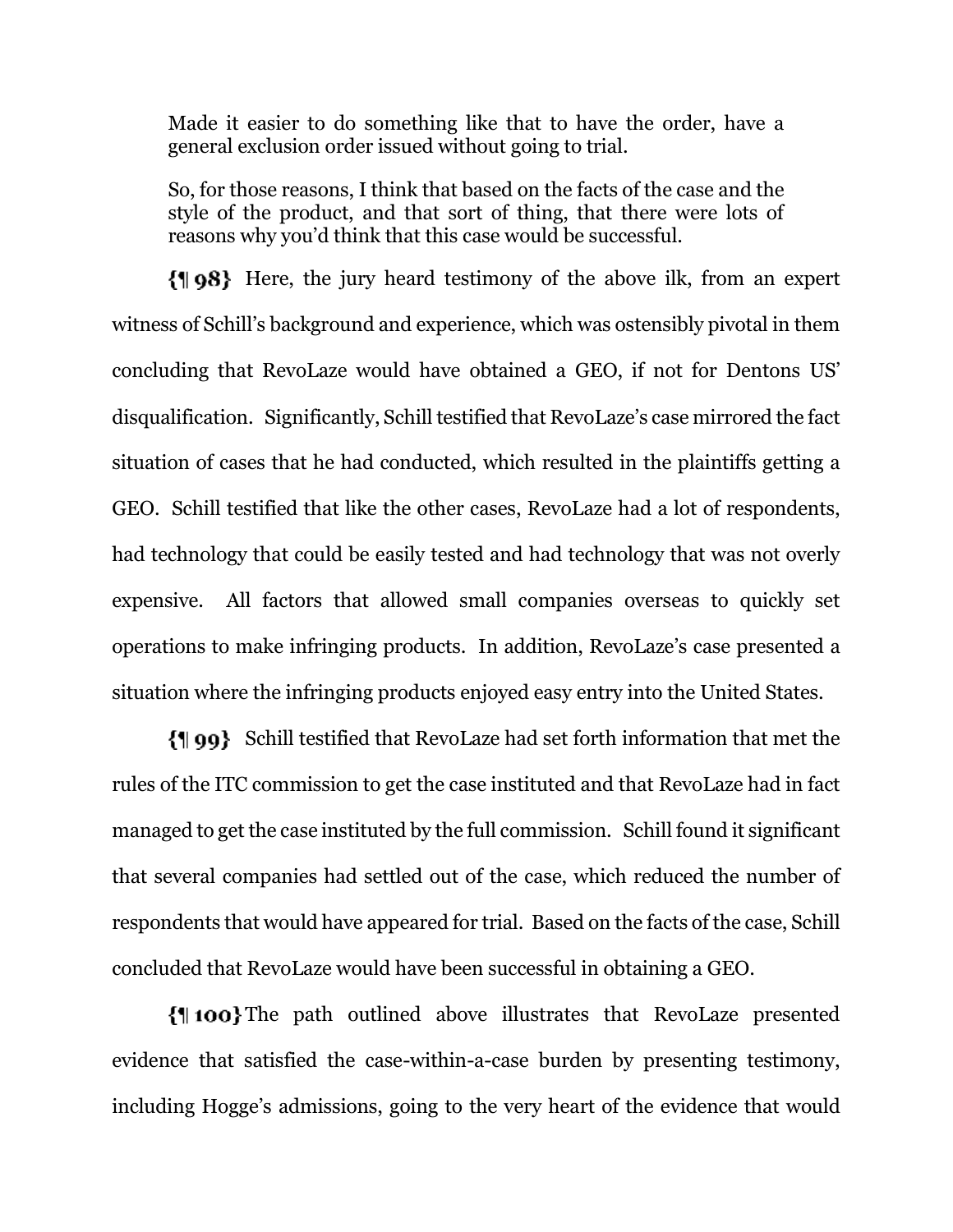> Made it easier to do something like that to have the order, have a general exclusion order issued without going to trial.
>
> So, for those reasons, I think that based on the facts of the case and the style of the product, and that sort of thing, that there were lots of reasons why you'd think that this case would be successful.

{¶ 98} Here, the jury heard testimony of the above ilk, from an expert witness of Schill's background and experience, which was ostensibly pivotal in them concluding that RevoLaze would have obtained a GEO, if not for Dentons US' disqualification. Significantly, Schill testified that RevoLaze's case mirrored the fact situation of cases that he had conducted, which resulted in the plaintiffs getting a GEO. Schill testified that like the other cases, RevoLaze had a lot of respondents, had technology that could be easily tested and had technology that was not overly expensive. All factors that allowed small companies overseas to quickly set operations to make infringing products. In addition, RevoLaze's case presented a situation where the infringing products enjoyed easy entry into the United States.

{¶ 99} Schill testified that RevoLaze had set forth information that met the rules of the ITC commission to get the case instituted and that RevoLaze had in fact managed to get the case instituted by the full commission. Schill found it significant that several companies had settled out of the case, which reduced the number of respondents that would have appeared for trial. Based on the facts of the case, Schill concluded that RevoLaze would have been successful in obtaining a GEO.

{¶ 100} The path outlined above illustrates that RevoLaze presented evidence that satisfied the case-within-a-case burden by presenting testimony, including Hogge's admissions, going to the very heart of the evidence that would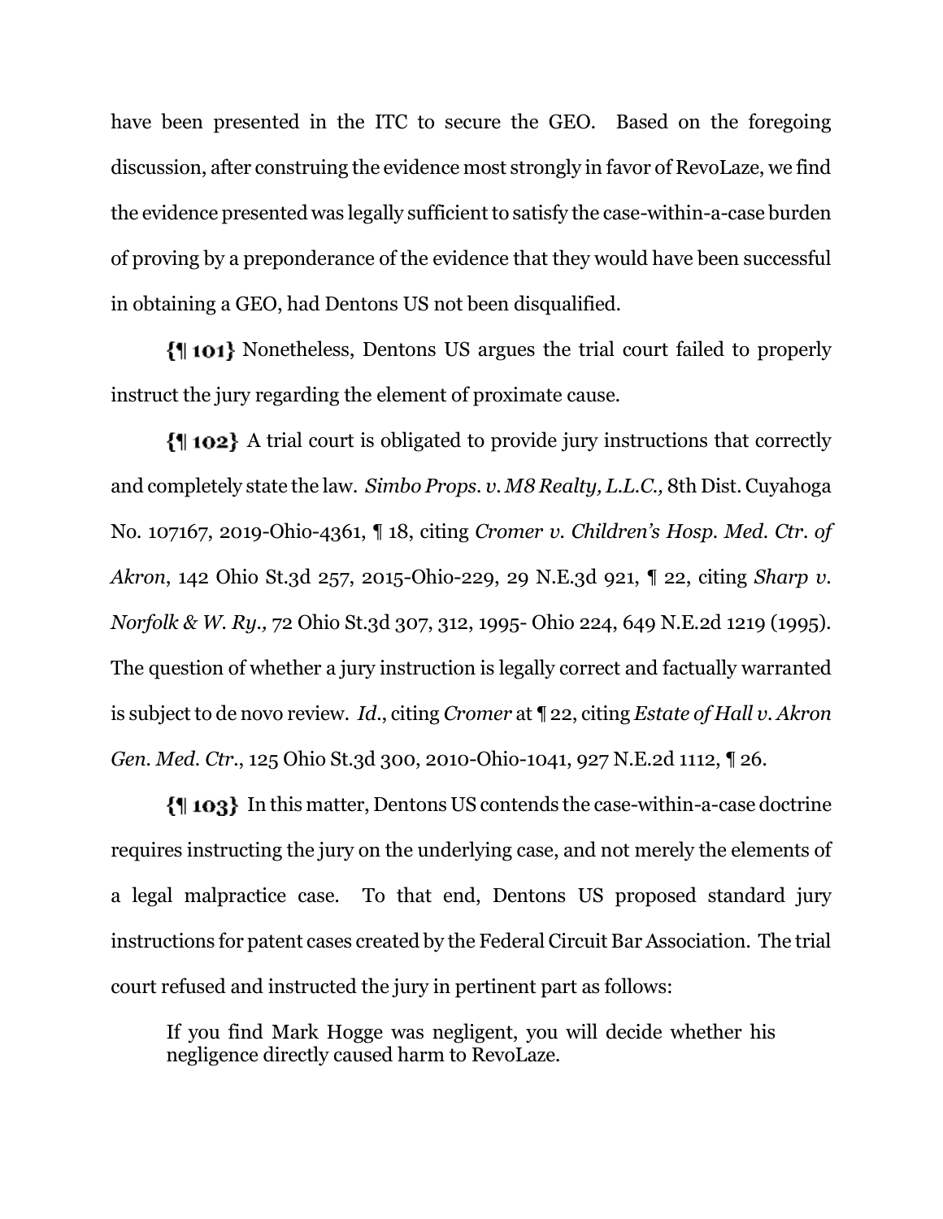have been presented in the ITC to secure the GEO. Based on the foregoing discussion, after construing the evidence most strongly in favor of RevoLaze, we find the evidence presented was legally sufficient to satisfy the case-within-a-case burden of proving by a preponderance of the evidence that they would have been successful in obtaining a GEO, had Dentons US not been disqualified.

**{¶ 101}** Nonetheless, Dentons US argues the trial court failed to properly instruct the jury regarding the element of proximate cause.

**{¶ 102}** A trial court is obligated to provide jury instructions that correctly and completely state the law. *Simbo Props. v. M8 Realty, L.L.C.,* 8th Dist. Cuyahoga No. 107167, 2019-Ohio-4361, ¶ 18, citing *Cromer v. Children's Hosp. Med. Ctr. of Akron*, 142 Ohio St.3d 257, 2015-Ohio-229, 29 N.E.3d 921, ¶ 22, citing *Sharp v. Norfolk & W. Ry.,* 72 Ohio St.3d 307, 312, 1995- Ohio 224, 649 N.E.2d 1219 (1995). The question of whether a jury instruction is legally correct and factually warranted is subject to de novo review. *Id.*, citing *Cromer* at ¶ 22, citing *Estate of Hall v. Akron Gen. Med. Ctr.*, 125 Ohio St.3d 300, 2010-Ohio-1041, 927 N.E.2d 1112, ¶ 26.

**{¶ 103}** In this matter, Dentons US contends the case-within-a-case doctrine requires instructing the jury on the underlying case, and not merely the elements of a legal malpractice case. To that end, Dentons US proposed standard jury instructions for patent cases created by the Federal Circuit Bar Association. The trial court refused and instructed the jury in pertinent part as follows:

> If you find Mark Hogge was negligent, you will decide whether his negligence directly caused harm to RevoLaze.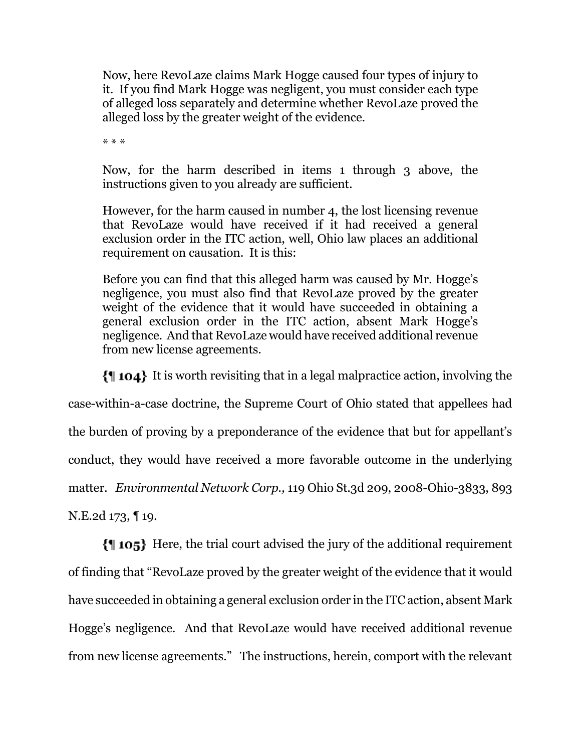> Now, here RevoLaze claims Mark Hogge caused four types of injury to it. If you find Mark Hogge was negligent, you must consider each type of alleged loss separately and determine whether RevoLaze proved the alleged loss by the greater weight of the evidence.
>
> * * *
>
> Now, for the harm described in items 1 through 3 above, the instructions given to you already are sufficient.
>
> However, for the harm caused in number 4, the lost licensing revenue that RevoLaze would have received if it had received a general exclusion order in the ITC action, well, Ohio law places an additional requirement on causation. It is this:
>
> Before you can find that this alleged harm was caused by Mr. Hogge's negligence, you must also find that RevoLaze proved by the greater weight of the evidence that it would have succeeded in obtaining a general exclusion order in the ITC action, absent Mark Hogge's negligence. And that RevoLaze would have received additional revenue from new license agreements.

**{¶ 104}** It is worth revisiting that in a legal malpractice action, involving the case-within-a-case doctrine, the Supreme Court of Ohio stated that appellees had the burden of proving by a preponderance of the evidence that but for appellant's conduct, they would have received a more favorable outcome in the underlying matter. *Environmental Network Corp.,* 119 Ohio St.3d 209, 2008-Ohio-3833, 893 N.E.2d 173, ¶ 19.

**{¶ 105}** Here, the trial court advised the jury of the additional requirement of finding that "RevoLaze proved by the greater weight of the evidence that it would have succeeded in obtaining a general exclusion order in the ITC action, absent Mark Hogge's negligence. And that RevoLaze would have received additional revenue from new license agreements." The instructions, herein, comport with the relevant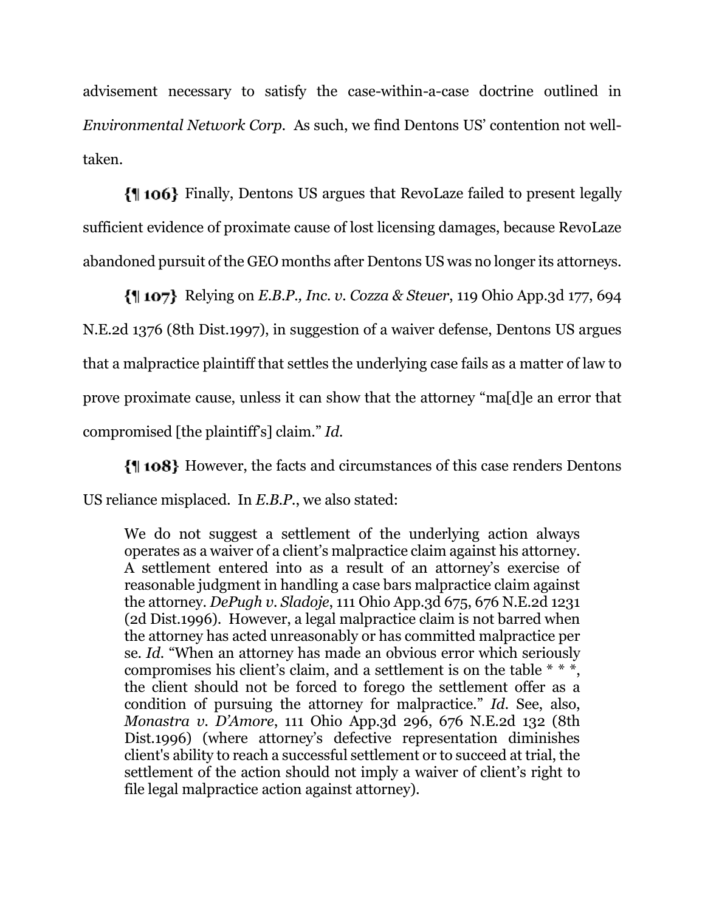advisement necessary to satisfy the case-within-a-case doctrine outlined in *Environmental Network Corp.* As such, we find Dentons US' contention not well-taken.

**{¶ 106}** Finally, Dentons US argues that RevoLaze failed to present legally sufficient evidence of proximate cause of lost licensing damages, because RevoLaze abandoned pursuit of the GEO months after Dentons US was no longer its attorneys.

**{¶ 107}** Relying on *E.B.P., Inc. v. Cozza & Steuer*, 119 Ohio App.3d 177, 694 N.E.2d 1376 (8th Dist.1997), in suggestion of a waiver defense, Dentons US argues that a malpractice plaintiff that settles the underlying case fails as a matter of law to prove proximate cause, unless it can show that the attorney "ma[d]e an error that compromised [the plaintiff's] claim." *Id.*

**{¶ 108}** However, the facts and circumstances of this case renders Dentons US reliance misplaced. In *E.B.P.*, we also stated:

> We do not suggest a settlement of the underlying action always operates as a waiver of a client's malpractice claim against his attorney. A settlement entered into as a result of an attorney's exercise of reasonable judgment in handling a case bars malpractice claim against the attorney. *DePugh v. Sladoje*, 111 Ohio App.3d 675, 676 N.E.2d 1231 (2d Dist.1996). However, a legal malpractice claim is not barred when the attorney has acted unreasonably or has committed malpractice per se. *Id.* "When an attorney has made an obvious error which seriously compromises his client's claim, and a settlement is on the table * * *, the client should not be forced to forego the settlement offer as a condition of pursuing the attorney for malpractice." *Id.* See, also, *Monastra v. D'Amore*, 111 Ohio App.3d 296, 676 N.E.2d 132 (8th Dist.1996) (where attorney's defective representation diminishes client's ability to reach a successful settlement or to succeed at trial, the settlement of the action should not imply a waiver of client's right to file legal malpractice action against attorney).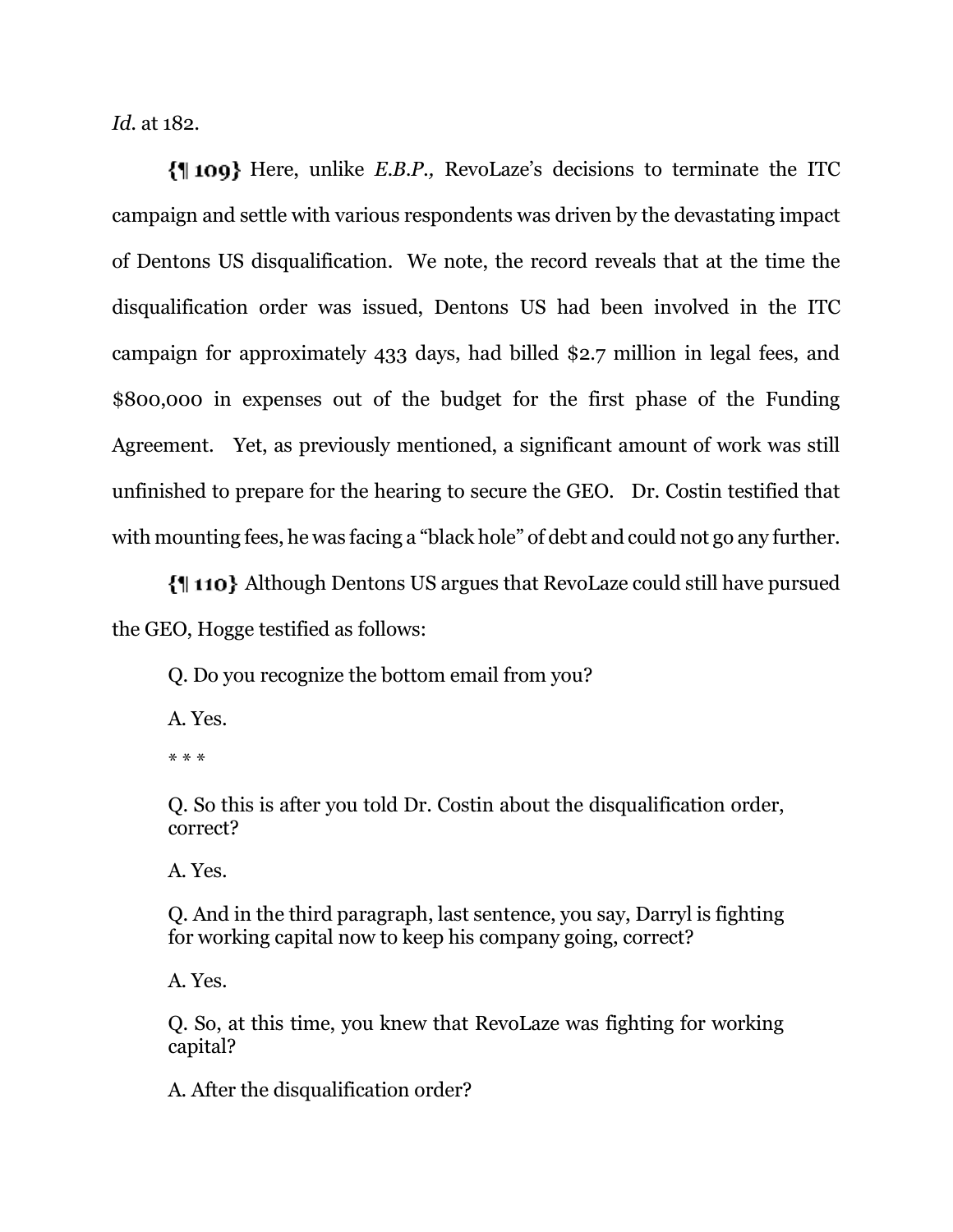*Id.* at 182.

**{¶ 109}** Here, unlike *E.B.P.,* RevoLaze's decisions to terminate the ITC campaign and settle with various respondents was driven by the devastating impact of Dentons US disqualification. We note, the record reveals that at the time the disqualification order was issued, Dentons US had been involved in the ITC campaign for approximately 433 days, had billed $2.7 million in legal fees, and $800,000 in expenses out of the budget for the first phase of the Funding Agreement. Yet, as previously mentioned, a significant amount of work was still unfinished to prepare for the hearing to secure the GEO. Dr. Costin testified that with mounting fees, he was facing a "black hole" of debt and could not go any further.

**{¶ 110}** Although Dentons US argues that RevoLaze could still have pursued the GEO, Hogge testified as follows:

> Q. Do you recognize the bottom email from you?
>
> A. Yes.
>
> * * *
>
> Q. So this is after you told Dr. Costin about the disqualification order, correct?
>
> A. Yes.
>
> Q. And in the third paragraph, last sentence, you say, Darryl is fighting for working capital now to keep his company going, correct?
>
> A. Yes.
>
> Q. So, at this time, you knew that RevoLaze was fighting for working capital?
>
> A. After the disqualification order?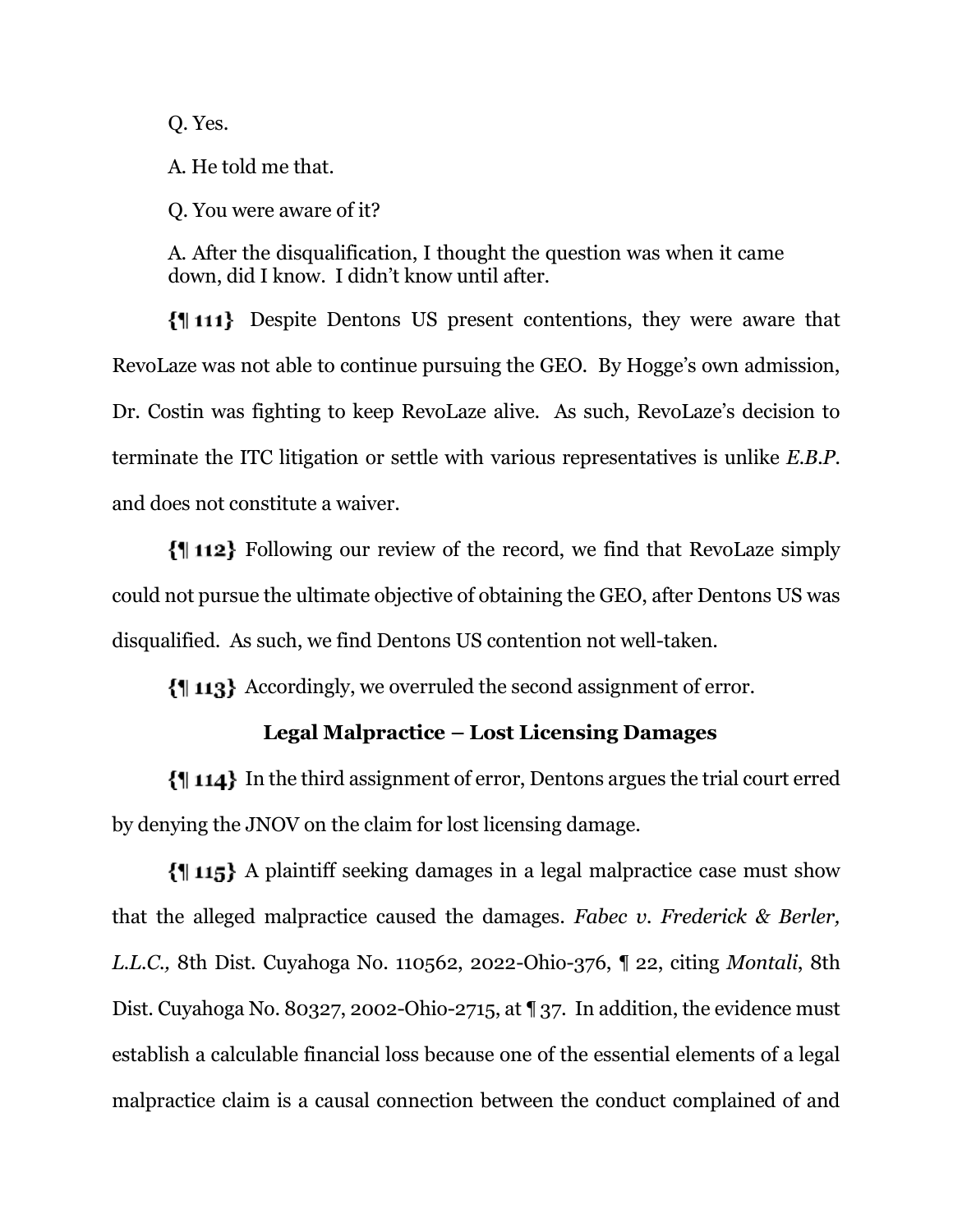Q. Yes.

A. He told me that.

Q. You were aware of it?

A. After the disqualification, I thought the question was when it came down, did I know. I didn't know until after.

**{¶ 111}** Despite Dentons US present contentions, they were aware that RevoLaze was not able to continue pursuing the GEO. By Hogge's own admission, Dr. Costin was fighting to keep RevoLaze alive. As such, RevoLaze's decision to terminate the ITC litigation or settle with various representatives is unlike *E.B.P.* and does not constitute a waiver.

**{¶ 112}** Following our review of the record, we find that RevoLaze simply could not pursue the ultimate objective of obtaining the GEO, after Dentons US was disqualified. As such, we find Dentons US contention not well-taken.

**{¶ 113}** Accordingly, we overruled the second assignment of error.

## Legal Malpractice – Lost Licensing Damages

**{¶ 114}** In the third assignment of error, Dentons argues the trial court erred by denying the JNOV on the claim for lost licensing damage.

**{¶ 115}** A plaintiff seeking damages in a legal malpractice case must show that the alleged malpractice caused the damages. *Fabec v. Frederick & Berler, L.L.C.,* 8th Dist. Cuyahoga No. 110562, 2022-Ohio-376, ¶ 22, citing *Montali*, 8th Dist. Cuyahoga No. 80327, 2002-Ohio-2715, at ¶ 37. In addition, the evidence must establish a calculable financial loss because one of the essential elements of a legal malpractice claim is a causal connection between the conduct complained of and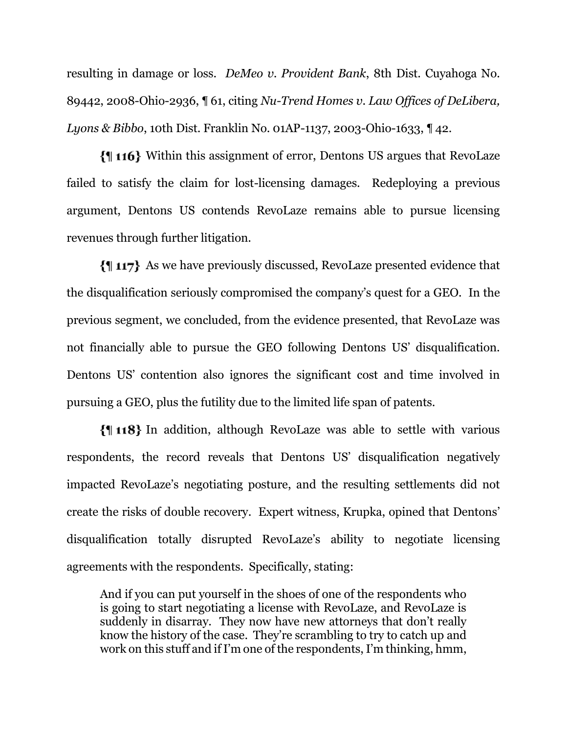resulting in damage or loss. *DeMeo v. Provident Bank*, 8th Dist. Cuyahoga No. 89442, 2008-Ohio-2936, ¶ 61, citing *Nu-Trend Homes v. Law Offices of DeLibera, Lyons & Bibbo*, 10th Dist. Franklin No. 01AP-1137, 2003-Ohio-1633, ¶ 42.

**{¶ 116}** Within this assignment of error, Dentons US argues that RevoLaze failed to satisfy the claim for lost-licensing damages. Redeploying a previous argument, Dentons US contends RevoLaze remains able to pursue licensing revenues through further litigation.

**{¶ 117}** As we have previously discussed, RevoLaze presented evidence that the disqualification seriously compromised the company's quest for a GEO. In the previous segment, we concluded, from the evidence presented, that RevoLaze was not financially able to pursue the GEO following Dentons US' disqualification. Dentons US' contention also ignores the significant cost and time involved in pursuing a GEO, plus the futility due to the limited life span of patents.

**{¶ 118}** In addition, although RevoLaze was able to settle with various respondents, the record reveals that Dentons US' disqualification negatively impacted RevoLaze's negotiating posture, and the resulting settlements did not create the risks of double recovery. Expert witness, Krupka, opined that Dentons' disqualification totally disrupted RevoLaze's ability to negotiate licensing agreements with the respondents. Specifically, stating:

> And if you can put yourself in the shoes of one of the respondents who is going to start negotiating a license with RevoLaze, and RevoLaze is suddenly in disarray. They now have new attorneys that don't really know the history of the case. They're scrambling to try to catch up and work on this stuff and if I'm one of the respondents, I'm thinking, hmm,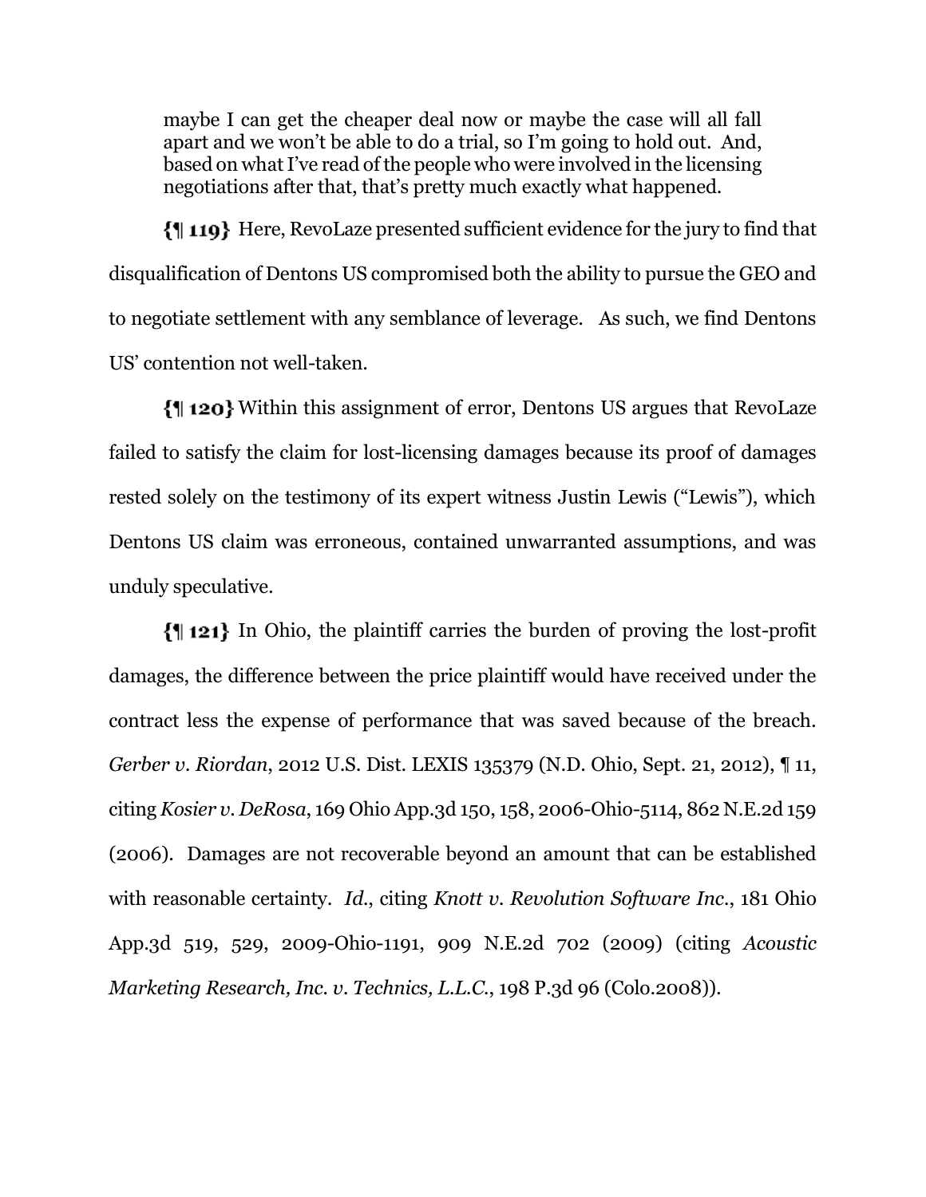> maybe I can get the cheaper deal now or maybe the case will all fall apart and we won't be able to do a trial, so I'm going to hold out. And, based on what I've read of the people who were involved in the licensing negotiations after that, that's pretty much exactly what happened.

**{¶ 119}** Here, RevoLaze presented sufficient evidence for the jury to find that disqualification of Dentons US compromised both the ability to pursue the GEO and to negotiate settlement with any semblance of leverage. As such, we find Dentons US' contention not well-taken.

**{¶ 120}** Within this assignment of error, Dentons US argues that RevoLaze failed to satisfy the claim for lost-licensing damages because its proof of damages rested solely on the testimony of its expert witness Justin Lewis ("Lewis"), which Dentons US claim was erroneous, contained unwarranted assumptions, and was unduly speculative.

**{¶ 121}** In Ohio, the plaintiff carries the burden of proving the lost-profit damages, the difference between the price plaintiff would have received under the contract less the expense of performance that was saved because of the breach. *Gerber v. Riordan*, 2012 U.S. Dist. LEXIS 135379 (N.D. Ohio, Sept. 21, 2012), ¶ 11, citing *Kosier v. DeRosa*, 169 Ohio App.3d 150, 158, 2006-Ohio-5114, 862 N.E.2d 159 (2006). Damages are not recoverable beyond an amount that can be established with reasonable certainty. *Id.*, citing *Knott v. Revolution Software Inc.*, 181 Ohio App.3d 519, 529, 2009-Ohio-1191, 909 N.E.2d 702 (2009) (citing *Acoustic Marketing Research, Inc. v. Technics, L.L.C.*, 198 P.3d 96 (Colo.2008)).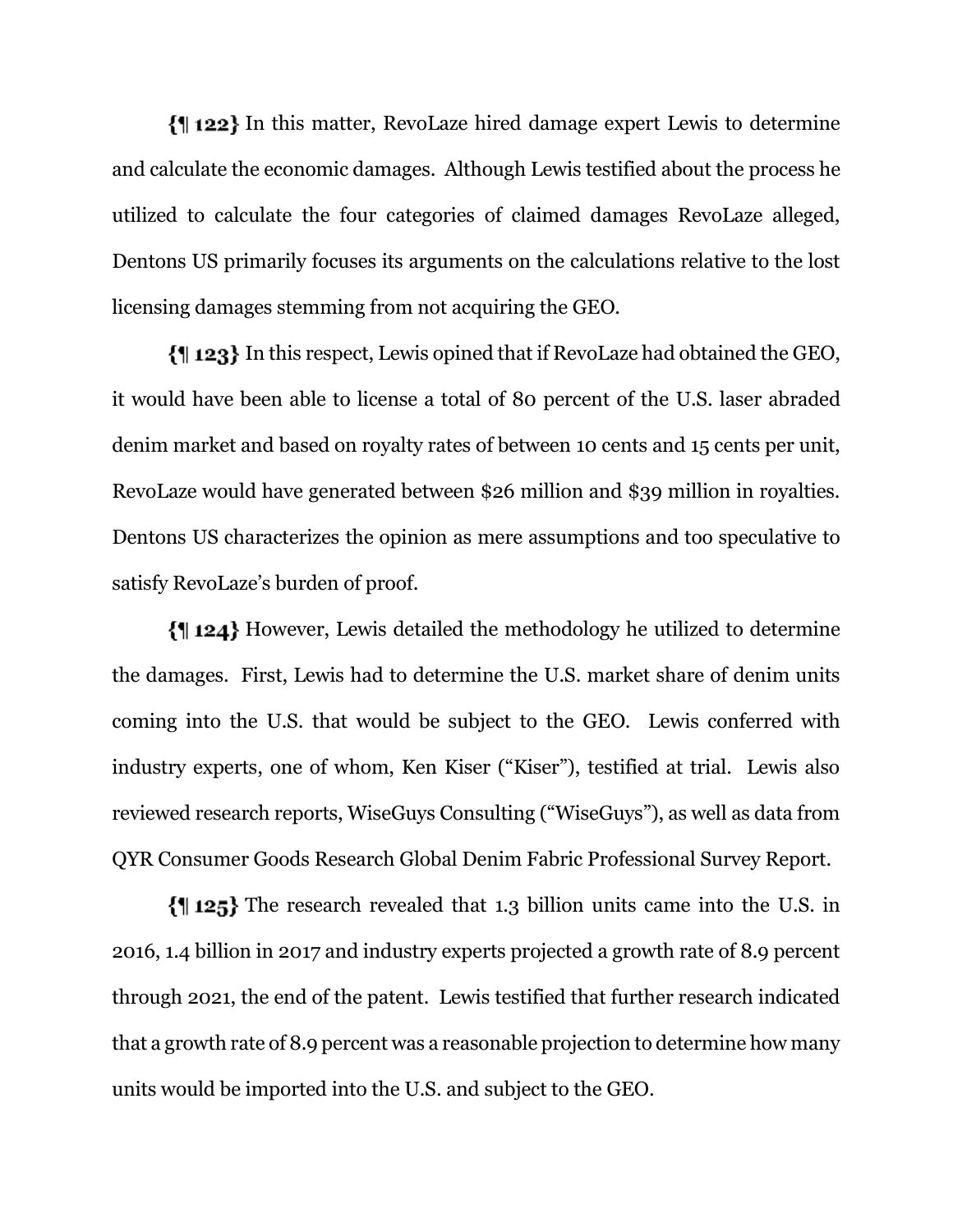**{¶ 122}** In this matter, RevoLaze hired damage expert Lewis to determine and calculate the economic damages. Although Lewis testified about the process he utilized to calculate the four categories of claimed damages RevoLaze alleged, Dentons US primarily focuses its arguments on the calculations relative to the lost licensing damages stemming from not acquiring the GEO.

**{¶ 123}** In this respect, Lewis opined that if RevoLaze had obtained the GEO, it would have been able to license a total of 80 percent of the U.S. laser abraded denim market and based on royalty rates of between 10 cents and 15 cents per unit, RevoLaze would have generated between $26 million and $39 million in royalties. Dentons US characterizes the opinion as mere assumptions and too speculative to satisfy RevoLaze's burden of proof.

**{¶ 124}** However, Lewis detailed the methodology he utilized to determine the damages. First, Lewis had to determine the U.S. market share of denim units coming into the U.S. that would be subject to the GEO. Lewis conferred with industry experts, one of whom, Ken Kiser ("Kiser"), testified at trial. Lewis also reviewed research reports, WiseGuys Consulting ("WiseGuys"), as well as data from QYR Consumer Goods Research Global Denim Fabric Professional Survey Report.

**{¶ 125}** The research revealed that 1.3 billion units came into the U.S. in 2016, 1.4 billion in 2017 and industry experts projected a growth rate of 8.9 percent through 2021, the end of the patent. Lewis testified that further research indicated that a growth rate of 8.9 percent was a reasonable projection to determine how many units would be imported into the U.S. and subject to the GEO.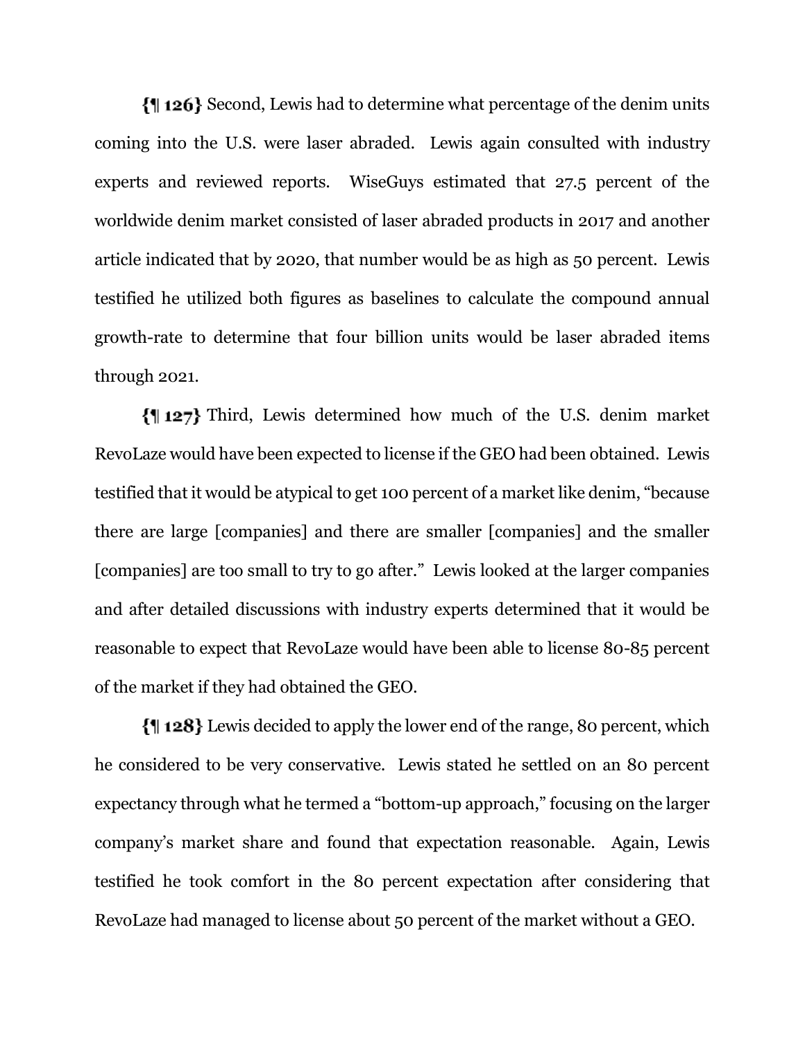{¶ 126} Second, Lewis had to determine what percentage of the denim units coming into the U.S. were laser abraded. Lewis again consulted with industry experts and reviewed reports. WiseGuys estimated that 27.5 percent of the worldwide denim market consisted of laser abraded products in 2017 and another article indicated that by 2020, that number would be as high as 50 percent. Lewis testified he utilized both figures as baselines to calculate the compound annual growth-rate to determine that four billion units would be laser abraded items through 2021.

{¶ 127} Third, Lewis determined how much of the U.S. denim market RevoLaze would have been expected to license if the GEO had been obtained. Lewis testified that it would be atypical to get 100 percent of a market like denim, "because there are large [companies] and there are smaller [companies] and the smaller [companies] are too small to try to go after." Lewis looked at the larger companies and after detailed discussions with industry experts determined that it would be reasonable to expect that RevoLaze would have been able to license 80-85 percent of the market if they had obtained the GEO.

{¶ 128} Lewis decided to apply the lower end of the range, 80 percent, which he considered to be very conservative. Lewis stated he settled on an 80 percent expectancy through what he termed a "bottom-up approach," focusing on the larger company's market share and found that expectation reasonable. Again, Lewis testified he took comfort in the 80 percent expectation after considering that RevoLaze had managed to license about 50 percent of the market without a GEO.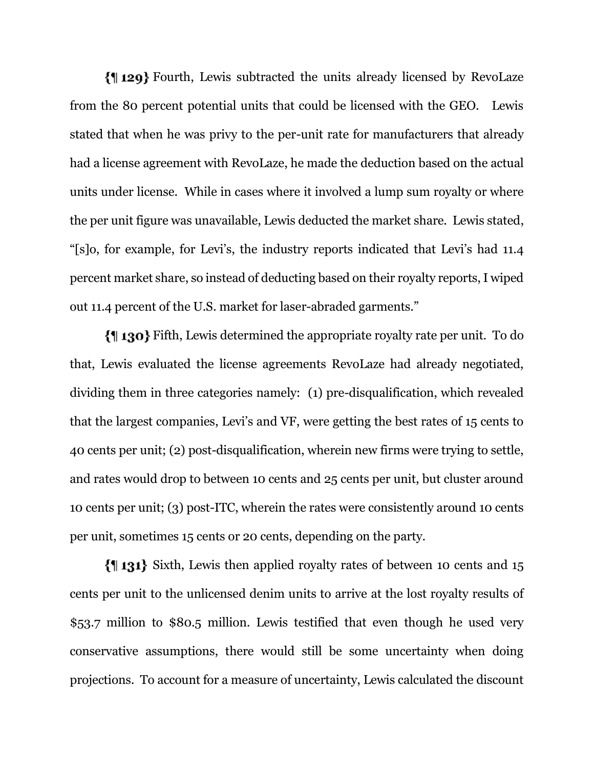{¶ 129} Fourth, Lewis subtracted the units already licensed by RevoLaze from the 80 percent potential units that could be licensed with the GEO. Lewis stated that when he was privy to the per-unit rate for manufacturers that already had a license agreement with RevoLaze, he made the deduction based on the actual units under license. While in cases where it involved a lump sum royalty or where the per unit figure was unavailable, Lewis deducted the market share. Lewis stated, "[s]o, for example, for Levi's, the industry reports indicated that Levi's had 11.4 percent market share, so instead of deducting based on their royalty reports, I wiped out 11.4 percent of the U.S. market for laser-abraded garments."

{¶ 130} Fifth, Lewis determined the appropriate royalty rate per unit. To do that, Lewis evaluated the license agreements RevoLaze had already negotiated, dividing them in three categories namely: (1) pre-disqualification, which revealed that the largest companies, Levi's and VF, were getting the best rates of 15 cents to 40 cents per unit; (2) post-disqualification, wherein new firms were trying to settle, and rates would drop to between 10 cents and 25 cents per unit, but cluster around 10 cents per unit; (3) post-ITC, wherein the rates were consistently around 10 cents per unit, sometimes 15 cents or 20 cents, depending on the party.

{¶ 131} Sixth, Lewis then applied royalty rates of between 10 cents and 15 cents per unit to the unlicensed denim units to arrive at the lost royalty results of $53.7 million to $80.5 million. Lewis testified that even though he used very conservative assumptions, there would still be some uncertainty when doing projections. To account for a measure of uncertainty, Lewis calculated the discount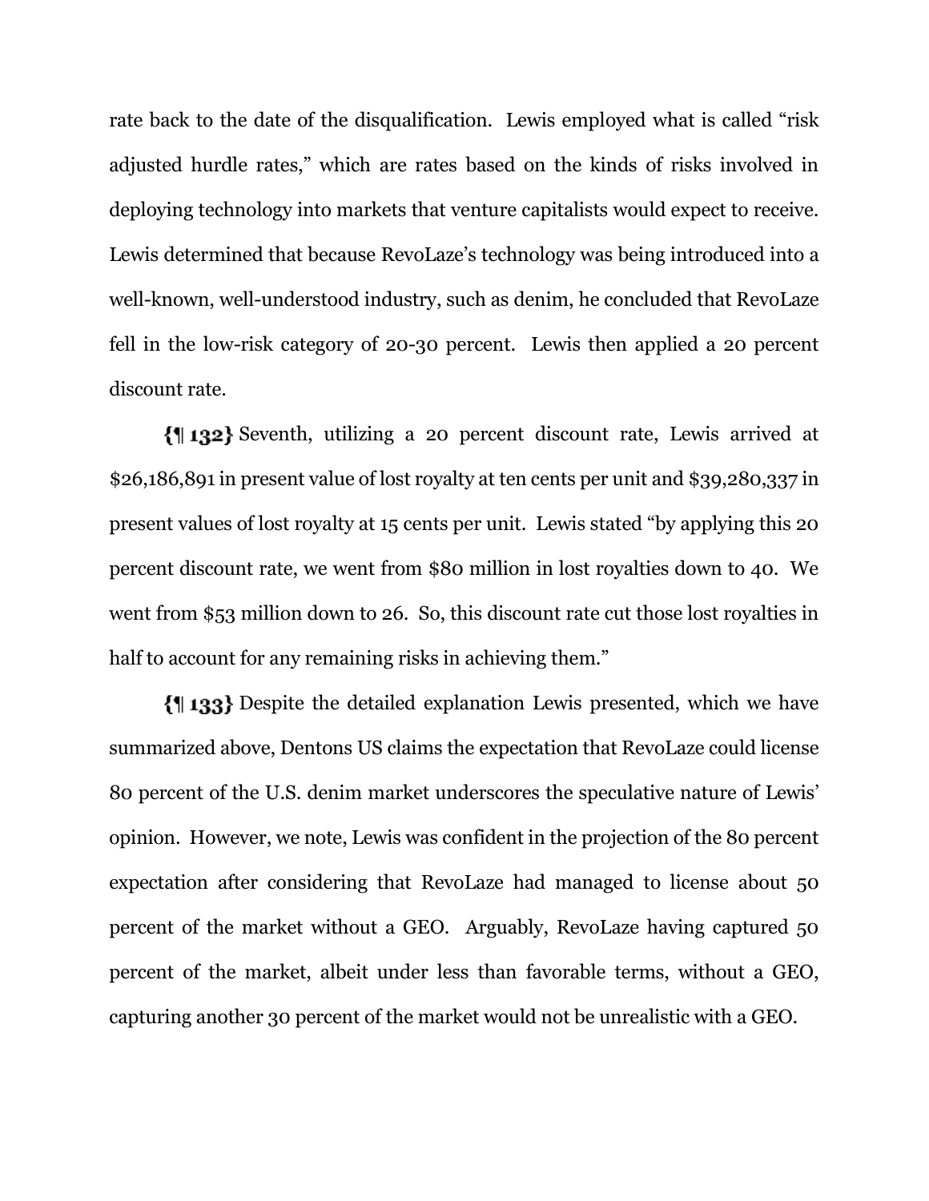rate back to the date of the disqualification. Lewis employed what is called "risk adjusted hurdle rates," which are rates based on the kinds of risks involved in deploying technology into markets that venture capitalists would expect to receive. Lewis determined that because RevoLaze's technology was being introduced into a well-known, well-understood industry, such as denim, he concluded that RevoLaze fell in the low-risk category of 20-30 percent. Lewis then applied a 20 percent discount rate.

**{¶ 132}** Seventh, utilizing a 20 percent discount rate, Lewis arrived at $26,186,891 in present value of lost royalty at ten cents per unit and $39,280,337 in present values of lost royalty at 15 cents per unit. Lewis stated "by applying this 20 percent discount rate, we went from $80 million in lost royalties down to 40. We went from $53 million down to 26. So, this discount rate cut those lost royalties in half to account for any remaining risks in achieving them."

**{¶ 133}** Despite the detailed explanation Lewis presented, which we have summarized above, Dentons US claims the expectation that RevoLaze could license 80 percent of the U.S. denim market underscores the speculative nature of Lewis' opinion. However, we note, Lewis was confident in the projection of the 80 percent expectation after considering that RevoLaze had managed to license about 50 percent of the market without a GEO. Arguably, RevoLaze having captured 50 percent of the market, albeit under less than favorable terms, without a GEO, capturing another 30 percent of the market would not be unrealistic with a GEO.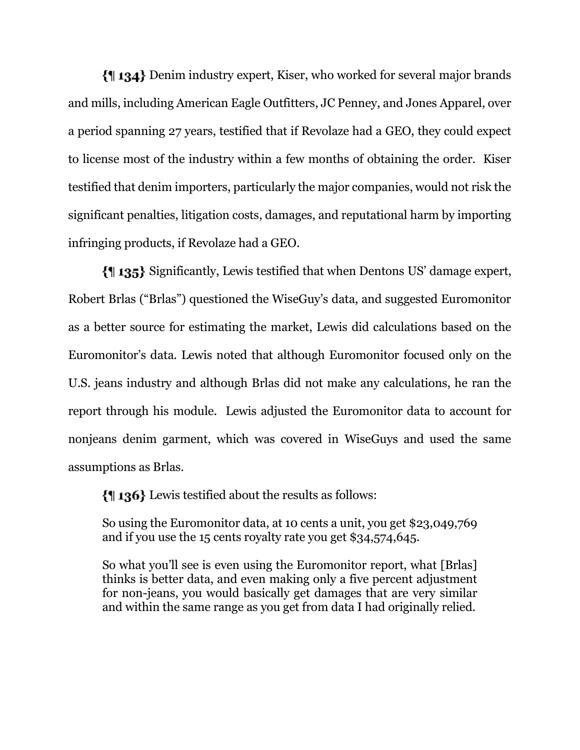{¶ 134} Denim industry expert, Kiser, who worked for several major brands and mills, including American Eagle Outfitters, JC Penney, and Jones Apparel, over a period spanning 27 years, testified that if Revolaze had a GEO, they could expect to license most of the industry within a few months of obtaining the order. Kiser testified that denim importers, particularly the major companies, would not risk the significant penalties, litigation costs, damages, and reputational harm by importing infringing products, if Revolaze had a GEO.

{¶ 135} Significantly, Lewis testified that when Dentons US' damage expert, Robert Brlas ("Brlas") questioned the WiseGuy's data, and suggested Euromonitor as a better source for estimating the market, Lewis did calculations based on the Euromonitor's data. Lewis noted that although Euromonitor focused only on the U.S. jeans industry and although Brlas did not make any calculations, he ran the report through his module. Lewis adjusted the Euromonitor data to account for nonjeans denim garment, which was covered in WiseGuys and used the same assumptions as Brlas.

{¶ 136} Lewis testified about the results as follows:

> So using the Euromonitor data, at 10 cents a unit, you get $23,049,769 and if you use the 15 cents royalty rate you get $34,574,645.
>
> So what you'll see is even using the Euromonitor report, what [Brlas] thinks is better data, and even making only a five percent adjustment for non-jeans, you would basically get damages that are very similar and within the same range as you get from data I had originally relied.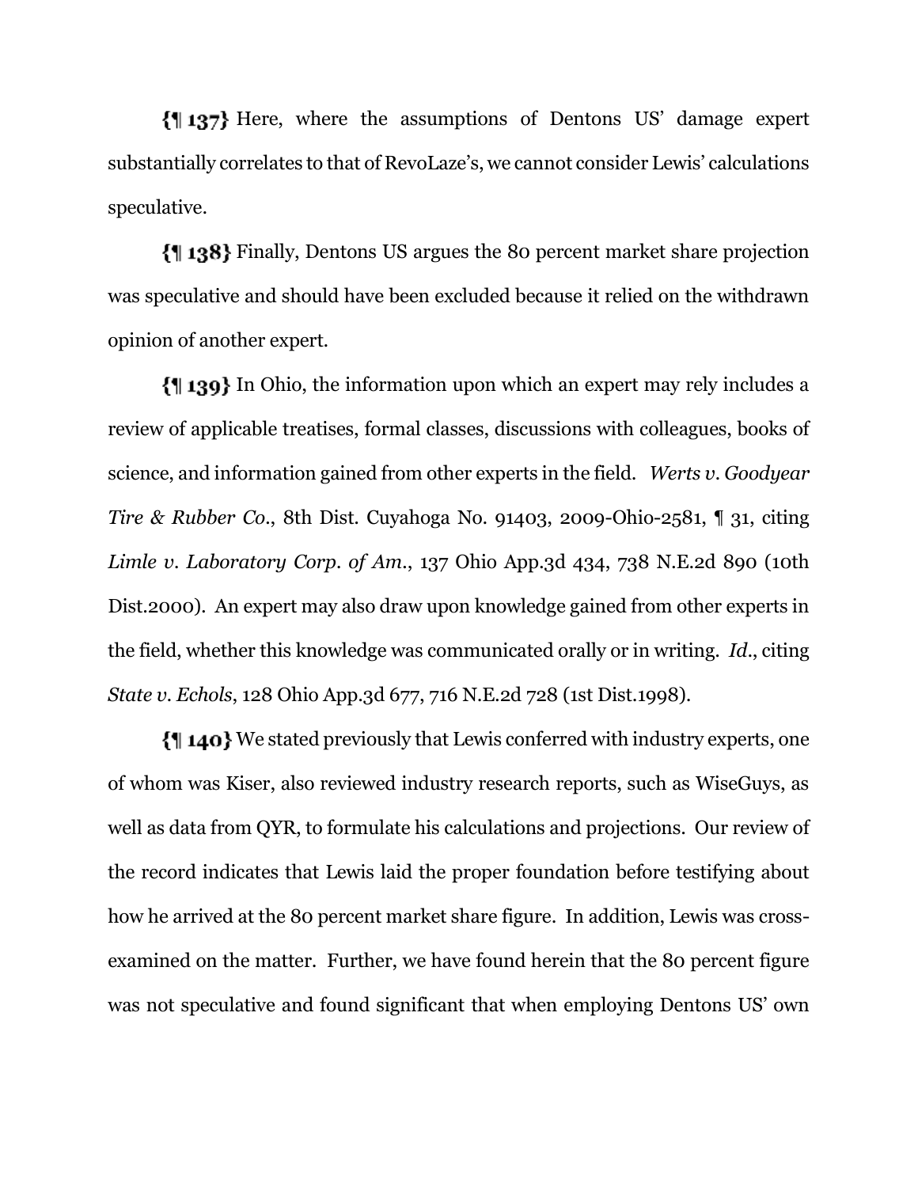{¶ 137} Here, where the assumptions of Dentons US' damage expert substantially correlates to that of RevoLaze's, we cannot consider Lewis' calculations speculative.

{¶ 138} Finally, Dentons US argues the 80 percent market share projection was speculative and should have been excluded because it relied on the withdrawn opinion of another expert.

{¶ 139} In Ohio, the information upon which an expert may rely includes a review of applicable treatises, formal classes, discussions with colleagues, books of science, and information gained from other experts in the field. *Werts v. Goodyear Tire & Rubber Co.*, 8th Dist. Cuyahoga No. 91403, 2009-Ohio-2581, ¶ 31, citing *Limle v. Laboratory Corp. of Am.*, 137 Ohio App.3d 434, 738 N.E.2d 890 (10th Dist.2000). An expert may also draw upon knowledge gained from other experts in the field, whether this knowledge was communicated orally or in writing. *Id.*, citing *State v. Echols*, 128 Ohio App.3d 677, 716 N.E.2d 728 (1st Dist.1998).

{¶ 140} We stated previously that Lewis conferred with industry experts, one of whom was Kiser, also reviewed industry research reports, such as WiseGuys, as well as data from QYR, to formulate his calculations and projections. Our review of the record indicates that Lewis laid the proper foundation before testifying about how he arrived at the 80 percent market share figure. In addition, Lewis was cross-examined on the matter. Further, we have found herein that the 80 percent figure was not speculative and found significant that when employing Dentons US' own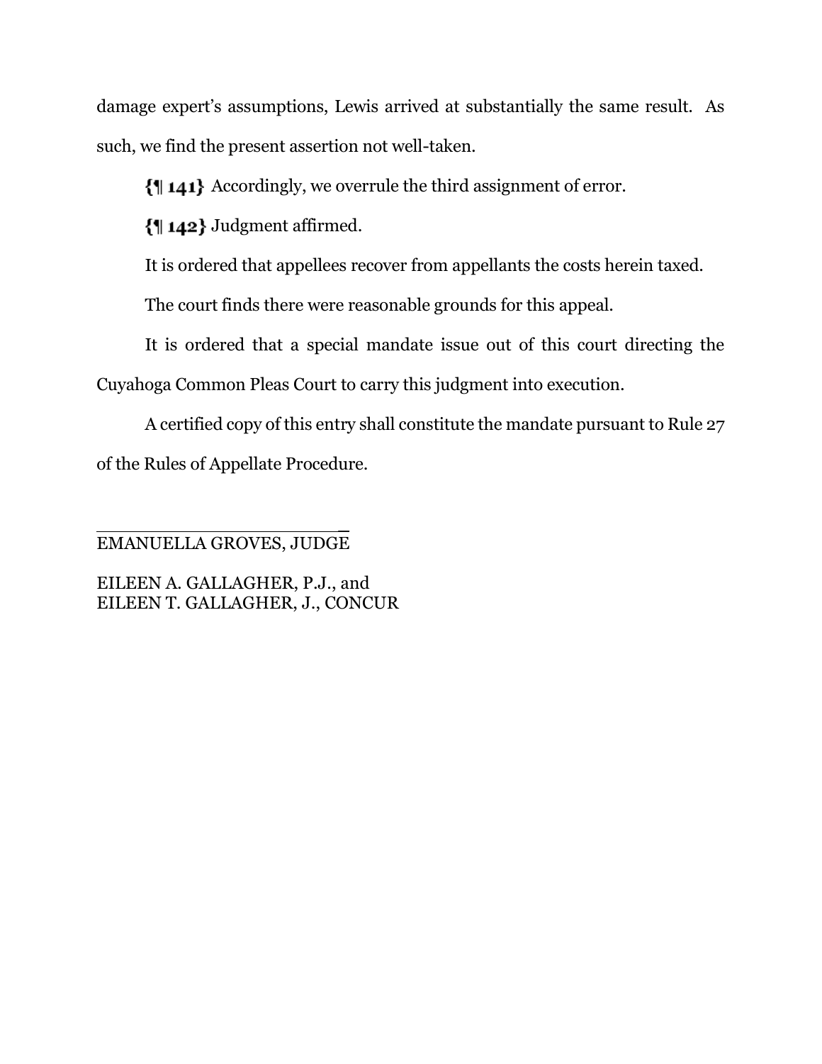damage expert's assumptions, Lewis arrived at substantially the same result. As such, we find the present assertion not well-taken.

**{¶ 141}** Accordingly, we overrule the third assignment of error.

**{¶ 142}** Judgment affirmed.

It is ordered that appellees recover from appellants the costs herein taxed.

The court finds there were reasonable grounds for this appeal.

It is ordered that a special mandate issue out of this court directing the Cuyahoga Common Pleas Court to carry this judgment into execution.

A certified copy of this entry shall constitute the mandate pursuant to Rule 27 of the Rules of Appellate Procedure.

______________________________
EMANUELLA GROVES, JUDGE

EILEEN A. GALLAGHER, P.J., and
EILEEN T. GALLAGHER, J., CONCUR